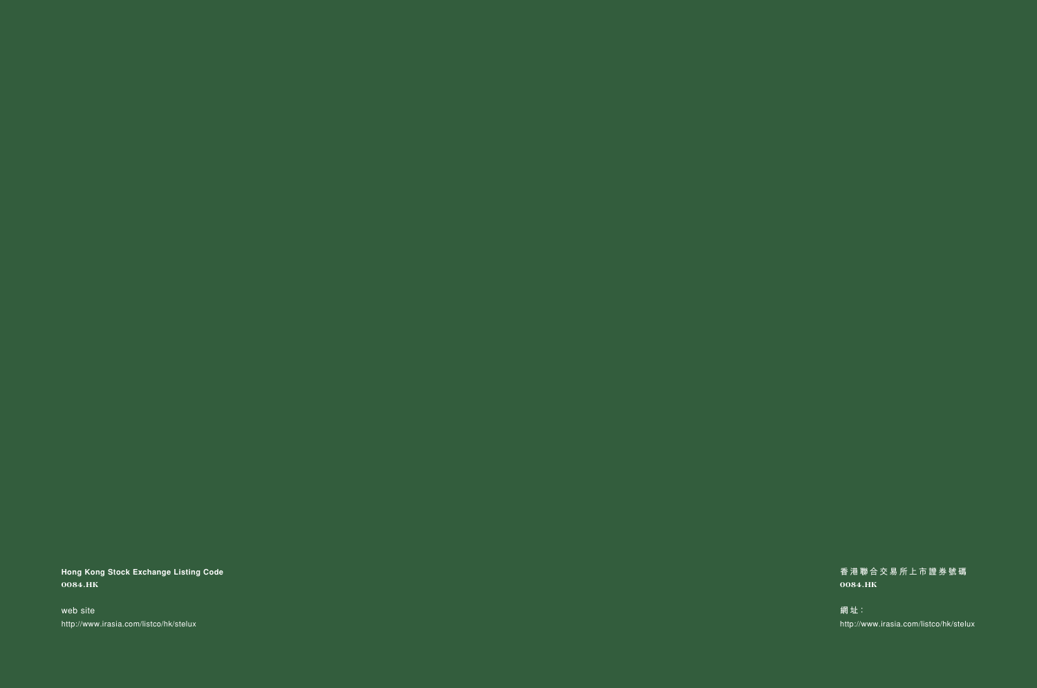**Hong Kong Stock Exchange Listing Code**
**0084.HK**

web site
http://www.irasia.com/listco/hk/stelux

**香港聯合交易所上市證券號碼**
**0084.HK**

網址：
http://www.irasia.com/listco/hk/stelux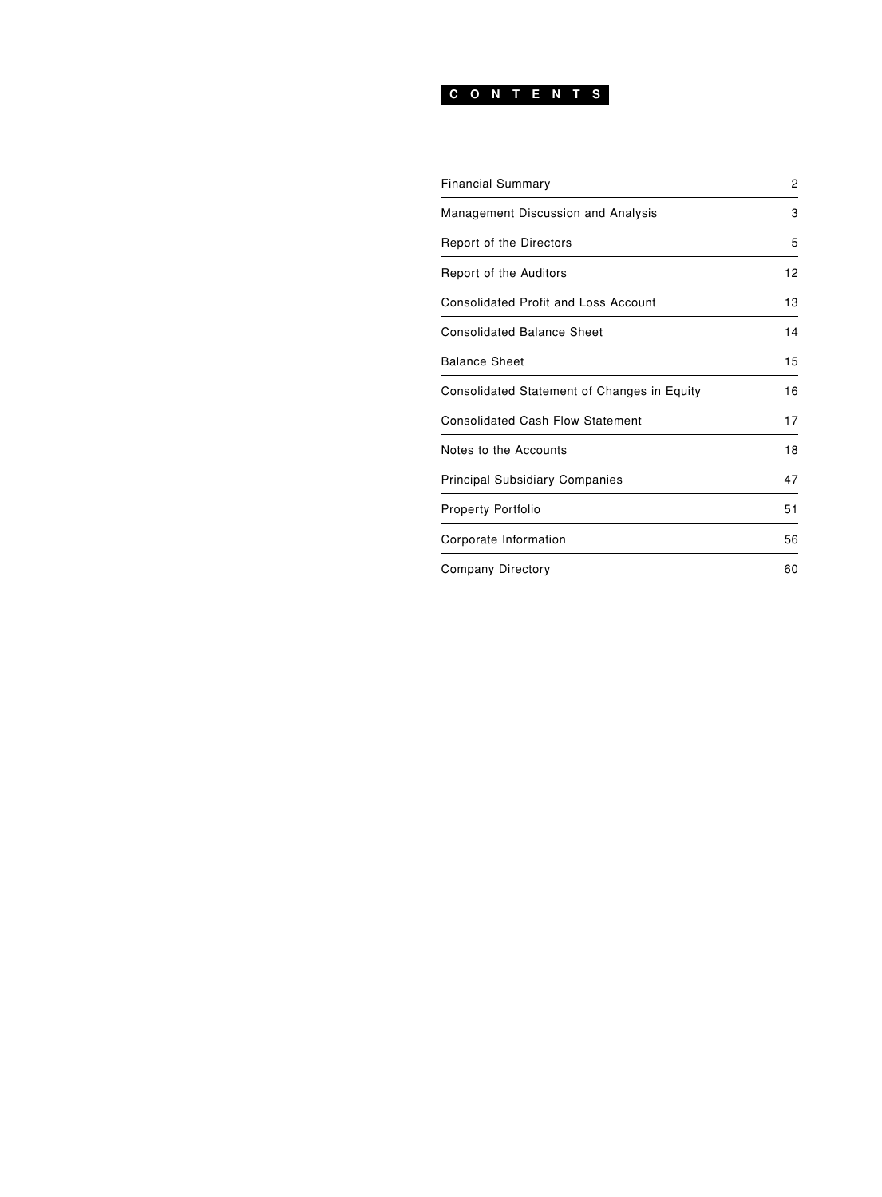# CONTENTS

| | |
|---|---|
| Financial Summary | 2 |
| Management Discussion and Analysis | 3 |
| Report of the Directors | 5 |
| Report of the Auditors | 12 |
| Consolidated Profit and Loss Account | 13 |
| Consolidated Balance Sheet | 14 |
| Balance Sheet | 15 |
| Consolidated Statement of Changes in Equity | 16 |
| Consolidated Cash Flow Statement | 17 |
| Notes to the Accounts | 18 |
| Principal Subsidiary Companies | 47 |
| Property Portfolio | 51 |
| Corporate Information | 56 |
| Company Directory | 60 |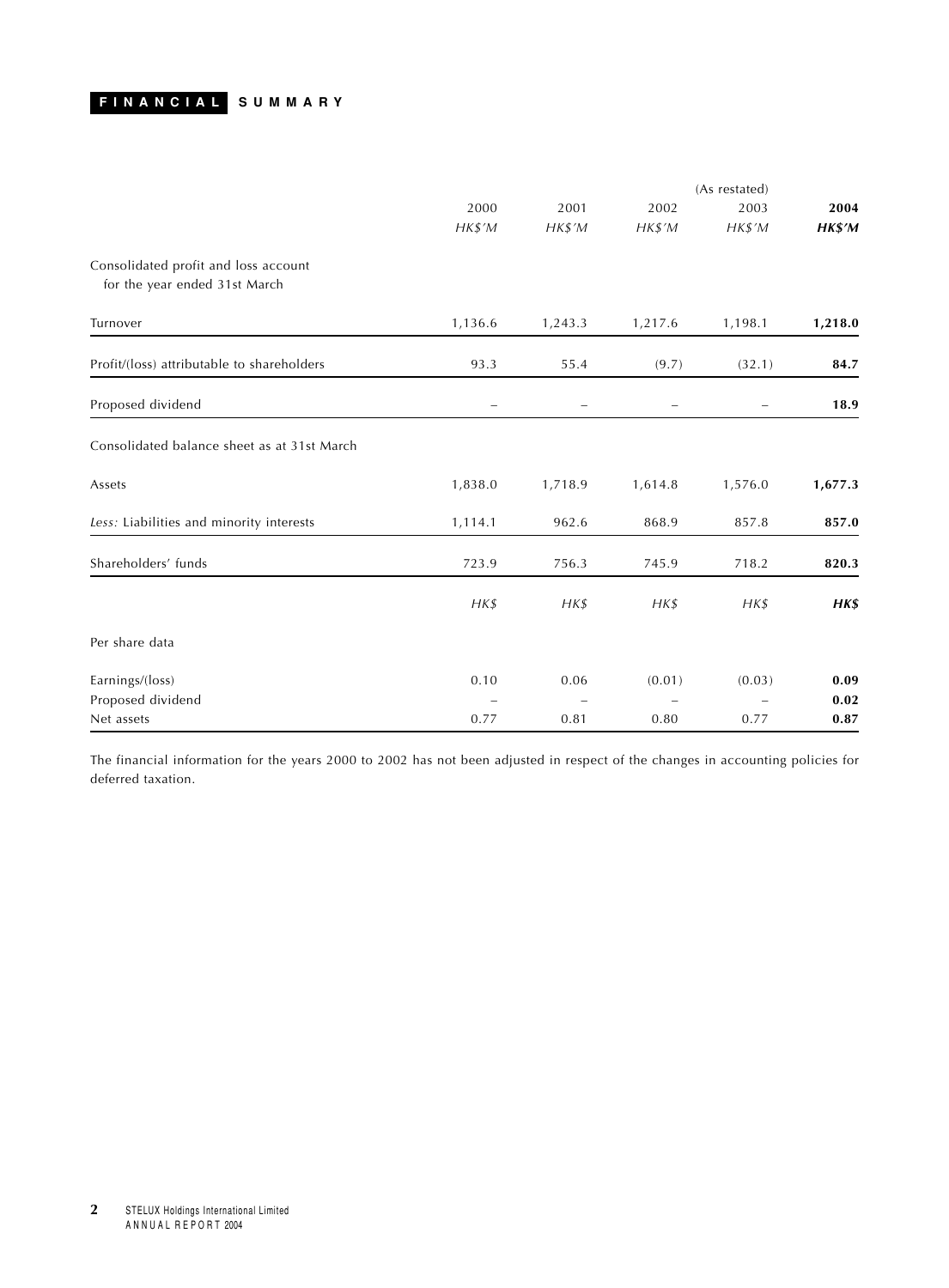# FINANCIAL SUMMARY

| | 2000 | 2001 | 2002 | (As restated) 2003 | **2004** |
|---|---|---|---|---|---|
| | *HK$'M* | *HK$'M* | *HK$'M* | *HK$'M* | ***HK$'M*** |
| Consolidated profit and loss account for the year ended 31st March | | | | | |
| Turnover | 1,136.6 | 1,243.3 | 1,217.6 | 1,198.1 | **1,218.0** |
| Profit/(loss) attributable to shareholders | 93.3 | 55.4 | (9.7) | (32.1) | **84.7** |
| Proposed dividend | – | – | – | – | **18.9** |
| Consolidated balance sheet as at 31st March | | | | | |
| Assets | 1,838.0 | 1,718.9 | 1,614.8 | 1,576.0 | **1,677.3** |
| *Less:* Liabilities and minority interests | 1,114.1 | 962.6 | 868.9 | 857.8 | **857.0** |
| Shareholders' funds | 723.9 | 756.3 | 745.9 | 718.2 | **820.3** |
| | *HK$* | *HK$* | *HK$* | *HK$* | ***HK$*** |
| Per share data | | | | | |
| Earnings/(loss) | 0.10 | 0.06 | (0.01) | (0.03) | **0.09** |
| Proposed dividend | – | – | – | – | **0.02** |
| Net assets | 0.77 | 0.81 | 0.80 | 0.77 | **0.87** |

The financial information for the years 2000 to 2002 has not been adjusted in respect of the changes in accounting policies for deferred taxation.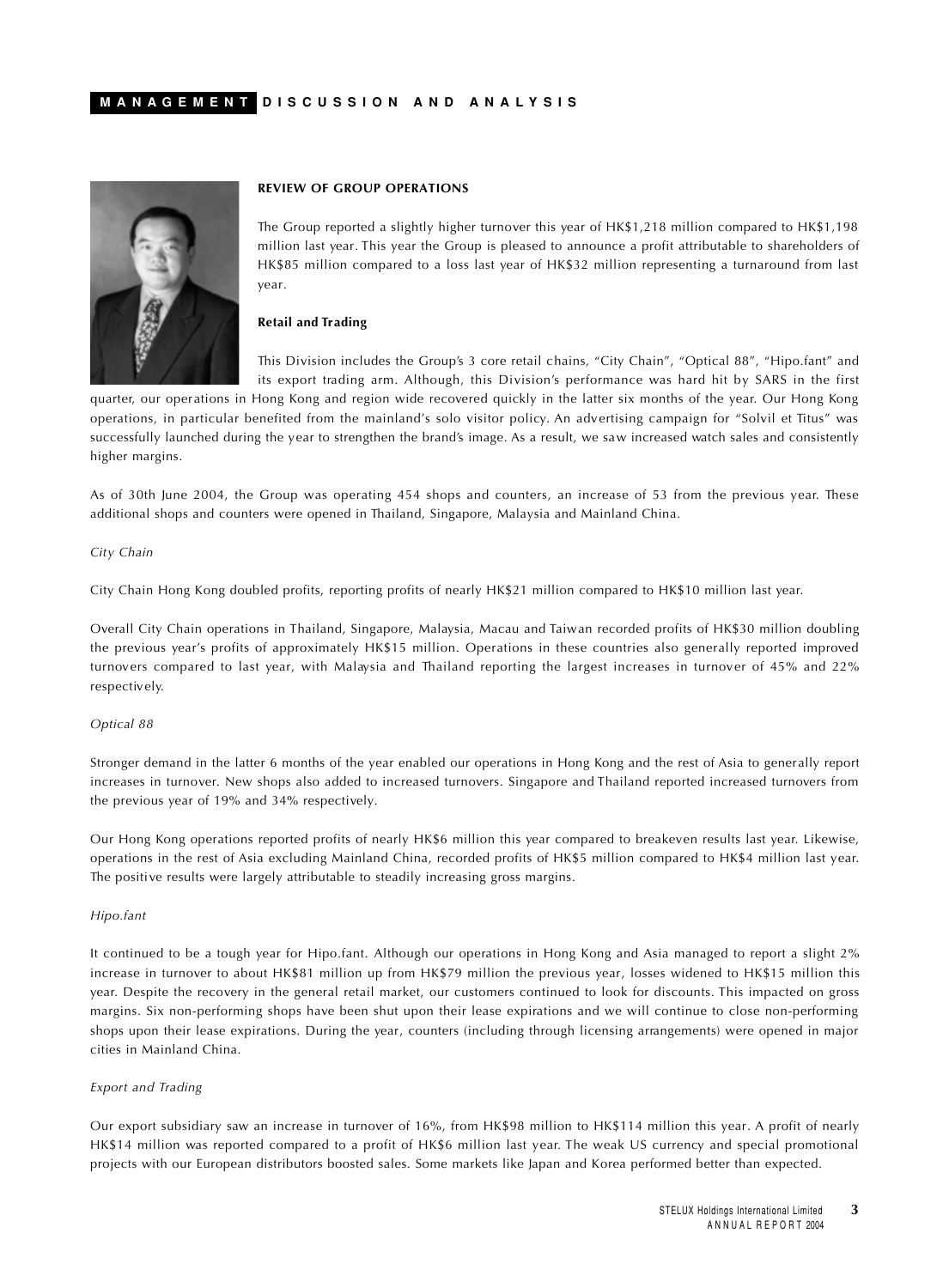## MANAGEMENT DISCUSSION AND ANALYSIS

### REVIEW OF GROUP OPERATIONS

The Group reported a slightly higher turnover this year of HK$1,218 million compared to HK$1,198 million last year. This year the Group is pleased to announce a profit attributable to shareholders of HK$85 million compared to a loss last year of HK$32 million representing a turnaround from last year.

**Retail and Trading**

This Division includes the Group's 3 core retail chains, "City Chain", "Optical 88", "Hipo.fant" and its export trading arm. Although, this Division's performance was hard hit by SARS in the first quarter, our operations in Hong Kong and region wide recovered quickly in the latter six months of the year. Our Hong Kong operations, in particular benefited from the mainland's solo visitor policy. An advertising campaign for "Solvil et Titus" was successfully launched during the year to strengthen the brand's image. As a result, we saw increased watch sales and consistently higher margins.

As of 30th June 2004, the Group was operating 454 shops and counters, an increase of 53 from the previous year. These additional shops and counters were opened in Thailand, Singapore, Malaysia and Mainland China.

*City Chain*

City Chain Hong Kong doubled profits, reporting profits of nearly HK$21 million compared to HK$10 million last year.

Overall City Chain operations in Thailand, Singapore, Malaysia, Macau and Taiwan recorded profits of HK$30 million doubling the previous year's profits of approximately HK$15 million. Operations in these countries also generally reported improved turnovers compared to last year, with Malaysia and Thailand reporting the largest increases in turnover of 45% and 22% respectively.

*Optical 88*

Stronger demand in the latter 6 months of the year enabled our operations in Hong Kong and the rest of Asia to generally report increases in turnover. New shops also added to increased turnovers. Singapore and Thailand reported increased turnovers from the previous year of 19% and 34% respectively.

Our Hong Kong operations reported profits of nearly HK$6 million this year compared to breakeven results last year. Likewise, operations in the rest of Asia excluding Mainland China, recorded profits of HK$5 million compared to HK$4 million last year. The positive results were largely attributable to steadily increasing gross margins.

*Hipo.fant*

It continued to be a tough year for Hipo.fant. Although our operations in Hong Kong and Asia managed to report a slight 2% increase in turnover to about HK$81 million up from HK$79 million the previous year, losses widened to HK$15 million this year. Despite the recovery in the general retail market, our customers continued to look for discounts. This impacted on gross margins. Six non-performing shops have been shut upon their lease expirations and we will continue to close non-performing shops upon their lease expirations. During the year, counters (including through licensing arrangements) were opened in major cities in Mainland China.

*Export and Trading*

Our export subsidiary saw an increase in turnover of 16%, from HK$98 million to HK$114 million this year. A profit of nearly HK$14 million was reported compared to a profit of HK$6 million last year. The weak US currency and special promotional projects with our European distributors boosted sales. Some markets like Japan and Korea performed better than expected.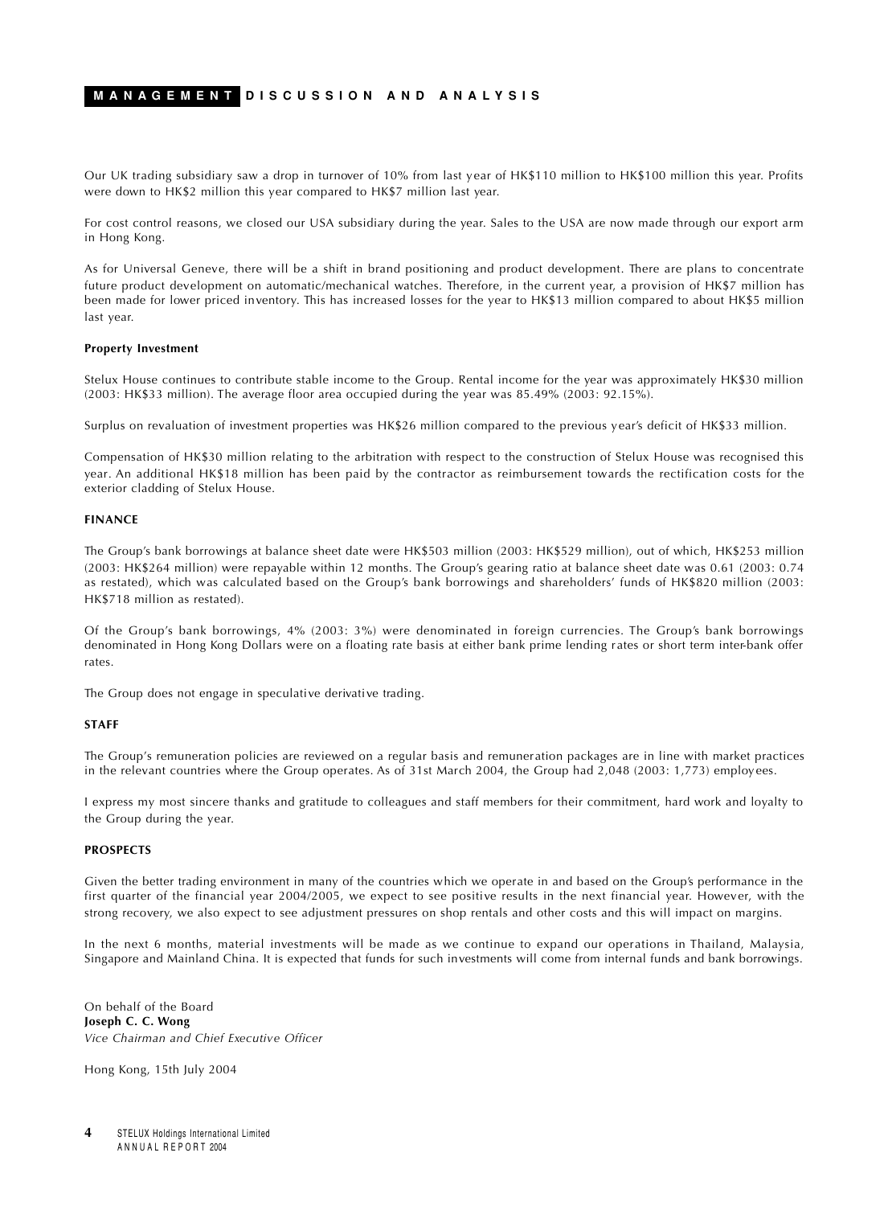Our UK trading subsidiary saw a drop in turnover of 10% from last year of HK$110 million to HK$100 million this year. Profits were down to HK$2 million this year compared to HK$7 million last year.

For cost control reasons, we closed our USA subsidiary during the year. Sales to the USA are now made through our export arm in Hong Kong.

As for Universal Geneve, there will be a shift in brand positioning and product development. There are plans to concentrate future product development on automatic/mechanical watches. Therefore, in the current year, a provision of HK$7 million has been made for lower priced inventory. This has increased losses for the year to HK$13 million compared to about HK$5 million last year.

**Property Investment**

Stelux House continues to contribute stable income to the Group. Rental income for the year was approximately HK$30 million (2003: HK$33 million). The average floor area occupied during the year was 85.49% (2003: 92.15%).

Surplus on revaluation of investment properties was HK$26 million compared to the previous year's deficit of HK$33 million.

Compensation of HK$30 million relating to the arbitration with respect to the construction of Stelux House was recognised this year. An additional HK$18 million has been paid by the contractor as reimbursement towards the rectification costs for the exterior cladding of Stelux House.

**FINANCE**

The Group's bank borrowings at balance sheet date were HK$503 million (2003: HK$529 million), out of which, HK$253 million (2003: HK$264 million) were repayable within 12 months. The Group's gearing ratio at balance sheet date was 0.61 (2003: 0.74 as restated), which was calculated based on the Group's bank borrowings and shareholders' funds of HK$820 million (2003: HK$718 million as restated).

Of the Group's bank borrowings, 4% (2003: 3%) were denominated in foreign currencies. The Group's bank borrowings denominated in Hong Kong Dollars were on a floating rate basis at either bank prime lending rates or short term inter-bank offer rates.

The Group does not engage in speculative derivative trading.

**STAFF**

The Group's remuneration policies are reviewed on a regular basis and remuneration packages are in line with market practices in the relevant countries where the Group operates. As of 31st March 2004, the Group had 2,048 (2003: 1,773) employees.

I express my most sincere thanks and gratitude to colleagues and staff members for their commitment, hard work and loyalty to the Group during the year.

**PROSPECTS**

Given the better trading environment in many of the countries which we operate in and based on the Group's performance in the first quarter of the financial year 2004/2005, we expect to see positive results in the next financial year. However, with the strong recovery, we also expect to see adjustment pressures on shop rentals and other costs and this will impact on margins.

In the next 6 months, material investments will be made as we continue to expand our operations in Thailand, Malaysia, Singapore and Mainland China. It is expected that funds for such investments will come from internal funds and bank borrowings.

On behalf of the Board
**Joseph C. C. Wong**
*Vice Chairman and Chief Executive Officer*

Hong Kong, 15th July 2004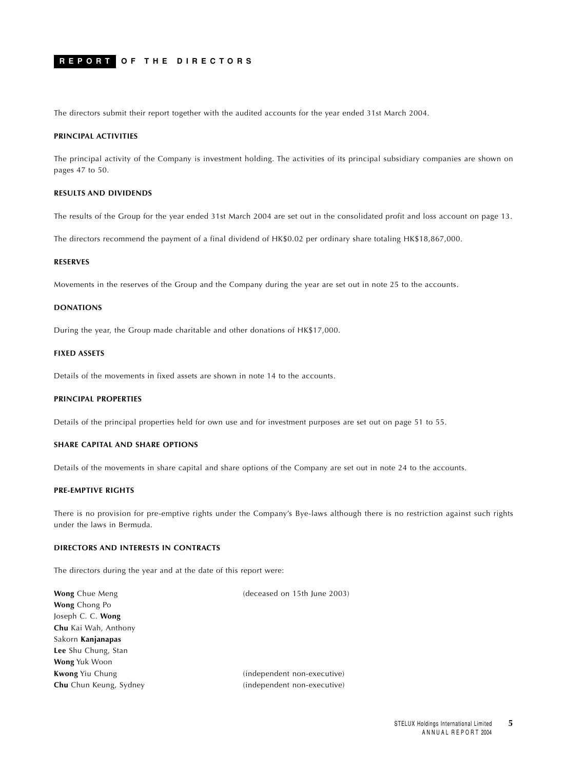# REPORT OF THE DIRECTORS

The directors submit their report together with the audited accounts for the year ended 31st March 2004.

## PRINCIPAL ACTIVITIES

The principal activity of the Company is investment holding. The activities of its principal subsidiary companies are shown on pages 47 to 50.

## RESULTS AND DIVIDENDS

The results of the Group for the year ended 31st March 2004 are set out in the consolidated profit and loss account on page 13.

The directors recommend the payment of a final dividend of HK$0.02 per ordinary share totaling HK$18,867,000.

## RESERVES

Movements in the reserves of the Group and the Company during the year are set out in note 25 to the accounts.

## DONATIONS

During the year, the Group made charitable and other donations of HK$17,000.

## FIXED ASSETS

Details of the movements in fixed assets are shown in note 14 to the accounts.

## PRINCIPAL PROPERTIES

Details of the principal properties held for own use and for investment purposes are set out on page 51 to 55.

## SHARE CAPITAL AND SHARE OPTIONS

Details of the movements in share capital and share options of the Company are set out in note 24 to the accounts.

## PRE-EMPTIVE RIGHTS

There is no provision for pre-emptive rights under the Company's Bye-laws although there is no restriction against such rights under the laws in Bermuda.

## DIRECTORS AND INTERESTS IN CONTRACTS

The directors during the year and at the date of this report were:

| | |
|---|---|
| **Wong** Chue Meng | (deceased on 15th June 2003) |
| **Wong** Chong Po | |
| Joseph C. C. **Wong** | |
| **Chu** Kai Wah, Anthony | |
| Sakorn **Kanjanapas** | |
| **Lee** Shu Chung, Stan | |
| **Wong** Yuk Woon | |
| **Kwong** Yiu Chung | (independent non-executive) |
| **Chu** Chun Keung, Sydney | (independent non-executive) |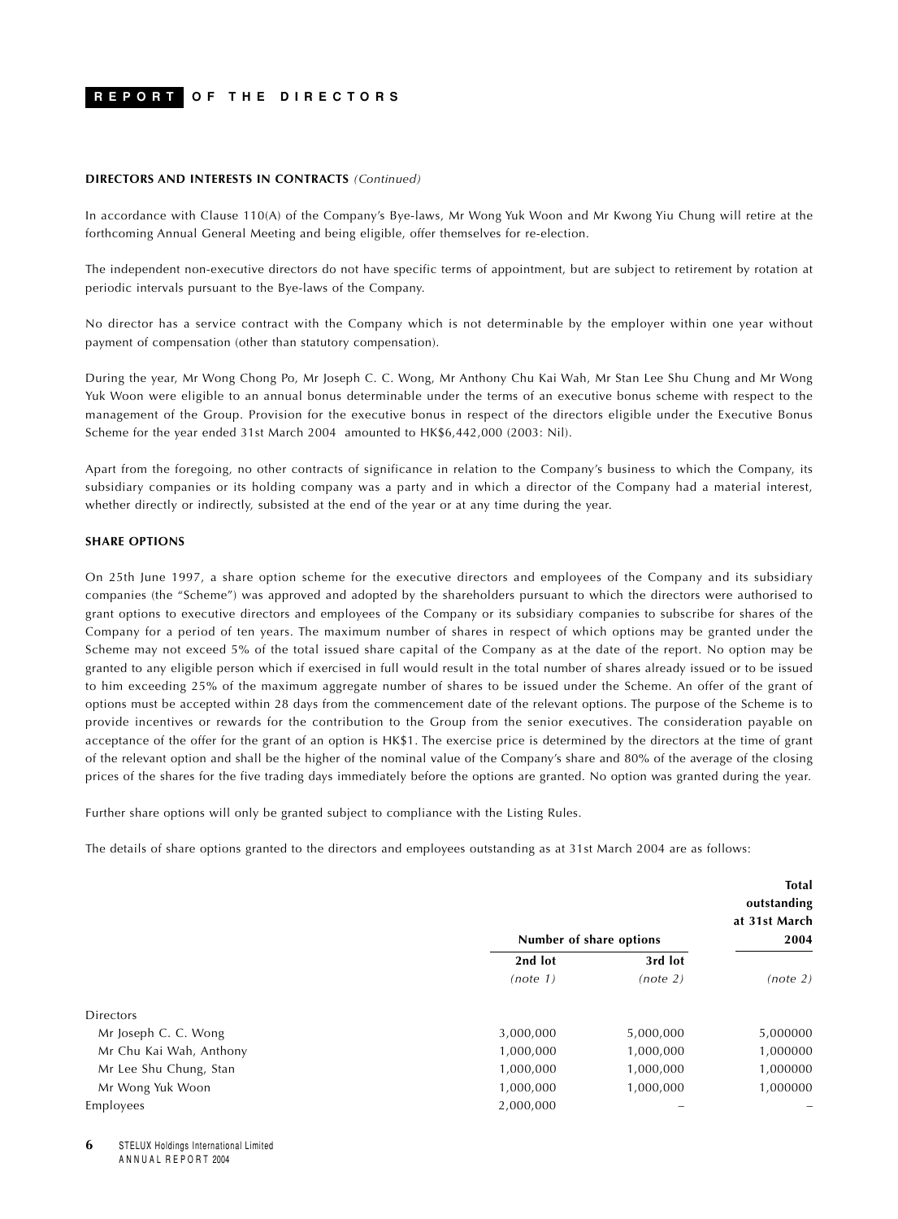**DIRECTORS AND INTERESTS IN CONTRACTS** *(Continued)*

In accordance with Clause 110(A) of the Company's Bye-laws, Mr Wong Yuk Woon and Mr Kwong Yiu Chung will retire at the forthcoming Annual General Meeting and being eligible, offer themselves for re-election.

The independent non-executive directors do not have specific terms of appointment, but are subject to retirement by rotation at periodic intervals pursuant to the Bye-laws of the Company.

No director has a service contract with the Company which is not determinable by the employer within one year without payment of compensation (other than statutory compensation).

During the year, Mr Wong Chong Po, Mr Joseph C. C. Wong, Mr Anthony Chu Kai Wah, Mr Stan Lee Shu Chung and Mr Wong Yuk Woon were eligible to an annual bonus determinable under the terms of an executive bonus scheme with respect to the management of the Group. Provision for the executive bonus in respect of the directors eligible under the Executive Bonus Scheme for the year ended 31st March 2004 amounted to HK$6,442,000 (2003: Nil).

Apart from the foregoing, no other contracts of significance in relation to the Company's business to which the Company, its subsidiary companies or its holding company was a party and in which a director of the Company had a material interest, whether directly or indirectly, subsisted at the end of the year or at any time during the year.

**SHARE OPTIONS**

On 25th June 1997, a share option scheme for the executive directors and employees of the Company and its subsidiary companies (the "Scheme") was approved and adopted by the shareholders pursuant to which the directors were authorised to grant options to executive directors and employees of the Company or its subsidiary companies to subscribe for shares of the Company for a period of ten years. The maximum number of shares in respect of which options may be granted under the Scheme may not exceed 5% of the total issued share capital of the Company as at the date of the report. No option may be granted to any eligible person which if exercised in full would result in the total number of shares already issued or to be issued to him exceeding 25% of the maximum aggregate number of shares to be issued under the Scheme. An offer of the grant of options must be accepted within 28 days from the commencement date of the relevant options. The purpose of the Scheme is to provide incentives or rewards for the contribution to the Group from the senior executives. The consideration payable on acceptance of the offer for the grant of an option is HK$1. The exercise price is determined by the directors at the time of grant of the relevant option and shall be the higher of the nominal value of the Company's share and 80% of the average of the closing prices of the shares for the five trading days immediately before the options are granted. No option was granted during the year.

Further share options will only be granted subject to compliance with the Listing Rules.

The details of share options granted to the directors and employees outstanding as at 31st March 2004 are as follows:

| | Number of share options | | Total outstanding at 31st March 2004 |
|---|---|---|---|
| | 2nd lot *(note 1)* | 3rd lot *(note 2)* | *(note 2)* |
| Directors | | | |
| Mr Joseph C. C. Wong | 3,000,000 | 5,000,000 | 5,000000 |
| Mr Chu Kai Wah, Anthony | 1,000,000 | 1,000,000 | 1,000000 |
| Mr Lee Shu Chung, Stan | 1,000,000 | 1,000,000 | 1,000000 |
| Mr Wong Yuk Woon | 1,000,000 | 1,000,000 | 1,000000 |
| Employees | 2,000,000 | – | – |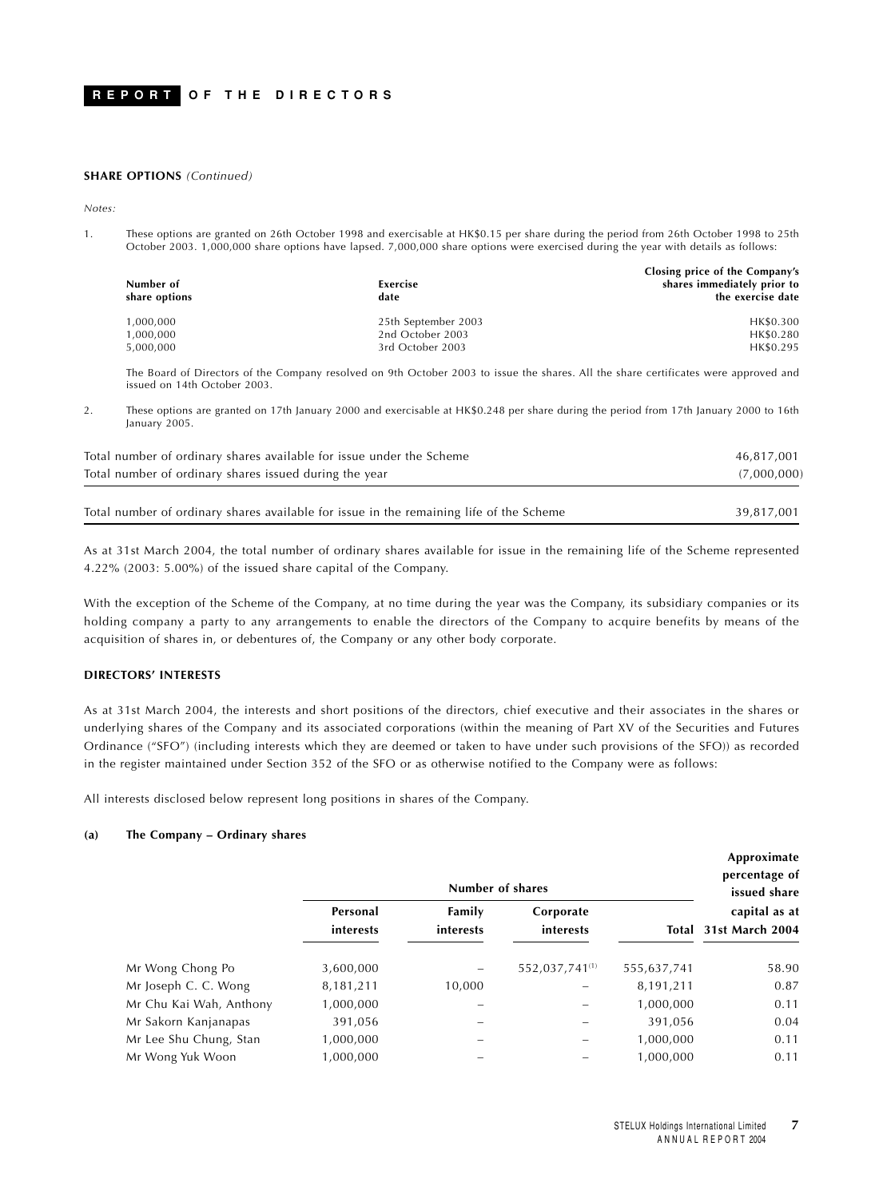**SHARE OPTIONS** *(Continued)*

*Notes:*

1. These options are granted on 26th October 1998 and exercisable at HK$0.15 per share during the period from 26th October 1998 to 25th October 2003. 1,000,000 share options have lapsed. 7,000,000 share options were exercised during the year with details as follows:

| Number of share options | Exercise date | Closing price of the Company's shares immediately prior to the exercise date |
|---|---|---|
| 1,000,000 | 25th September 2003 | HK$0.300 |
| 1,000,000 | 2nd October 2003 | HK$0.280 |
| 5,000,000 | 3rd October 2003 | HK$0.295 |

The Board of Directors of the Company resolved on 9th October 2003 to issue the shares. All the share certificates were approved and issued on 14th October 2003.

2. These options are granted on 17th January 2000 and exercisable at HK$0.248 per share during the period from 17th January 2000 to 16th January 2005.

| | |
|---|---|
| Total number of ordinary shares available for issue under the Scheme | 46,817,001 |
| Total number of ordinary shares issued during the year | (7,000,000) |
| Total number of ordinary shares available for issue in the remaining life of the Scheme | 39,817,001 |

As at 31st March 2004, the total number of ordinary shares available for issue in the remaining life of the Scheme represented 4.22% (2003: 5.00%) of the issued share capital of the Company.

With the exception of the Scheme of the Company, at no time during the year was the Company, its subsidiary companies or its holding company a party to any arrangements to enable the directors of the Company to acquire benefits by means of the acquisition of shares in, or debentures of, the Company or any other body corporate.

**DIRECTORS' INTERESTS**

As at 31st March 2004, the interests and short positions of the directors, chief executive and their associates in the shares or underlying shares of the Company and its associated corporations (within the meaning of Part XV of the Securities and Futures Ordinance ("SFO") (including interests which they are deemed or taken to have under such provisions of the SFO)) as recorded in the register maintained under Section 352 of the SFO or as otherwise notified to the Company were as follows:

All interests disclosed below represent long positions in shares of the Company.

**(a) The Company – Ordinary shares**

| | Number of shares | | | | Approximate percentage of issued share capital as at 31st March 2004 |
|---|---|---|---|---|---|
| | Personal interests | Family interests | Corporate interests | Total | |
| Mr Wong Chong Po | 3,600,000 | – | 552,037,741[1] | 555,637,741 | 58.90 |
| Mr Joseph C. C. Wong | 8,181,211 | 10,000 | – | 8,191,211 | 0.87 |
| Mr Chu Kai Wah, Anthony | 1,000,000 | – | – | 1,000,000 | 0.11 |
| Mr Sakorn Kanjanapas | 391,056 | – | – | 391,056 | 0.04 |
| Mr Lee Shu Chung, Stan | 1,000,000 | – | – | 1,000,000 | 0.11 |
| Mr Wong Yuk Woon | 1,000,000 | – | – | 1,000,000 | 0.11 |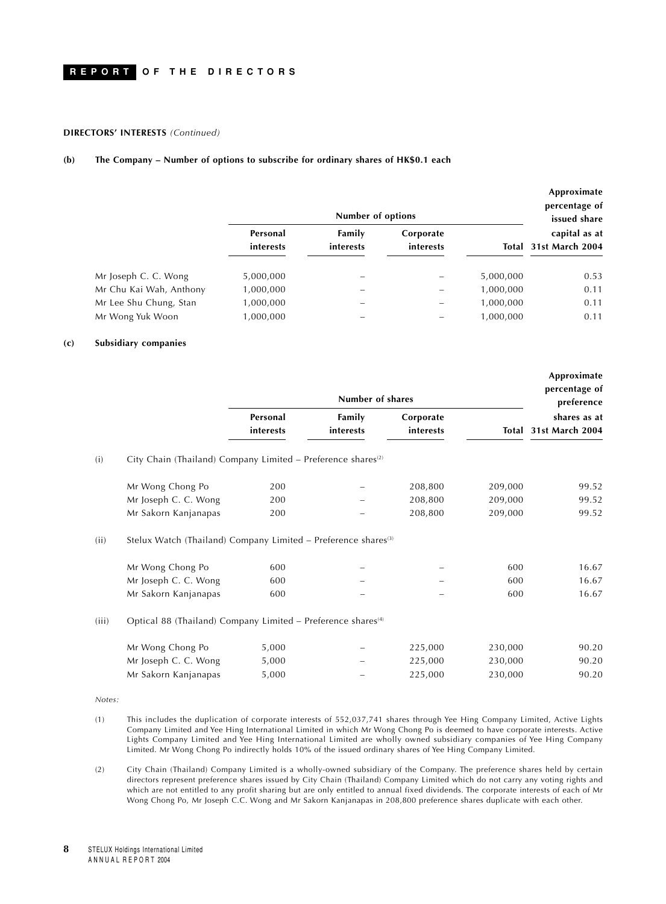**DIRECTORS' INTERESTS** *(Continued)*

**(b) The Company – Number of options to subscribe for ordinary shares of HK$0.1 each**

| | Number of options | | | | Approximate percentage of issued share capital as at 31st March 2004 |
|---|---|---|---|---|---|
| | Personal interests | Family interests | Corporate interests | Total | |
| Mr Joseph C. C. Wong | 5,000,000 | – | – | 5,000,000 | 0.53 |
| Mr Chu Kai Wah, Anthony | 1,000,000 | – | – | 1,000,000 | 0.11 |
| Mr Lee Shu Chung, Stan | 1,000,000 | – | – | 1,000,000 | 0.11 |
| Mr Wong Yuk Woon | 1,000,000 | – | – | 1,000,000 | 0.11 |

**(c) Subsidiary companies**

| | Number of shares | | | | Approximate percentage of preference shares as at 31st March 2004 |
|---|---|---|---|---|---|
| | Personal interests | Family interests | Corporate interests | Total | |
| (i) City Chain (Thailand) Company Limited – Preference shares[(2)] | | | | | |
| Mr Wong Chong Po | 200 | – | 208,800 | 209,000 | 99.52 |
| Mr Joseph C. C. Wong | 200 | – | 208,800 | 209,000 | 99.52 |
| Mr Sakorn Kanjanapas | 200 | – | 208,800 | 209,000 | 99.52 |
| (ii) Stelux Watch (Thailand) Company Limited – Preference shares[(3)] | | | | | |
| Mr Wong Chong Po | 600 | – | – | 600 | 16.67 |
| Mr Joseph C. C. Wong | 600 | – | – | 600 | 16.67 |
| Mr Sakorn Kanjanapas | 600 | – | – | 600 | 16.67 |
| (iii) Optical 88 (Thailand) Company Limited – Preference shares[(4)] | | | | | |
| Mr Wong Chong Po | 5,000 | – | 225,000 | 230,000 | 90.20 |
| Mr Joseph C. C. Wong | 5,000 | – | 225,000 | 230,000 | 90.20 |
| Mr Sakorn Kanjanapas | 5,000 | – | 225,000 | 230,000 | 90.20 |

*Notes:*

(1) This includes the duplication of corporate interests of 552,037,741 shares through Yee Hing Company Limited, Active Lights Company Limited and Yee Hing International Limited in which Mr Wong Chong Po is deemed to have corporate interests. Active Lights Company Limited and Yee Hing International Limited are wholly owned subsidiary companies of Yee Hing Company Limited. Mr Wong Chong Po indirectly holds 10% of the issued ordinary shares of Yee Hing Company Limited.

(2) City Chain (Thailand) Company Limited is a wholly-owned subsidiary of the Company. The preference shares held by certain directors represent preference shares issued by City Chain (Thailand) Company Limited which do not carry any voting rights and which are not entitled to any profit sharing but are only entitled to annual fixed dividends. The corporate interests of each of Mr Wong Chong Po, Mr Joseph C.C. Wong and Mr Sakorn Kanjanapas in 208,800 preference shares duplicate with each other.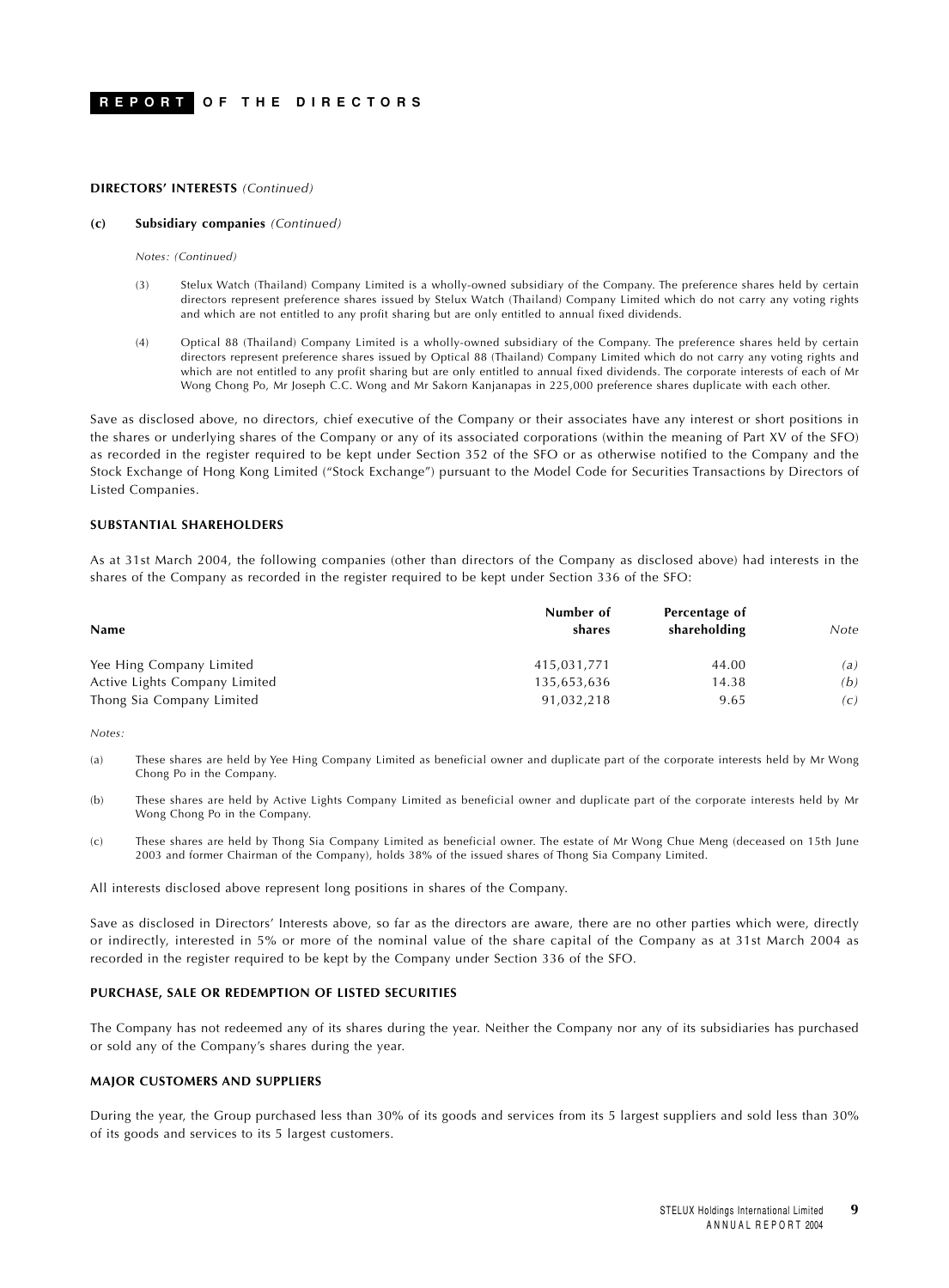**DIRECTORS' INTERESTS** *(Continued)*

**(c) Subsidiary companies** *(Continued)*

*Notes: (Continued)*

(3) Stelux Watch (Thailand) Company Limited is a wholly-owned subsidiary of the Company. The preference shares held by certain directors represent preference shares issued by Stelux Watch (Thailand) Company Limited which do not carry any voting rights and which are not entitled to any profit sharing but are only entitled to annual fixed dividends.

(4) Optical 88 (Thailand) Company Limited is a wholly-owned subsidiary of the Company. The preference shares held by certain directors represent preference shares issued by Optical 88 (Thailand) Company Limited which do not carry any voting rights and which are not entitled to any profit sharing but are only entitled to annual fixed dividends. The corporate interests of each of Mr Wong Chong Po, Mr Joseph C.C. Wong and Mr Sakorn Kanjanapas in 225,000 preference shares duplicate with each other.

Save as disclosed above, no directors, chief executive of the Company or their associates have any interest or short positions in the shares or underlying shares of the Company or any of its associated corporations (within the meaning of Part XV of the SFO) as recorded in the register required to be kept under Section 352 of the SFO or as otherwise notified to the Company and the Stock Exchange of Hong Kong Limited ("Stock Exchange") pursuant to the Model Code for Securities Transactions by Directors of Listed Companies.

**SUBSTANTIAL SHAREHOLDERS**

As at 31st March 2004, the following companies (other than directors of the Company as disclosed above) had interests in the shares of the Company as recorded in the register required to be kept under Section 336 of the SFO:

| Name | Number of shares | Percentage of shareholding | *Note* |
|---|---|---|---|
| Yee Hing Company Limited | 415,031,771 | 44.00 | *(a)* |
| Active Lights Company Limited | 135,653,636 | 14.38 | *(b)* |
| Thong Sia Company Limited | 91,032,218 | 9.65 | *(c)* |

*Notes:*

(a) These shares are held by Yee Hing Company Limited as beneficial owner and duplicate part of the corporate interests held by Mr Wong Chong Po in the Company.

(b) These shares are held by Active Lights Company Limited as beneficial owner and duplicate part of the corporate interests held by Mr Wong Chong Po in the Company.

(c) These shares are held by Thong Sia Company Limited as beneficial owner. The estate of Mr Wong Chue Meng (deceased on 15th June 2003 and former Chairman of the Company), holds 38% of the issued shares of Thong Sia Company Limited.

All interests disclosed above represent long positions in shares of the Company.

Save as disclosed in Directors' Interests above, so far as the directors are aware, there are no other parties which were, directly or indirectly, interested in 5% or more of the nominal value of the share capital of the Company as at 31st March 2004 as recorded in the register required to be kept by the Company under Section 336 of the SFO.

**PURCHASE, SALE OR REDEMPTION OF LISTED SECURITIES**

The Company has not redeemed any of its shares during the year. Neither the Company nor any of its subsidiaries has purchased or sold any of the Company's shares during the year.

**MAJOR CUSTOMERS AND SUPPLIERS**

During the year, the Group purchased less than 30% of its goods and services from its 5 largest suppliers and sold less than 30% of its goods and services to its 5 largest customers.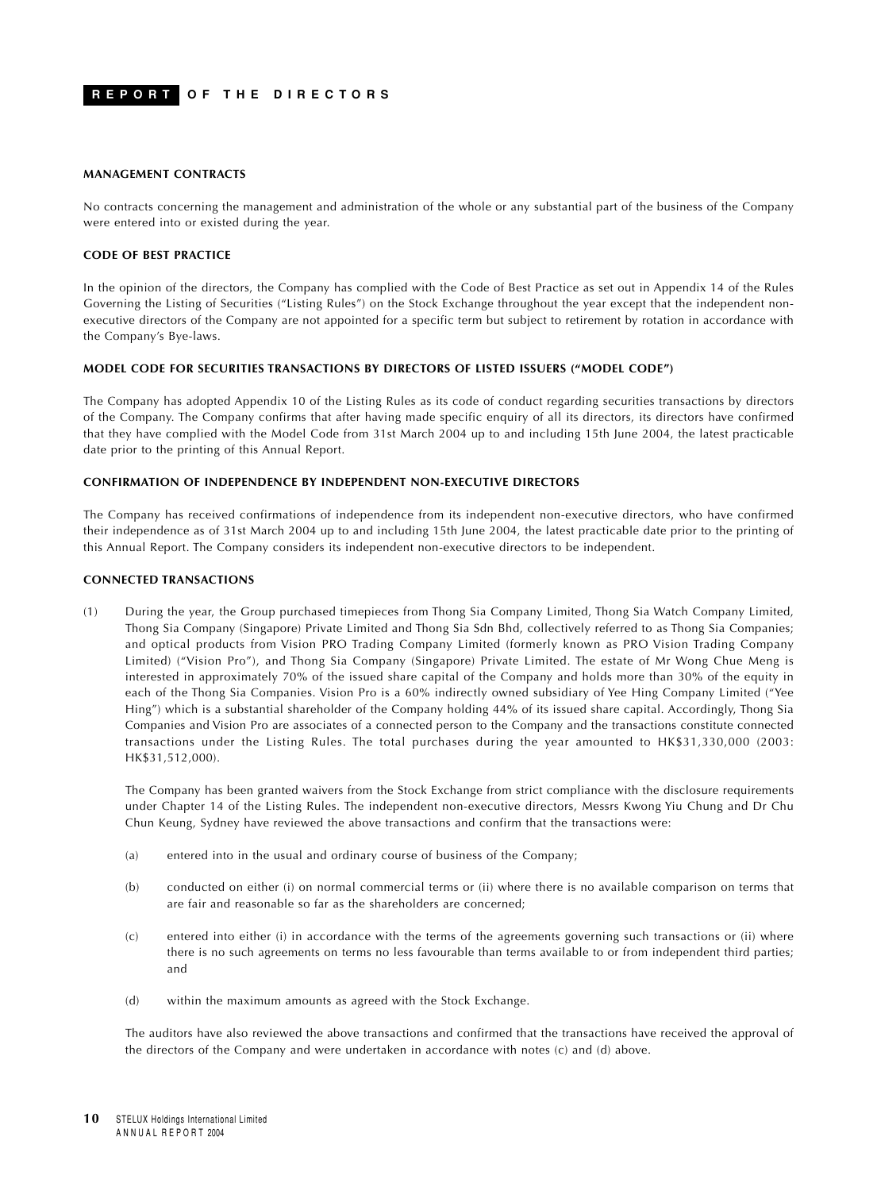## MANAGEMENT CONTRACTS

No contracts concerning the management and administration of the whole or any substantial part of the business of the Company were entered into or existed during the year.

## CODE OF BEST PRACTICE

In the opinion of the directors, the Company has complied with the Code of Best Practice as set out in Appendix 14 of the Rules Governing the Listing of Securities ("Listing Rules") on the Stock Exchange throughout the year except that the independent non-executive directors of the Company are not appointed for a specific term but subject to retirement by rotation in accordance with the Company's Bye-laws.

## MODEL CODE FOR SECURITIES TRANSACTIONS BY DIRECTORS OF LISTED ISSUERS ("MODEL CODE")

The Company has adopted Appendix 10 of the Listing Rules as its code of conduct regarding securities transactions by directors of the Company. The Company confirms that after having made specific enquiry of all its directors, its directors have confirmed that they have complied with the Model Code from 31st March 2004 up to and including 15th June 2004, the latest practicable date prior to the printing of this Annual Report.

## CONFIRMATION OF INDEPENDENCE BY INDEPENDENT NON-EXECUTIVE DIRECTORS

The Company has received confirmations of independence from its independent non-executive directors, who have confirmed their independence as of 31st March 2004 up to and including 15th June 2004, the latest practicable date prior to the printing of this Annual Report. The Company considers its independent non-executive directors to be independent.

## CONNECTED TRANSACTIONS

(1) During the year, the Group purchased timepieces from Thong Sia Company Limited, Thong Sia Watch Company Limited, Thong Sia Company (Singapore) Private Limited and Thong Sia Sdn Bhd, collectively referred to as Thong Sia Companies; and optical products from Vision PRO Trading Company Limited (formerly known as PRO Vision Trading Company Limited) ("Vision Pro"), and Thong Sia Company (Singapore) Private Limited. The estate of Mr Wong Chue Meng is interested in approximately 70% of the issued share capital of the Company and holds more than 30% of the equity in each of the Thong Sia Companies. Vision Pro is a 60% indirectly owned subsidiary of Yee Hing Company Limited ("Yee Hing") which is a substantial shareholder of the Company holding 44% of its issued share capital. Accordingly, Thong Sia Companies and Vision Pro are associates of a connected person to the Company and the transactions constitute connected transactions under the Listing Rules. The total purchases during the year amounted to HK$31,330,000 (2003: HK$31,512,000).

The Company has been granted waivers from the Stock Exchange from strict compliance with the disclosure requirements under Chapter 14 of the Listing Rules. The independent non-executive directors, Messrs Kwong Yiu Chung and Dr Chu Chun Keung, Sydney have reviewed the above transactions and confirm that the transactions were:

(a) entered into in the usual and ordinary course of business of the Company;

(b) conducted on either (i) on normal commercial terms or (ii) where there is no available comparison on terms that are fair and reasonable so far as the shareholders are concerned;

(c) entered into either (i) in accordance with the terms of the agreements governing such transactions or (ii) where there is no such agreements on terms no less favourable than terms available to or from independent third parties; and

(d) within the maximum amounts as agreed with the Stock Exchange.

The auditors have also reviewed the above transactions and confirmed that the transactions have received the approval of the directors of the Company and were undertaken in accordance with notes (c) and (d) above.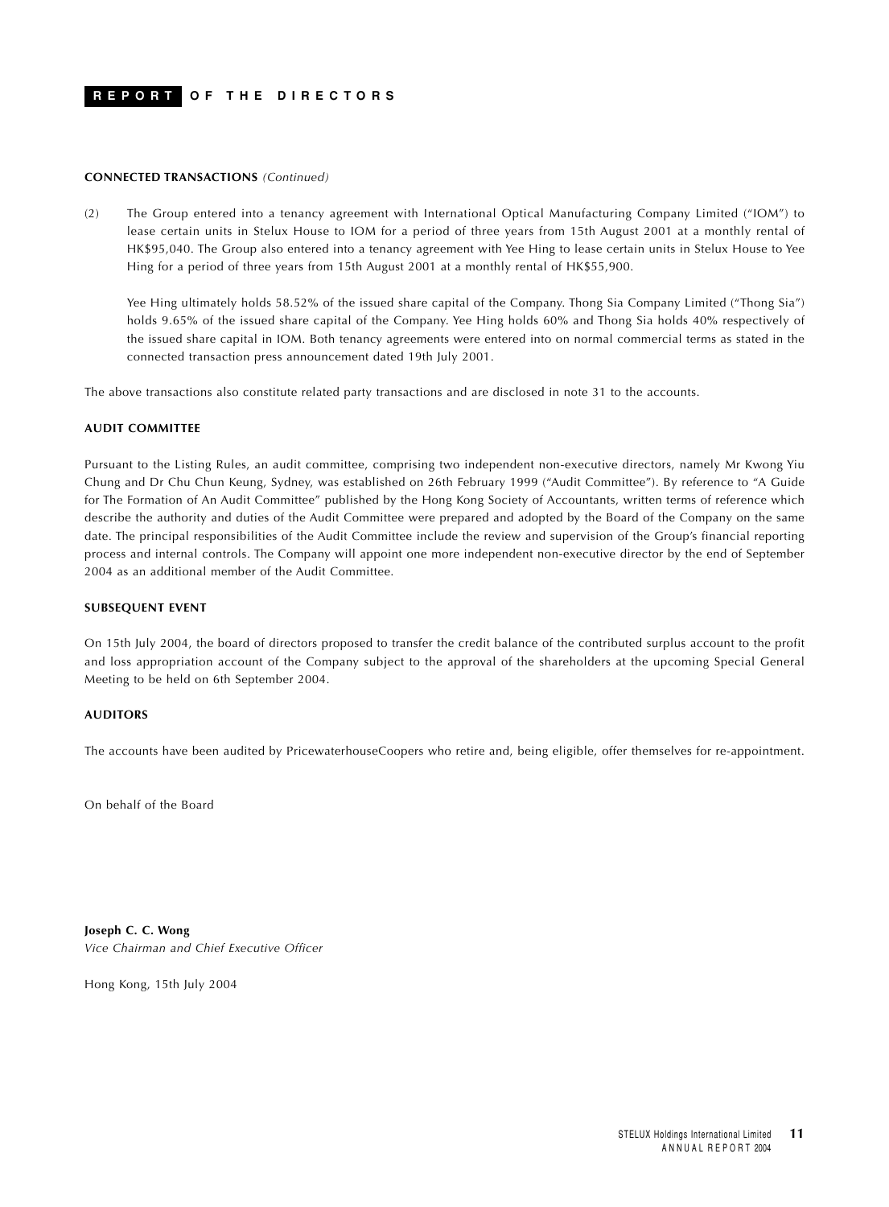# REPORT OF THE DIRECTORS

**CONNECTED TRANSACTIONS** *(Continued)*

(2) The Group entered into a tenancy agreement with International Optical Manufacturing Company Limited ("IOM") to lease certain units in Stelux House to IOM for a period of three years from 15th August 2001 at a monthly rental of HK$95,040. The Group also entered into a tenancy agreement with Yee Hing to lease certain units in Stelux House to Yee Hing for a period of three years from 15th August 2001 at a monthly rental of HK$55,900.

Yee Hing ultimately holds 58.52% of the issued share capital of the Company. Thong Sia Company Limited ("Thong Sia") holds 9.65% of the issued share capital of the Company. Yee Hing holds 60% and Thong Sia holds 40% respectively of the issued share capital in IOM. Both tenancy agreements were entered into on normal commercial terms as stated in the connected transaction press announcement dated 19th July 2001.

The above transactions also constitute related party transactions and are disclosed in note 31 to the accounts.

**AUDIT COMMITTEE**

Pursuant to the Listing Rules, an audit committee, comprising two independent non-executive directors, namely Mr Kwong Yiu Chung and Dr Chu Chun Keung, Sydney, was established on 26th February 1999 ("Audit Committee"). By reference to "A Guide for The Formation of An Audit Committee" published by the Hong Kong Society of Accountants, written terms of reference which describe the authority and duties of the Audit Committee were prepared and adopted by the Board of the Company on the same date. The principal responsibilities of the Audit Committee include the review and supervision of the Group's financial reporting process and internal controls. The Company will appoint one more independent non-executive director by the end of September 2004 as an additional member of the Audit Committee.

**SUBSEQUENT EVENT**

On 15th July 2004, the board of directors proposed to transfer the credit balance of the contributed surplus account to the profit and loss appropriation account of the Company subject to the approval of the shareholders at the upcoming Special General Meeting to be held on 6th September 2004.

**AUDITORS**

The accounts have been audited by PricewaterhouseCoopers who retire and, being eligible, offer themselves for re-appointment.

On behalf of the Board

**Joseph C. C. Wong**
*Vice Chairman and Chief Executive Officer*

Hong Kong, 15th July 2004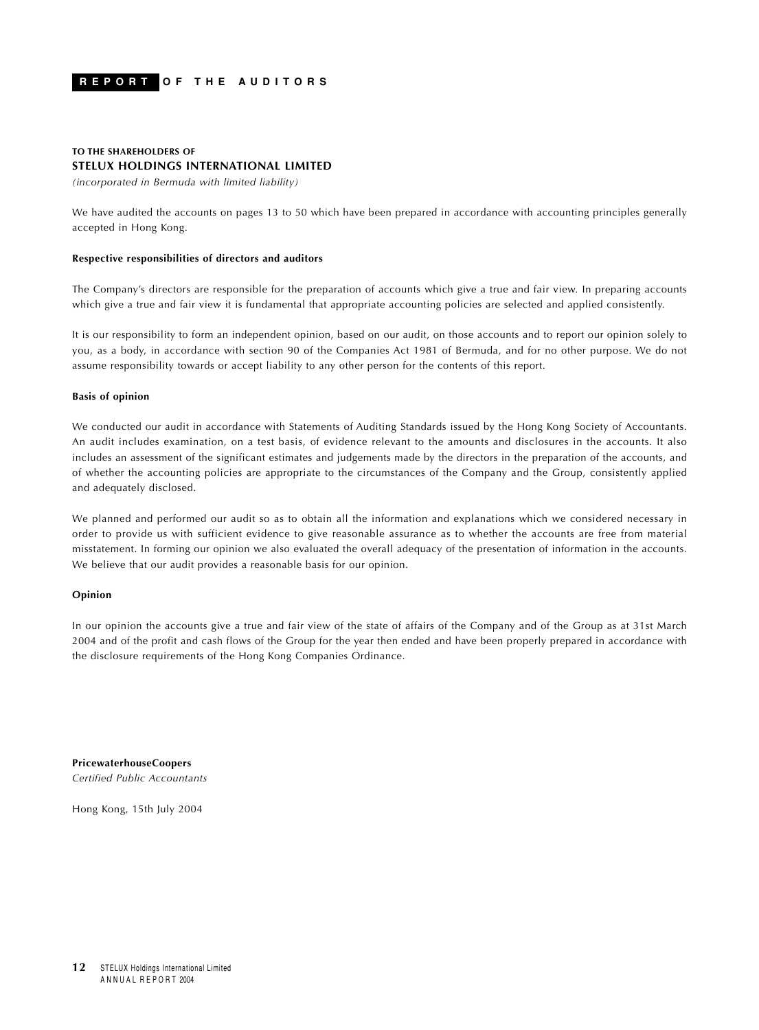# REPORT OF THE AUDITORS

**TO THE SHAREHOLDERS OF**
**STELUX HOLDINGS INTERNATIONAL LIMITED**
*(incorporated in Bermuda with limited liability)*

We have audited the accounts on pages 13 to 50 which have been prepared in accordance with accounting principles generally accepted in Hong Kong.

**Respective responsibilities of directors and auditors**

The Company's directors are responsible for the preparation of accounts which give a true and fair view. In preparing accounts which give a true and fair view it is fundamental that appropriate accounting policies are selected and applied consistently.

It is our responsibility to form an independent opinion, based on our audit, on those accounts and to report our opinion solely to you, as a body, in accordance with section 90 of the Companies Act 1981 of Bermuda, and for no other purpose. We do not assume responsibility towards or accept liability to any other person for the contents of this report.

**Basis of opinion**

We conducted our audit in accordance with Statements of Auditing Standards issued by the Hong Kong Society of Accountants. An audit includes examination, on a test basis, of evidence relevant to the amounts and disclosures in the accounts. It also includes an assessment of the significant estimates and judgements made by the directors in the preparation of the accounts, and of whether the accounting policies are appropriate to the circumstances of the Company and the Group, consistently applied and adequately disclosed.

We planned and performed our audit so as to obtain all the information and explanations which we considered necessary in order to provide us with sufficient evidence to give reasonable assurance as to whether the accounts are free from material misstatement. In forming our opinion we also evaluated the overall adequacy of the presentation of information in the accounts. We believe that our audit provides a reasonable basis for our opinion.

**Opinion**

In our opinion the accounts give a true and fair view of the state of affairs of the Company and of the Group as at 31st March 2004 and of the profit and cash flows of the Group for the year then ended and have been properly prepared in accordance with the disclosure requirements of the Hong Kong Companies Ordinance.

**PricewaterhouseCoopers**
*Certified Public Accountants*

Hong Kong, 15th July 2004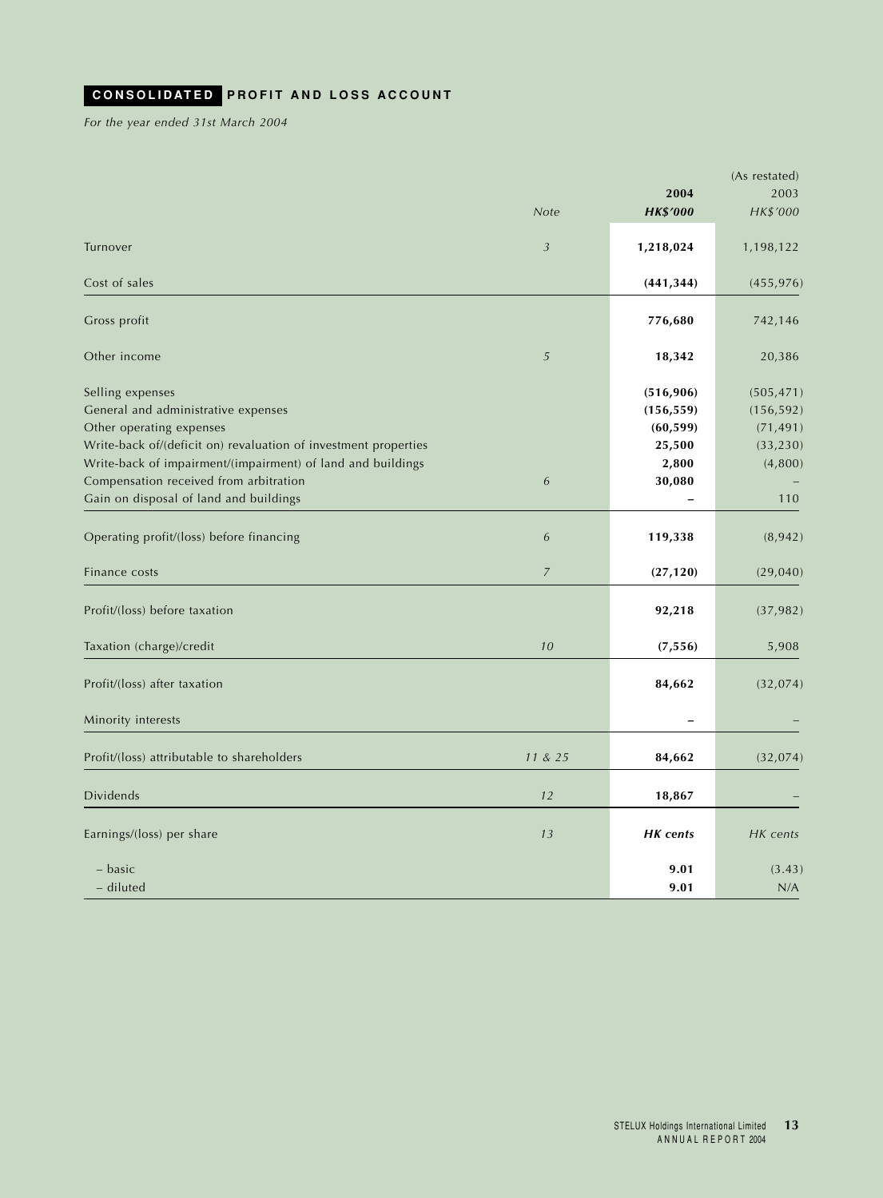## CONSOLIDATED PROFIT AND LOSS ACCOUNT

*For the year ended 31st March 2004*

| | Note | 2004<br>HK$'000 | (As restated)<br>2003<br>HK$'000 |
|---|---|---|---|
| Turnover | 3 | **1,218,024** | 1,198,122 |
| Cost of sales | | **(441,344)** | (455,976) |
| Gross profit | | **776,680** | 742,146 |
| Other income | 5 | **18,342** | 20,386 |
| Selling expenses | | **(516,906)** | (505,471) |
| General and administrative expenses | | **(156,559)** | (156,592) |
| Other operating expenses | | **(60,599)** | (71,491) |
| Write-back of/(deficit on) revaluation of investment properties | | **25,500** | (33,230) |
| Write-back of impairment/(impairment) of land and buildings | | **2,800** | (4,800) |
| Compensation received from arbitration | 6 | **30,080** | – |
| Gain on disposal of land and buildings | | **–** | 110 |
| Operating profit/(loss) before financing | 6 | **119,338** | (8,942) |
| Finance costs | 7 | **(27,120)** | (29,040) |
| Profit/(loss) before taxation | | **92,218** | (37,982) |
| Taxation (charge)/credit | 10 | **(7,556)** | 5,908 |
| Profit/(loss) after taxation | | **84,662** | (32,074) |
| Minority interests | | **–** | – |
| Profit/(loss) attributable to shareholders | 11 & 25 | **84,662** | (32,074) |
| Dividends | 12 | **18,867** | – |
| Earnings/(loss) per share | 13 | ***HK cents*** | *HK cents* |
| – basic | | **9.01** | (3.43) |
| – diluted | | **9.01** | N/A |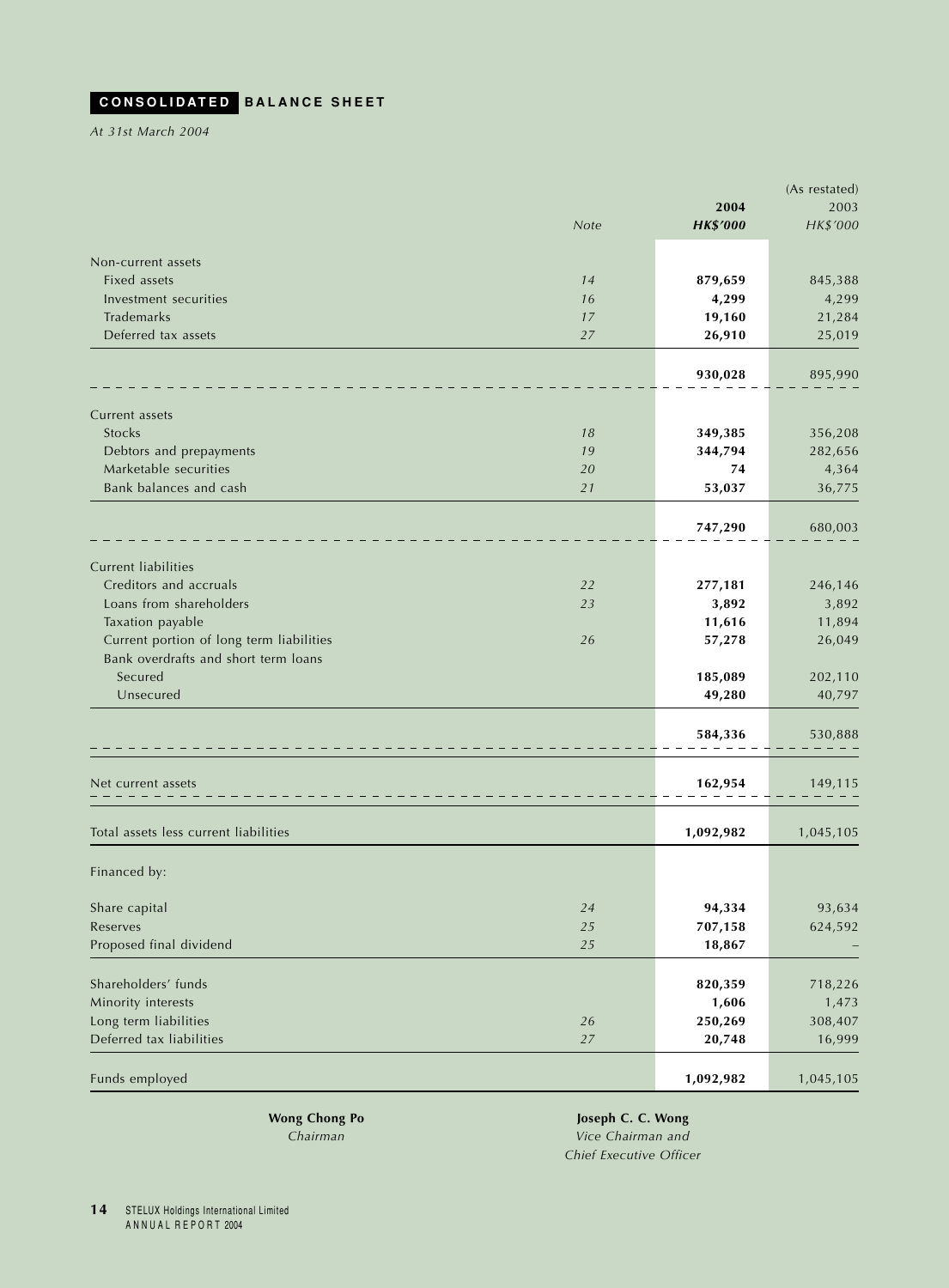## CONSOLIDATED BALANCE SHEET

*At 31st March 2004*

| | Note | 2004 HK$'000 | (As restated) 2003 HK$'000 |
|---|---|---|---|
| **Non-current assets** | | | |
| Fixed assets | 14 | **879,659** | 845,388 |
| Investment securities | 16 | **4,299** | 4,299 |
| Trademarks | 17 | **19,160** | 21,284 |
| Deferred tax assets | 27 | **26,910** | 25,019 |
| | | **930,028** | 895,990 |
| **Current assets** | | | |
| Stocks | 18 | **349,385** | 356,208 |
| Debtors and prepayments | 19 | **344,794** | 282,656 |
| Marketable securities | 20 | **74** | 4,364 |
| Bank balances and cash | 21 | **53,037** | 36,775 |
| | | **747,290** | 680,003 |
| **Current liabilities** | | | |
| Creditors and accruals | 22 | **277,181** | 246,146 |
| Loans from shareholders | 23 | **3,892** | 3,892 |
| Taxation payable | | **11,616** | 11,894 |
| Current portion of long term liabilities | 26 | **57,278** | 26,049 |
| Bank overdrafts and short term loans | | | |
| Secured | | **185,089** | 202,110 |
| Unsecured | | **49,280** | 40,797 |
| | | **584,336** | 530,888 |
| Net current assets | | **162,954** | 149,115 |
| Total assets less current liabilities | | **1,092,982** | 1,045,105 |
| Financed by: | | | |
| Share capital | 24 | **94,334** | 93,634 |
| Reserves | 25 | **707,158** | 624,592 |
| Proposed final dividend | 25 | **18,867** | – |
| Shareholders' funds | | **820,359** | 718,226 |
| Minority interests | | **1,606** | 1,473 |
| Long term liabilities | 26 | **250,269** | 308,407 |
| Deferred tax liabilities | 27 | **20,748** | 16,999 |
| Funds employed | | **1,092,982** | 1,045,105 |

**Wong Chong Po**
*Chairman*

**Joseph C. C. Wong**
*Vice Chairman and Chief Executive Officer*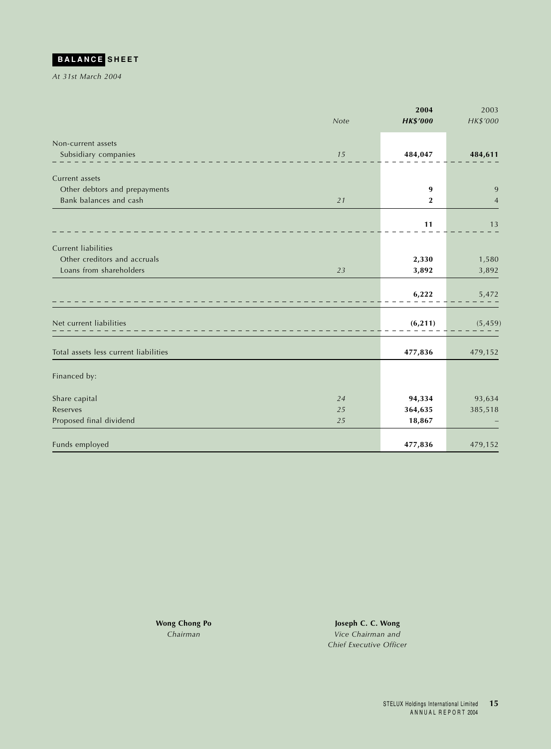# BALANCE SHEET

*At 31st March 2004*

| | Note | 2004 HK$'000 | 2003 HK$'000 |
|---|---|---|---|
| Non-current assets | | | |
| Subsidiary companies | 15 | **484,047** | **484,611** |
| Current assets | | | |
| Other debtors and prepayments | | **9** | 9 |
| Bank balances and cash | 21 | **2** | 4 |
| | | **11** | 13 |
| Current liabilities | | | |
| Other creditors and accruals | | **2,330** | 1,580 |
| Loans from shareholders | 23 | **3,892** | 3,892 |
| | | **6,222** | 5,472 |
| Net current liabilities | | **(6,211)** | (5,459) |
| Total assets less current liabilities | | **477,836** | 479,152 |
| Financed by: | | | |
| Share capital | 24 | **94,334** | 93,634 |
| Reserves | 25 | **364,635** | 385,518 |
| Proposed final dividend | 25 | **18,867** | – |
| Funds employed | | **477,836** | 479,152 |

**Wong Chong Po**
*Chairman*

**Joseph C. C. Wong**
*Vice Chairman and Chief Executive Officer*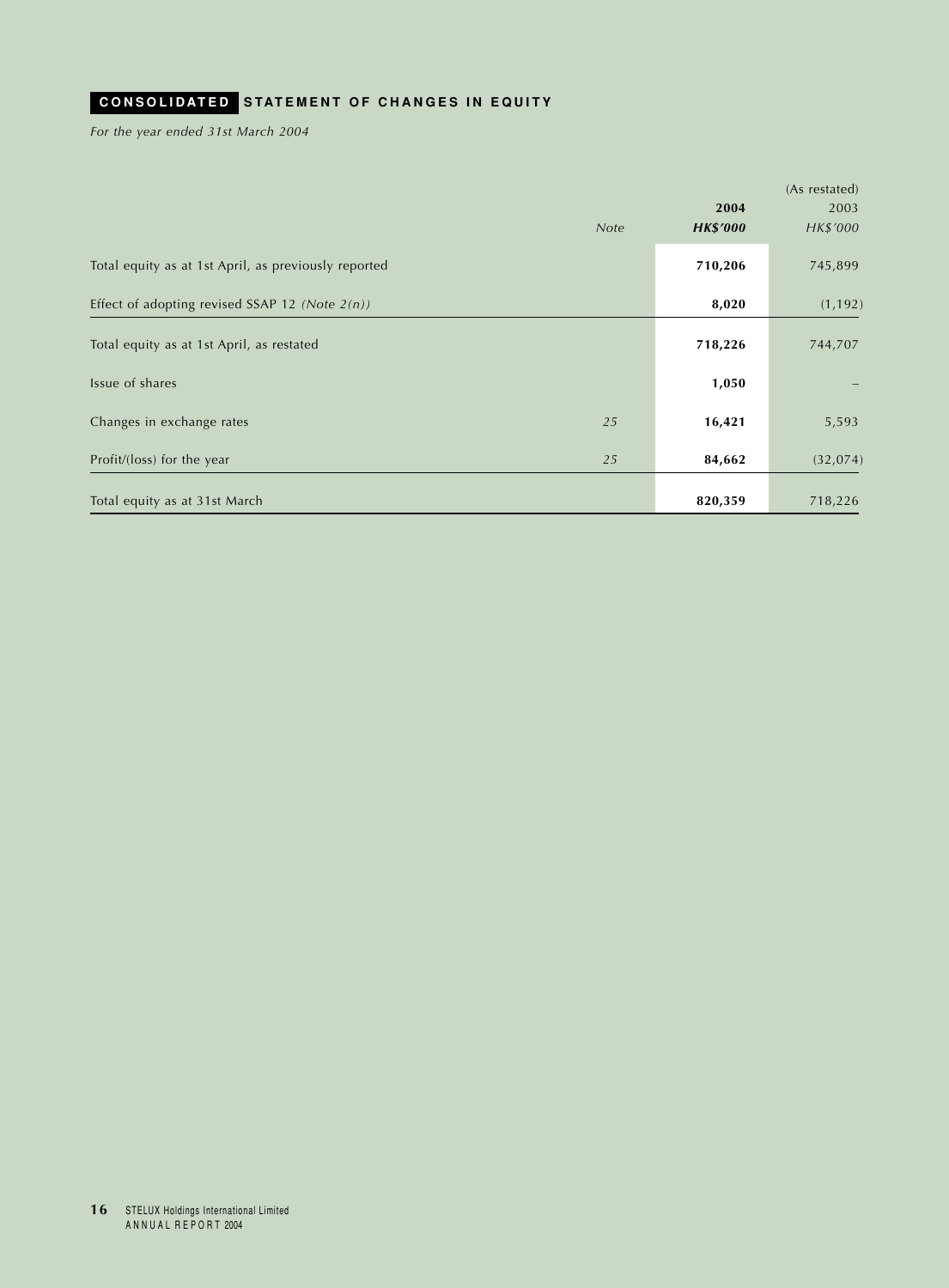## CONSOLIDATED STATEMENT OF CHANGES IN EQUITY

*For the year ended 31st March 2004*

| | Note | 2004<br>HK$'000 | (As restated)<br>2003<br>HK$'000 |
|---|---|---|---|
| Total equity as at 1st April, as previously reported | | **710,206** | 745,899 |
| Effect of adopting revised SSAP 12 *(Note 2(n))* | | **8,020** | (1,192) |
| Total equity as at 1st April, as restated | | **718,226** | 744,707 |
| Issue of shares | | **1,050** | – |
| Changes in exchange rates | 25 | **16,421** | 5,593 |
| Profit/(loss) for the year | 25 | **84,662** | (32,074) |
| Total equity as at 31st March | | **820,359** | 718,226 |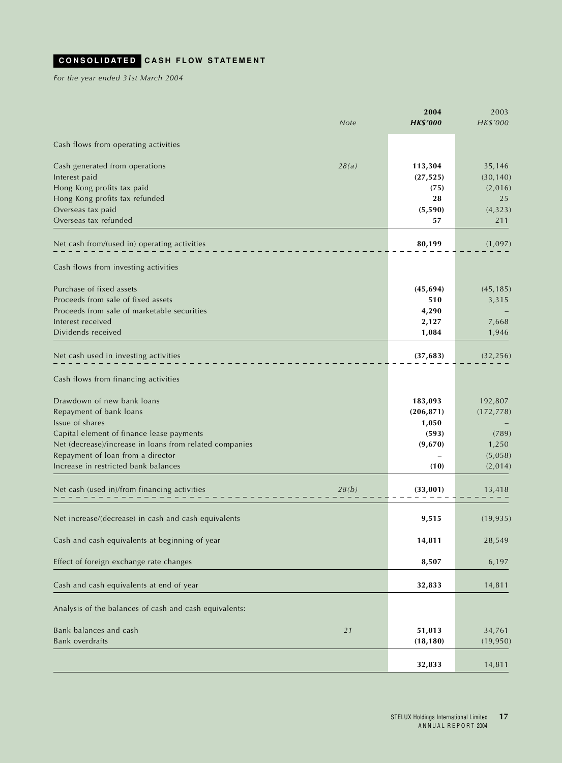# CONSOLIDATED CASH FLOW STATEMENT

*For the year ended 31st March 2004*

| | Note | **2004** | 2003 |
|---|---|---|---|
| | | ***HK$'000*** | *HK$'000* |
| Cash flows from operating activities | | | |
| Cash generated from operations | *28(a)* | **113,304** | 35,146 |
| Interest paid | | **(27,525)** | (30,140) |
| Hong Kong profits tax paid | | **(75)** | (2,016) |
| Hong Kong profits tax refunded | | **28** | 25 |
| Overseas tax paid | | **(5,590)** | (4,323) |
| Overseas tax refunded | | **57** | 211 |
| Net cash from/(used in) operating activities | | **80,199** | (1,097) |
| Cash flows from investing activities | | | |
| Purchase of fixed assets | | **(45,694)** | (45,185) |
| Proceeds from sale of fixed assets | | **510** | 3,315 |
| Proceeds from sale of marketable securities | | **4,290** | – |
| Interest received | | **2,127** | 7,668 |
| Dividends received | | **1,084** | 1,946 |
| Net cash used in investing activities | | **(37,683)** | (32,256) |
| Cash flows from financing activities | | | |
| Drawdown of new bank loans | | **183,093** | 192,807 |
| Repayment of bank loans | | **(206,871)** | (172,778) |
| Issue of shares | | **1,050** | – |
| Capital element of finance lease payments | | **(593)** | (789) |
| Net (decrease)/increase in loans from related companies | | **(9,670)** | 1,250 |
| Repayment of loan from a director | | **–** | (5,058) |
| Increase in restricted bank balances | | **(10)** | (2,014) |
| Net cash (used in)/from financing activities | *28(b)* | **(33,001)** | 13,418 |
| Net increase/(decrease) in cash and cash equivalents | | **9,515** | (19,935) |
| Cash and cash equivalents at beginning of year | | **14,811** | 28,549 |
| Effect of foreign exchange rate changes | | **8,507** | 6,197 |
| Cash and cash equivalents at end of year | | **32,833** | 14,811 |
| Analysis of the balances of cash and cash equivalents: | | | |
| Bank balances and cash | *21* | **51,013** | 34,761 |
| Bank overdrafts | | **(18,180)** | (19,950) |
| | | **32,833** | 14,811 |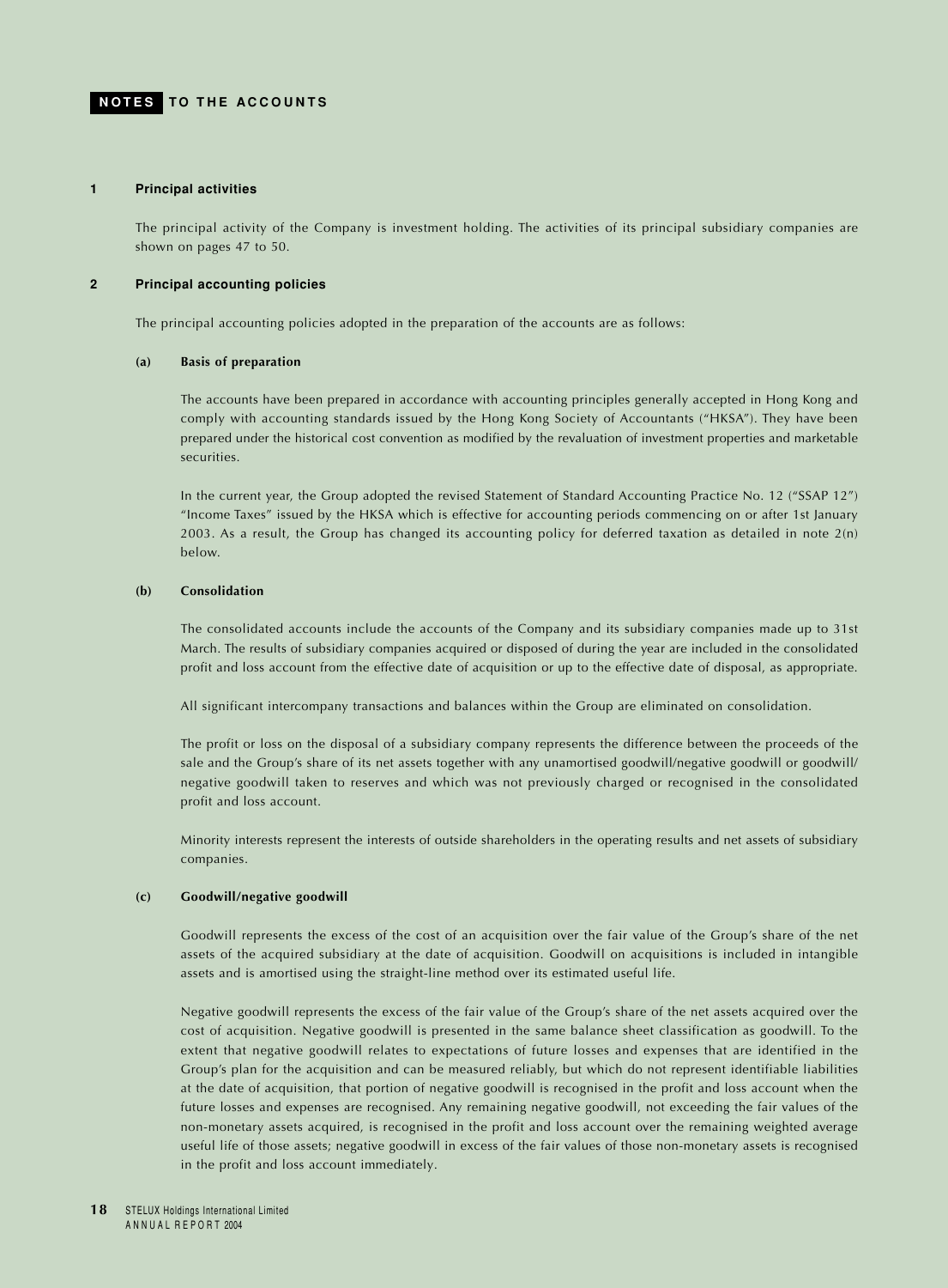# NOTES TO THE ACCOUNTS

## 1 Principal activities

The principal activity of the Company is investment holding. The activities of its principal subsidiary companies are shown on pages 47 to 50.

## 2 Principal accounting policies

The principal accounting policies adopted in the preparation of the accounts are as follows:

### (a) Basis of preparation

The accounts have been prepared in accordance with accounting principles generally accepted in Hong Kong and comply with accounting standards issued by the Hong Kong Society of Accountants ("HKSA"). They have been prepared under the historical cost convention as modified by the revaluation of investment properties and marketable securities.

In the current year, the Group adopted the revised Statement of Standard Accounting Practice No. 12 ("SSAP 12") "Income Taxes" issued by the HKSA which is effective for accounting periods commencing on or after 1st January 2003. As a result, the Group has changed its accounting policy for deferred taxation as detailed in note 2(n) below.

### (b) Consolidation

The consolidated accounts include the accounts of the Company and its subsidiary companies made up to 31st March. The results of subsidiary companies acquired or disposed of during the year are included in the consolidated profit and loss account from the effective date of acquisition or up to the effective date of disposal, as appropriate.

All significant intercompany transactions and balances within the Group are eliminated on consolidation.

The profit or loss on the disposal of a subsidiary company represents the difference between the proceeds of the sale and the Group's share of its net assets together with any unamortised goodwill/negative goodwill or goodwill/negative goodwill taken to reserves and which was not previously charged or recognised in the consolidated profit and loss account.

Minority interests represent the interests of outside shareholders in the operating results and net assets of subsidiary companies.

### (c) Goodwill/negative goodwill

Goodwill represents the excess of the cost of an acquisition over the fair value of the Group's share of the net assets of the acquired subsidiary at the date of acquisition. Goodwill on acquisitions is included in intangible assets and is amortised using the straight-line method over its estimated useful life.

Negative goodwill represents the excess of the fair value of the Group's share of the net assets acquired over the cost of acquisition. Negative goodwill is presented in the same balance sheet classification as goodwill. To the extent that negative goodwill relates to expectations of future losses and expenses that are identified in the Group's plan for the acquisition and can be measured reliably, but which do not represent identifiable liabilities at the date of acquisition, that portion of negative goodwill is recognised in the profit and loss account when the future losses and expenses are recognised. Any remaining negative goodwill, not exceeding the fair values of the non-monetary assets acquired, is recognised in the profit and loss account over the remaining weighted average useful life of those assets; negative goodwill in excess of the fair values of those non-monetary assets is recognised in the profit and loss account immediately.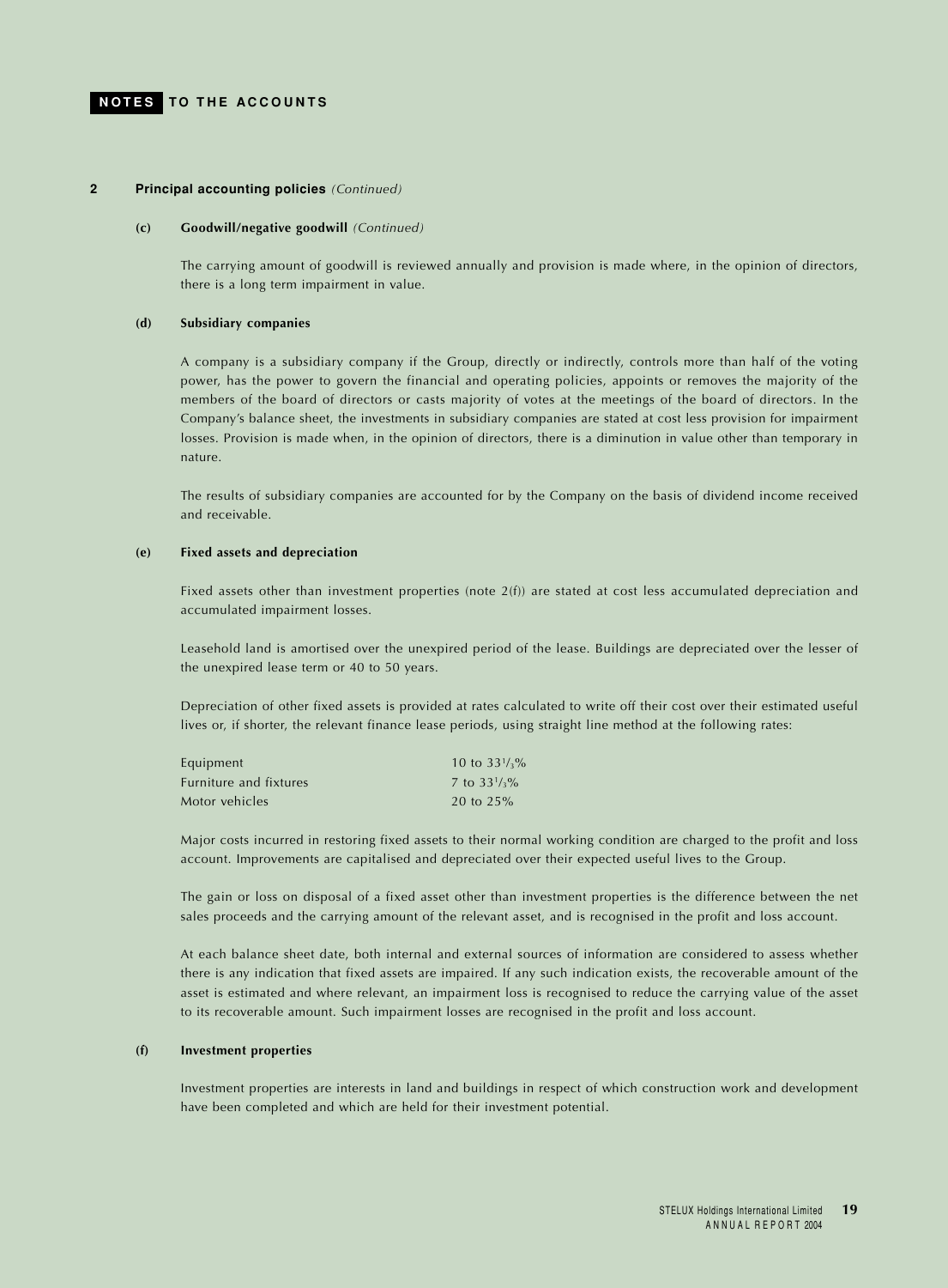# NOTES TO THE ACCOUNTS

## 2 Principal accounting policies *(Continued)*

### (c) Goodwill/negative goodwill *(Continued)*

The carrying amount of goodwill is reviewed annually and provision is made where, in the opinion of directors, there is a long term impairment in value.

### (d) Subsidiary companies

A company is a subsidiary company if the Group, directly or indirectly, controls more than half of the voting power, has the power to govern the financial and operating policies, appoints or removes the majority of the members of the board of directors or casts majority of votes at the meetings of the board of directors. In the Company's balance sheet, the investments in subsidiary companies are stated at cost less provision for impairment losses. Provision is made when, in the opinion of directors, there is a diminution in value other than temporary in nature.

The results of subsidiary companies are accounted for by the Company on the basis of dividend income received and receivable.

### (e) Fixed assets and depreciation

Fixed assets other than investment properties (note 2(f)) are stated at cost less accumulated depreciation and accumulated impairment losses.

Leasehold land is amortised over the unexpired period of the lease. Buildings are depreciated over the lesser of the unexpired lease term or 40 to 50 years.

Depreciation of other fixed assets is provided at rates calculated to write off their cost over their estimated useful lives or, if shorter, the relevant finance lease periods, using straight line method at the following rates:

| | |
|---|---|
| Equipment | 10 to $33^1/_3$% |
| Furniture and fixtures | 7 to $33^1/_3$% |
| Motor vehicles | 20 to 25% |

Major costs incurred in restoring fixed assets to their normal working condition are charged to the profit and loss account. Improvements are capitalised and depreciated over their expected useful lives to the Group.

The gain or loss on disposal of a fixed asset other than investment properties is the difference between the net sales proceeds and the carrying amount of the relevant asset, and is recognised in the profit and loss account.

At each balance sheet date, both internal and external sources of information are considered to assess whether there is any indication that fixed assets are impaired. If any such indication exists, the recoverable amount of the asset is estimated and where relevant, an impairment loss is recognised to reduce the carrying value of the asset to its recoverable amount. Such impairment losses are recognised in the profit and loss account.

### (f) Investment properties

Investment properties are interests in land and buildings in respect of which construction work and development have been completed and which are held for their investment potential.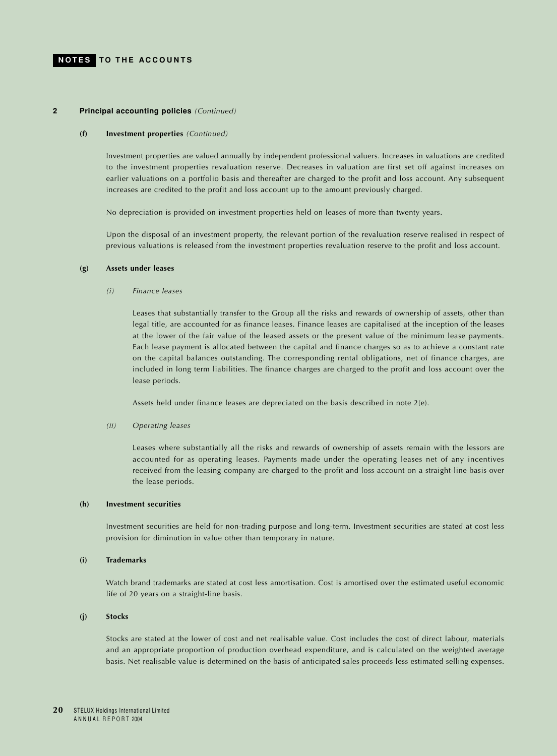## 2 Principal accounting policies *(Continued)*

### (f) Investment properties *(Continued)*

Investment properties are valued annually by independent professional valuers. Increases in valuations are credited to the investment properties revaluation reserve. Decreases in valuation are first set off against increases on earlier valuations on a portfolio basis and thereafter are charged to the profit and loss account. Any subsequent increases are credited to the profit and loss account up to the amount previously charged.

No depreciation is provided on investment properties held on leases of more than twenty years.

Upon the disposal of an investment property, the relevant portion of the revaluation reserve realised in respect of previous valuations is released from the investment properties revaluation reserve to the profit and loss account.

### (g) Assets under leases

*(i) Finance leases*

Leases that substantially transfer to the Group all the risks and rewards of ownership of assets, other than legal title, are accounted for as finance leases. Finance leases are capitalised at the inception of the leases at the lower of the fair value of the leased assets or the present value of the minimum lease payments. Each lease payment is allocated between the capital and finance charges so as to achieve a constant rate on the capital balances outstanding. The corresponding rental obligations, net of finance charges, are included in long term liabilities. The finance charges are charged to the profit and loss account over the lease periods.

Assets held under finance leases are depreciated on the basis described in note 2(e).

*(ii) Operating leases*

Leases where substantially all the risks and rewards of ownership of assets remain with the lessors are accounted for as operating leases. Payments made under the operating leases net of any incentives received from the leasing company are charged to the profit and loss account on a straight-line basis over the lease periods.

### (h) Investment securities

Investment securities are held for non-trading purpose and long-term. Investment securities are stated at cost less provision for diminution in value other than temporary in nature.

### (i) Trademarks

Watch brand trademarks are stated at cost less amortisation. Cost is amortised over the estimated useful economic life of 20 years on a straight-line basis.

### (j) Stocks

Stocks are stated at the lower of cost and net realisable value. Cost includes the cost of direct labour, materials and an appropriate proportion of production overhead expenditure, and is calculated on the weighted average basis. Net realisable value is determined on the basis of anticipated sales proceeds less estimated selling expenses.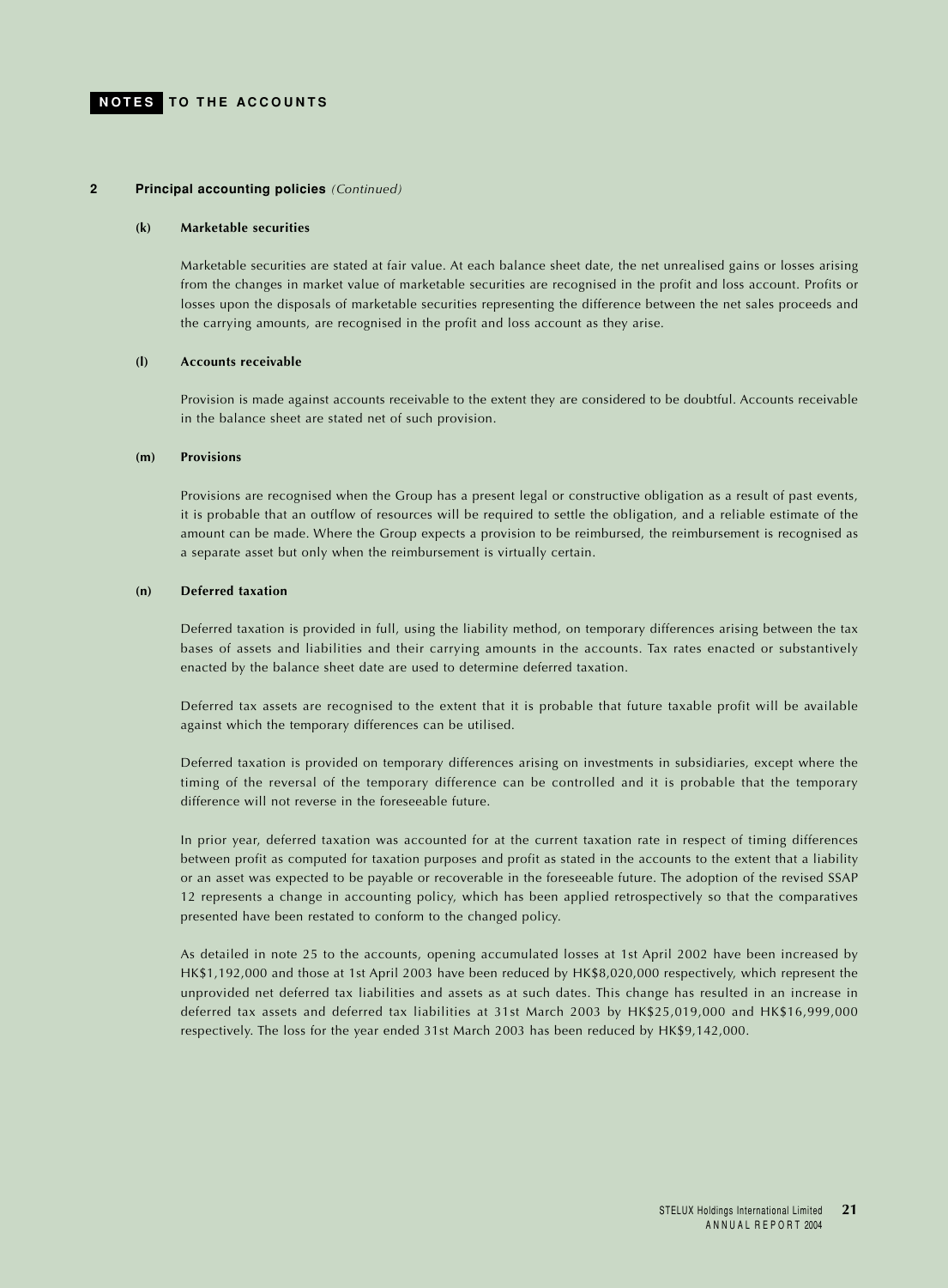## 2 Principal accounting policies *(Continued)*

### (k) Marketable securities

Marketable securities are stated at fair value. At each balance sheet date, the net unrealised gains or losses arising from the changes in market value of marketable securities are recognised in the profit and loss account. Profits or losses upon the disposals of marketable securities representing the difference between the net sales proceeds and the carrying amounts, are recognised in the profit and loss account as they arise.

### (l) Accounts receivable

Provision is made against accounts receivable to the extent they are considered to be doubtful. Accounts receivable in the balance sheet are stated net of such provision.

### (m) Provisions

Provisions are recognised when the Group has a present legal or constructive obligation as a result of past events, it is probable that an outflow of resources will be required to settle the obligation, and a reliable estimate of the amount can be made. Where the Group expects a provision to be reimbursed, the reimbursement is recognised as a separate asset but only when the reimbursement is virtually certain.

### (n) Deferred taxation

Deferred taxation is provided in full, using the liability method, on temporary differences arising between the tax bases of assets and liabilities and their carrying amounts in the accounts. Tax rates enacted or substantively enacted by the balance sheet date are used to determine deferred taxation.

Deferred tax assets are recognised to the extent that it is probable that future taxable profit will be available against which the temporary differences can be utilised.

Deferred taxation is provided on temporary differences arising on investments in subsidiaries, except where the timing of the reversal of the temporary difference can be controlled and it is probable that the temporary difference will not reverse in the foreseeable future.

In prior year, deferred taxation was accounted for at the current taxation rate in respect of timing differences between profit as computed for taxation purposes and profit as stated in the accounts to the extent that a liability or an asset was expected to be payable or recoverable in the foreseeable future. The adoption of the revised SSAP 12 represents a change in accounting policy, which has been applied retrospectively so that the comparatives presented have been restated to conform to the changed policy.

As detailed in note 25 to the accounts, opening accumulated losses at 1st April 2002 have been increased by HK$1,192,000 and those at 1st April 2003 have been reduced by HK$8,020,000 respectively, which represent the unprovided net deferred tax liabilities and assets as at such dates. This change has resulted in an increase in deferred tax assets and deferred tax liabilities at 31st March 2003 by HK$25,019,000 and HK$16,999,000 respectively. The loss for the year ended 31st March 2003 has been reduced by HK$9,142,000.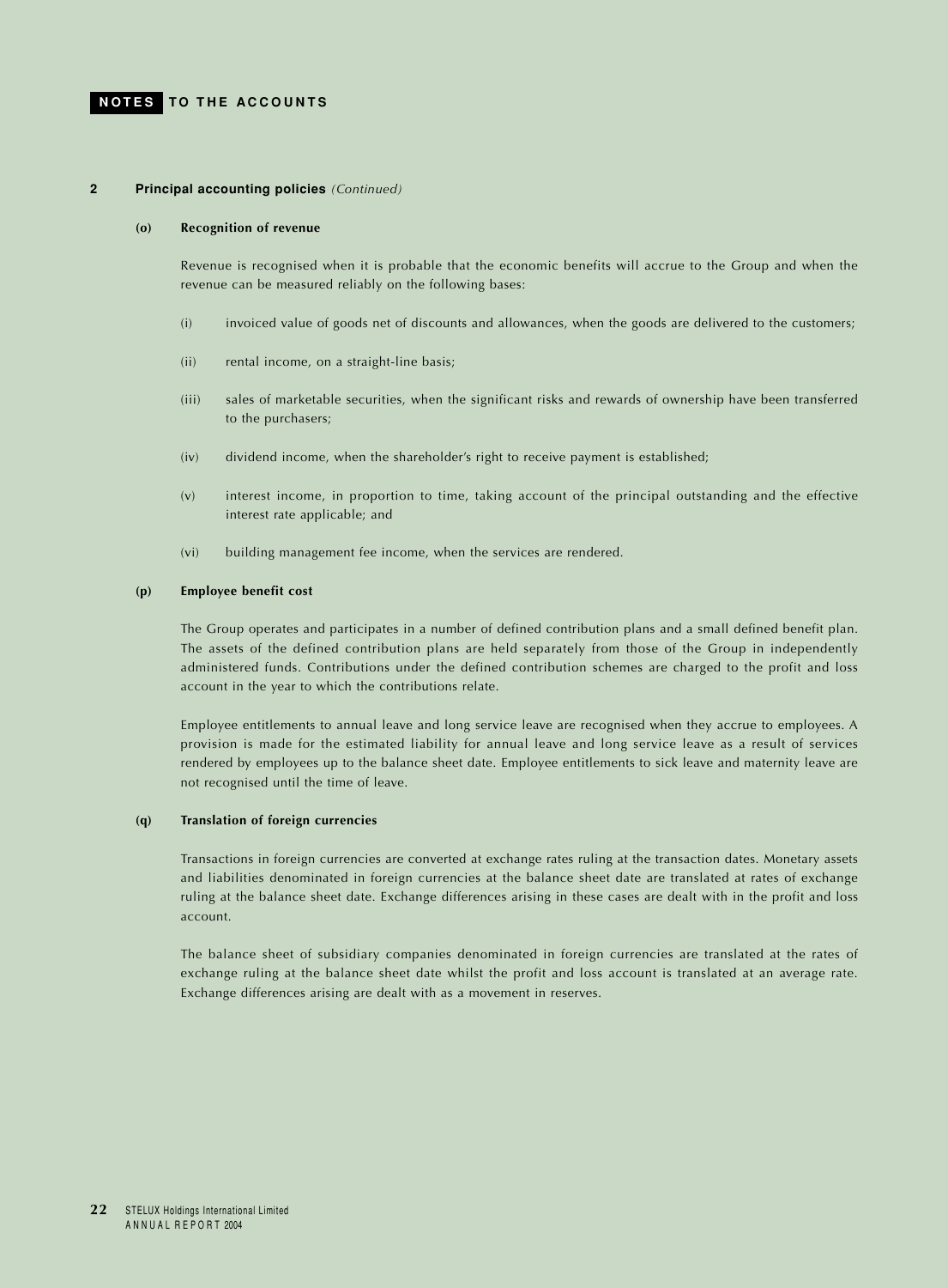## 2 Principal accounting policies *(Continued)*

### (o) Recognition of revenue

Revenue is recognised when it is probable that the economic benefits will accrue to the Group and when the revenue can be measured reliably on the following bases:

(i) invoiced value of goods net of discounts and allowances, when the goods are delivered to the customers;

(ii) rental income, on a straight-line basis;

(iii) sales of marketable securities, when the significant risks and rewards of ownership have been transferred to the purchasers;

(iv) dividend income, when the shareholder's right to receive payment is established;

(v) interest income, in proportion to time, taking account of the principal outstanding and the effective interest rate applicable; and

(vi) building management fee income, when the services are rendered.

### (p) Employee benefit cost

The Group operates and participates in a number of defined contribution plans and a small defined benefit plan. The assets of the defined contribution plans are held separately from those of the Group in independently administered funds. Contributions under the defined contribution schemes are charged to the profit and loss account in the year to which the contributions relate.

Employee entitlements to annual leave and long service leave are recognised when they accrue to employees. A provision is made for the estimated liability for annual leave and long service leave as a result of services rendered by employees up to the balance sheet date. Employee entitlements to sick leave and maternity leave are not recognised until the time of leave.

### (q) Translation of foreign currencies

Transactions in foreign currencies are converted at exchange rates ruling at the transaction dates. Monetary assets and liabilities denominated in foreign currencies at the balance sheet date are translated at rates of exchange ruling at the balance sheet date. Exchange differences arising in these cases are dealt with in the profit and loss account.

The balance sheet of subsidiary companies denominated in foreign currencies are translated at the rates of exchange ruling at the balance sheet date whilst the profit and loss account is translated at an average rate. Exchange differences arising are dealt with as a movement in reserves.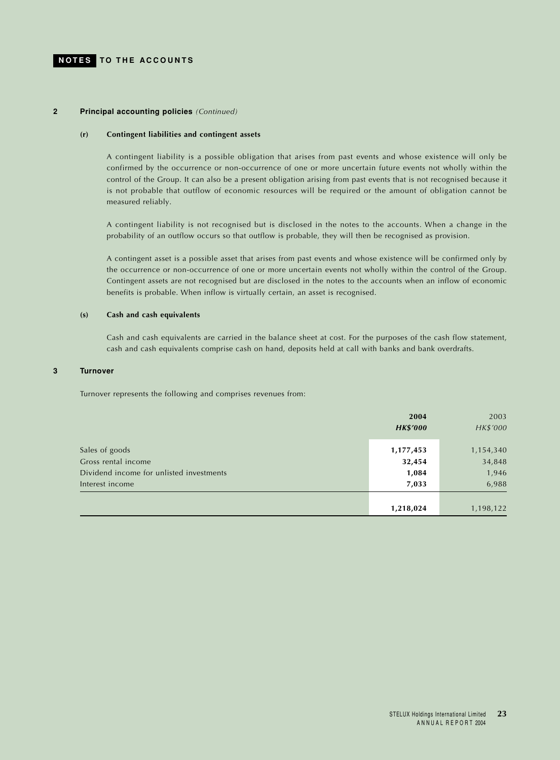# NOTES TO THE ACCOUNTS

## 2 Principal accounting policies *(Continued)*

### (r) Contingent liabilities and contingent assets

A contingent liability is a possible obligation that arises from past events and whose existence will only be confirmed by the occurrence or non-occurrence of one or more uncertain future events not wholly within the control of the Group. It can also be a present obligation arising from past events that is not recognised because it is not probable that outflow of economic resources will be required or the amount of obligation cannot be measured reliably.

A contingent liability is not recognised but is disclosed in the notes to the accounts. When a change in the probability of an outflow occurs so that outflow is probable, they will then be recognised as provision.

A contingent asset is a possible asset that arises from past events and whose existence will be confirmed only by the occurrence or non-occurrence of one or more uncertain events not wholly within the control of the Group. Contingent assets are not recognised but are disclosed in the notes to the accounts when an inflow of economic benefits is probable. When inflow is virtually certain, an asset is recognised.

### (s) Cash and cash equivalents

Cash and cash equivalents are carried in the balance sheet at cost. For the purposes of the cash flow statement, cash and cash equivalents comprise cash on hand, deposits held at call with banks and bank overdrafts.

## 3 Turnover

Turnover represents the following and comprises revenues from:

| | **2004** | 2003 |
|---|---|---|
| | ***HK$'000*** | *HK$'000* |
| Sales of goods | **1,177,453** | 1,154,340 |
| Gross rental income | **32,454** | 34,848 |
| Dividend income for unlisted investments | **1,084** | 1,946 |
| Interest income | **7,033** | 6,988 |
| | **1,218,024** | 1,198,122 |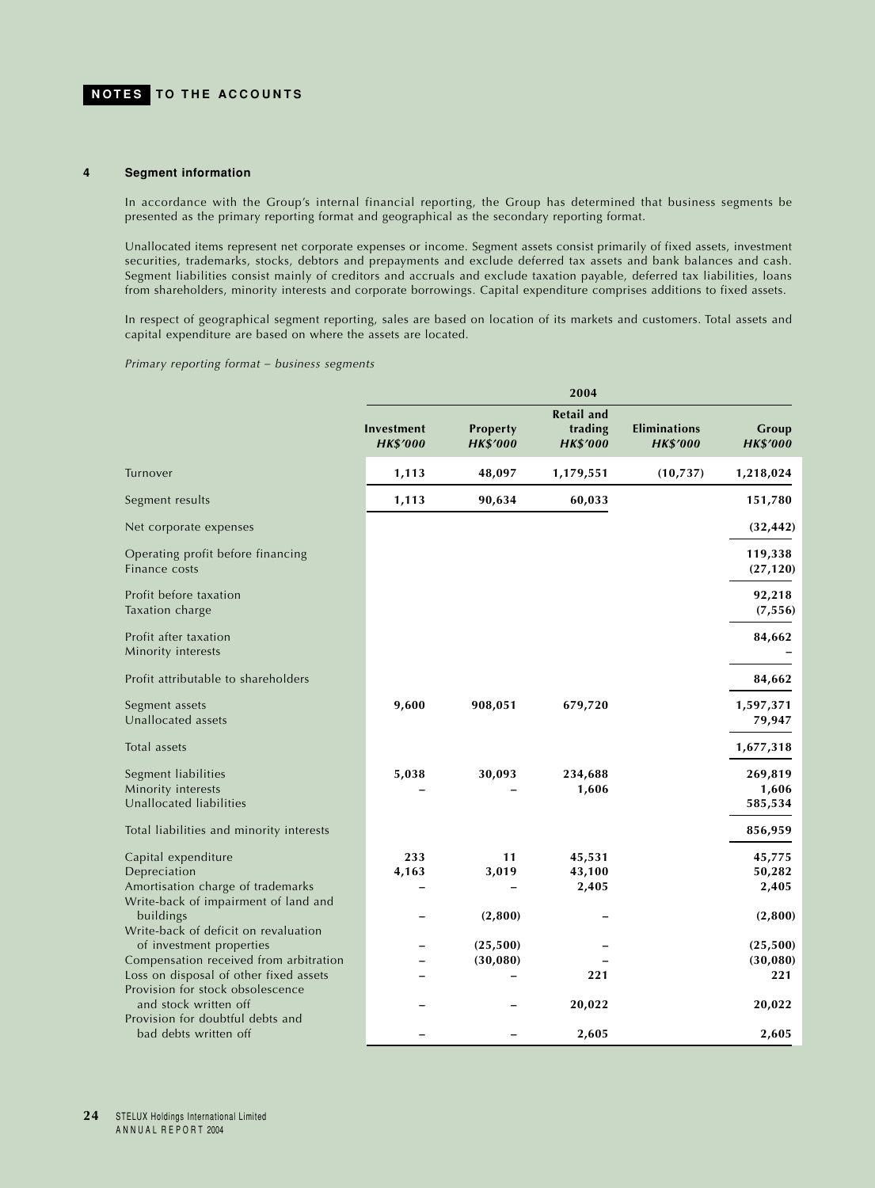# NOTES TO THE ACCOUNTS

## 4 Segment information

In accordance with the Group's internal financial reporting, the Group has determined that business segments be presented as the primary reporting format and geographical as the secondary reporting format.

Unallocated items represent net corporate expenses or income. Segment assets consist primarily of fixed assets, investment securities, trademarks, stocks, debtors and prepayments and exclude deferred tax assets and bank balances and cash. Segment liabilities consist mainly of creditors and accruals and exclude taxation payable, deferred tax liabilities, loans from shareholders, minority interests and corporate borrowings. Capital expenditure comprises additions to fixed assets.

In respect of geographical segment reporting, sales are based on location of its markets and customers. Total assets and capital expenditure are based on where the assets are located.

*Primary reporting format – business segments*

| | 2004 | | | | |
|---|---|---|---|---|---|
| | **Investment** *HK$'000* | **Property** *HK$'000* | **Retail and trading** *HK$'000* | **Eliminations** *HK$'000* | **Group** *HK$'000* |
| Turnover | 1,113 | 48,097 | 1,179,551 | (10,737) | 1,218,024 |
| Segment results | 1,113 | 90,634 | 60,033 | | 151,780 |
| Net corporate expenses | | | | | (32,442) |
| Operating profit before financing | | | | | 119,338 |
| Finance costs | | | | | (27,120) |
| Profit before taxation | | | | | 92,218 |
| Taxation charge | | | | | (7,556) |
| Profit after taxation | | | | | 84,662 |
| Minority interests | | | | | – |
| Profit attributable to shareholders | | | | | 84,662 |
| Segment assets | 9,600 | 908,051 | 679,720 | | 1,597,371 |
| Unallocated assets | | | | | 79,947 |
| Total assets | | | | | 1,677,318 |
| Segment liabilities | 5,038 | 30,093 | 234,688 | | 269,819 |
| Minority interests | – | – | 1,606 | | 1,606 |
| Unallocated liabilities | | | | | 585,534 |
| Total liabilities and minority interests | | | | | 856,959 |
| Capital expenditure | 233 | 11 | 45,531 | | 45,775 |
| Depreciation | 4,163 | 3,019 | 43,100 | | 50,282 |
| Amortisation charge of trademarks | – | – | 2,405 | | 2,405 |
| Write-back of impairment of land and buildings | – | (2,800) | – | | (2,800) |
| Write-back of deficit on revaluation of investment properties | – | (25,500) | – | | (25,500) |
| Compensation received from arbitration | – | (30,080) | – | | (30,080) |
| Loss on disposal of other fixed assets | – | – | 221 | | 221 |
| Provision for stock obsolescence and stock written off | – | – | 20,022 | | 20,022 |
| Provision for doubtful debts and bad debts written off | – | – | 2,605 | | 2,605 |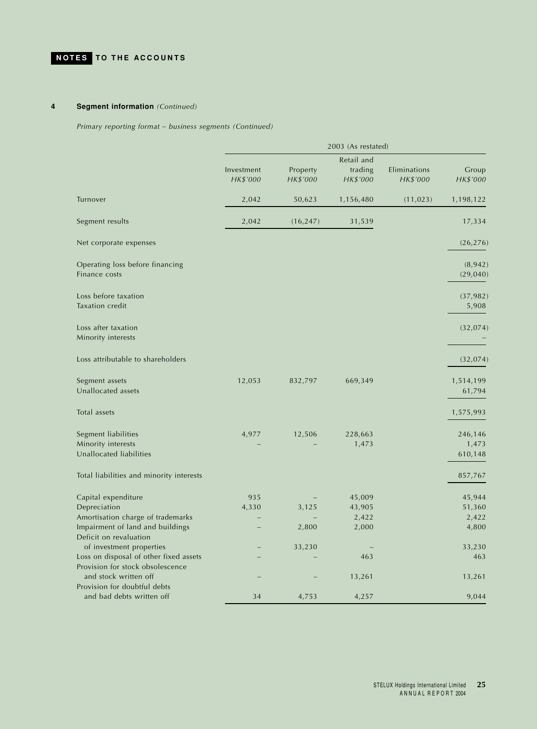# NOTES TO THE ACCOUNTS

## 4 Segment information *(Continued)*

*Primary reporting format – business segments (Continued)*

| | 2003 (As restated) | | | | |
|---|---|---|---|---|---|
| | Investment *HK$'000* | Property *HK$'000* | Retail and trading *HK$'000* | Eliminations *HK$'000* | Group *HK$'000* |
| Turnover | 2,042 | 50,623 | 1,156,480 | (11,023) | 1,198,122 |
| Segment results | 2,042 | (16,247) | 31,539 | | 17,334 |
| Net corporate expenses | | | | | (26,276) |
| Operating loss before financing | | | | | (8,942) |
| Finance costs | | | | | (29,040) |
| Loss before taxation | | | | | (37,982) |
| Taxation credit | | | | | 5,908 |
| Loss after taxation | | | | | (32,074) |
| Minority interests | | | | | – |
| Loss attributable to shareholders | | | | | (32,074) |
| Segment assets | 12,053 | 832,797 | 669,349 | | 1,514,199 |
| Unallocated assets | | | | | 61,794 |
| Total assets | | | | | 1,575,993 |
| Segment liabilities | 4,977 | 12,506 | 228,663 | | 246,146 |
| Minority interests | – | – | 1,473 | | 1,473 |
| Unallocated liabilities | | | | | 610,148 |
| Total liabilities and minority interests | | | | | 857,767 |
| Capital expenditure | 935 | – | 45,009 | | 45,944 |
| Depreciation | 4,330 | 3,125 | 43,905 | | 51,360 |
| Amortisation charge of trademarks | – | – | 2,422 | | 2,422 |
| Impairment of land and buildings | – | 2,800 | 2,000 | | 4,800 |
| Deficit on revaluation of investment properties | – | 33,230 | – | | 33,230 |
| Loss on disposal of other fixed assets | – | – | 463 | | 463 |
| Provision for stock obsolescence and stock written off | – | – | 13,261 | | 13,261 |
| Provision for doubtful debts and bad debts written off | 34 | 4,753 | 4,257 | | 9,044 |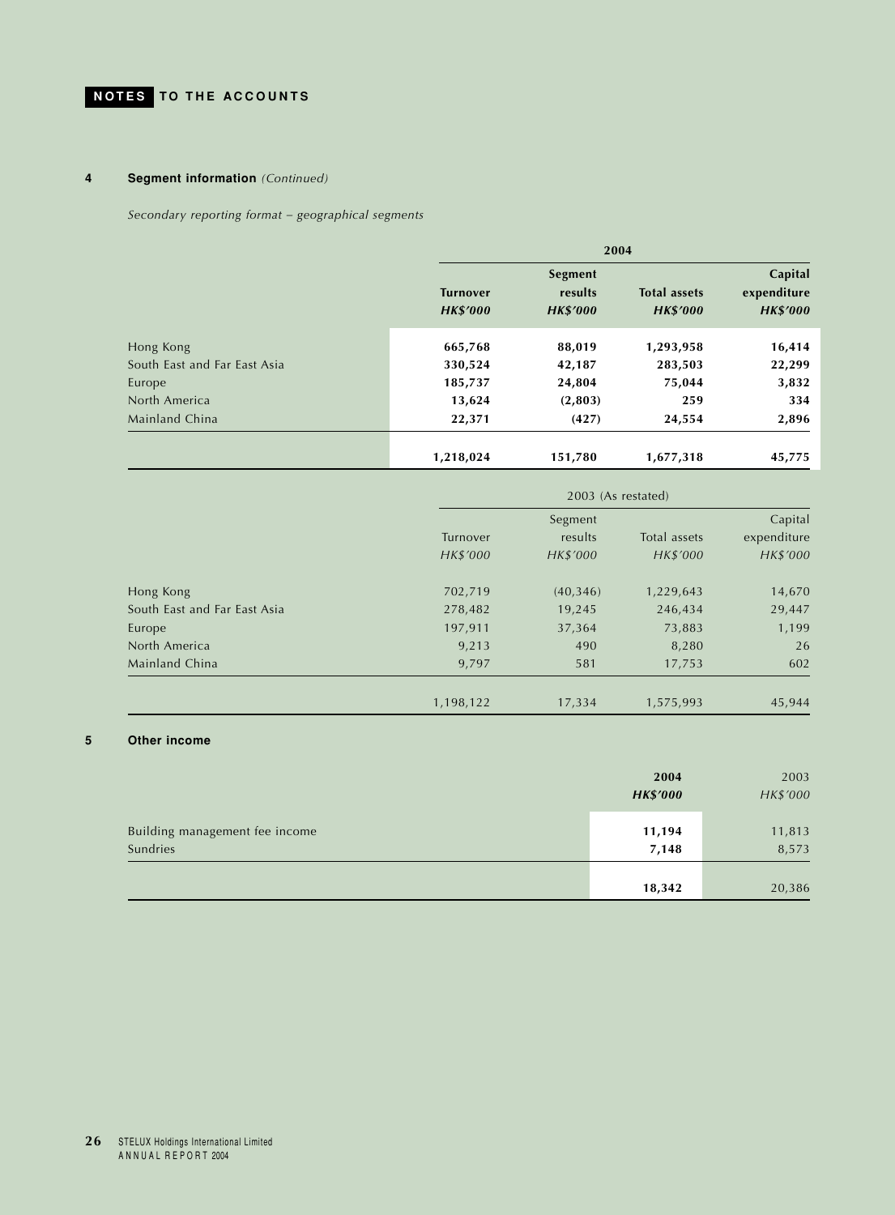## 4 Segment information *(Continued)*

*Secondary reporting format – geographical segments*

| | **2004** | | | |
|---|---|---|---|---|
| | **Turnover** | **Segment results** | **Total assets** | **Capital expenditure** |
| | ***HK$'000*** | ***HK$'000*** | ***HK$'000*** | ***HK$'000*** |
| Hong Kong | **665,768** | **88,019** | **1,293,958** | **16,414** |
| South East and Far East Asia | **330,524** | **42,187** | **283,503** | **22,299** |
| Europe | **185,737** | **24,804** | **75,044** | **3,832** |
| North America | **13,624** | **(2,803)** | **259** | **334** |
| Mainland China | **22,371** | **(427)** | **24,554** | **2,896** |
| | **1,218,024** | **151,780** | **1,677,318** | **45,775** |

| | 2003 (As restated) | | | |
|---|---|---|---|---|
| | Turnover | Segment results | Total assets | Capital expenditure |
| | *HK$'000* | *HK$'000* | *HK$'000* | *HK$'000* |
| Hong Kong | 702,719 | (40,346) | 1,229,643 | 14,670 |
| South East and Far East Asia | 278,482 | 19,245 | 246,434 | 29,447 |
| Europe | 197,911 | 37,364 | 73,883 | 1,199 |
| North America | 9,213 | 490 | 8,280 | 26 |
| Mainland China | 9,797 | 581 | 17,753 | 602 |
| | 1,198,122 | 17,334 | 1,575,993 | 45,944 |

## 5 Other income

| | **2004** | 2003 |
|---|---|---|
| | ***HK$'000*** | *HK$'000* |
| Building management fee income | **11,194** | 11,813 |
| Sundries | **7,148** | 8,573 |
| | **18,342** | 20,386 |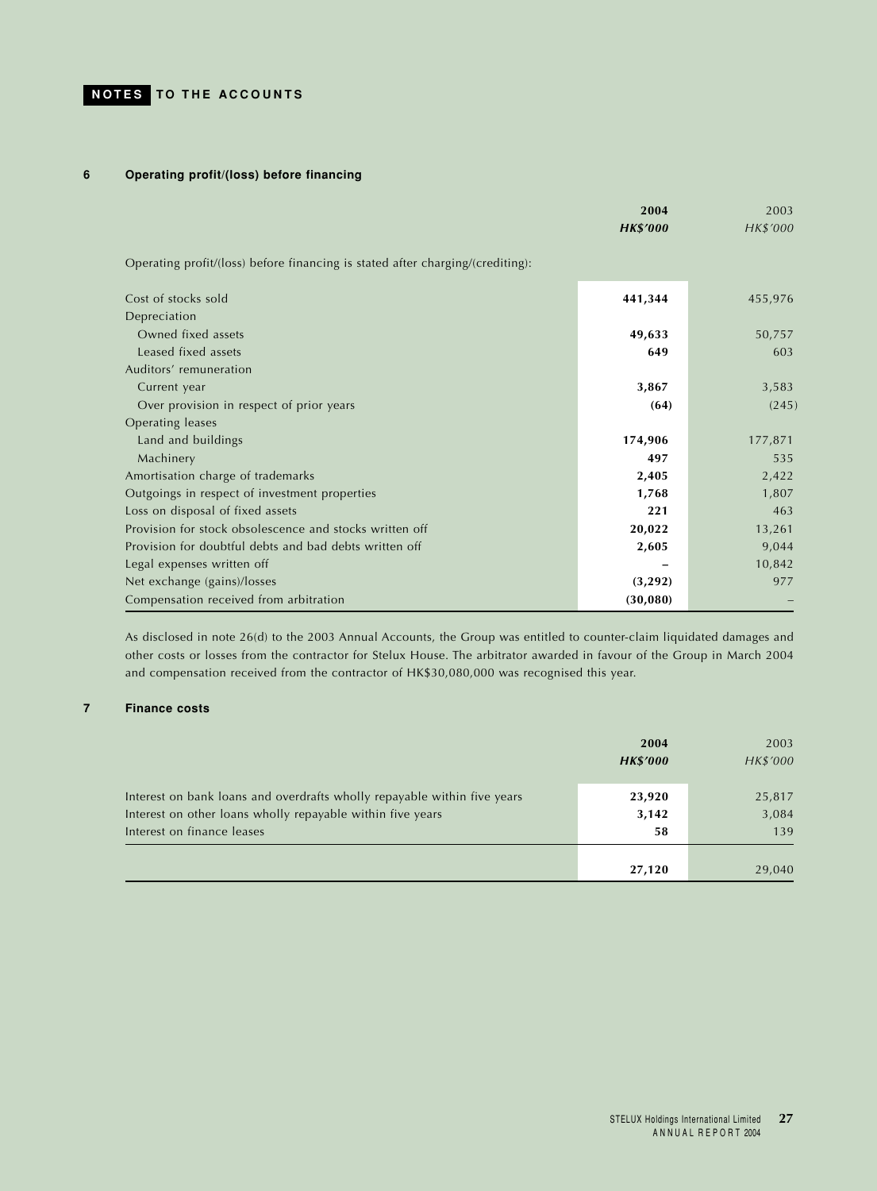**NOTES TO THE ACCOUNTS**

## 6 Operating profit/(loss) before financing

Operating profit/(loss) before financing is stated after charging/(crediting):

| | **2004** | 2003 |
|---|---|---|
| | ***HK$'000*** | *HK$'000* |
| Cost of stocks sold | **441,344** | 455,976 |
| Depreciation | | |
| Owned fixed assets | **49,633** | 50,757 |
| Leased fixed assets | **649** | 603 |
| Auditors' remuneration | | |
| Current year | **3,867** | 3,583 |
| Over provision in respect of prior years | **(64)** | (245) |
| Operating leases | | |
| Land and buildings | **174,906** | 177,871 |
| Machinery | **497** | 535 |
| Amortisation charge of trademarks | **2,405** | 2,422 |
| Outgoings in respect of investment properties | **1,768** | 1,807 |
| Loss on disposal of fixed assets | **221** | 463 |
| Provision for stock obsolescence and stocks written off | **20,022** | 13,261 |
| Provision for doubtful debts and bad debts written off | **2,605** | 9,044 |
| Legal expenses written off | **–** | 10,842 |
| Net exchange (gains)/losses | **(3,292)** | 977 |
| Compensation received from arbitration | **(30,080)** | – |

As disclosed in note 26(d) to the 2003 Annual Accounts, the Group was entitled to counter-claim liquidated damages and other costs or losses from the contractor for Stelux House. The arbitrator awarded in favour of the Group in March 2004 and compensation received from the contractor of HK$30,080,000 was recognised this year.

## 7 Finance costs

| | **2004** | 2003 |
|---|---|---|
| | ***HK$'000*** | *HK$'000* |
| Interest on bank loans and overdrafts wholly repayable within five years | **23,920** | 25,817 |
| Interest on other loans wholly repayable within five years | **3,142** | 3,084 |
| Interest on finance leases | **58** | 139 |
| | **27,120** | 29,040 |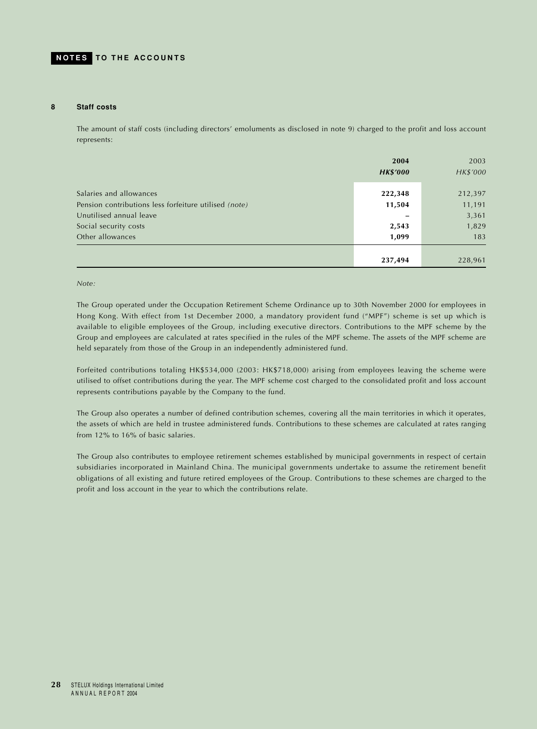## 8 Staff costs

The amount of staff costs (including directors' emoluments as disclosed in note 9) charged to the profit and loss account represents:

| | 2004 | 2003 |
|---|---|---|
| | ***HK$'000*** | *HK$'000* |
| Salaries and allowances | **222,348** | 212,397 |
| Pension contributions less forfeiture utilised *(note)* | **11,504** | 11,191 |
| Unutilised annual leave | **–** | 3,361 |
| Social security costs | **2,543** | 1,829 |
| Other allowances | **1,099** | 183 |
| | **237,494** | 228,961 |

*Note:*

The Group operated under the Occupation Retirement Scheme Ordinance up to 30th November 2000 for employees in Hong Kong. With effect from 1st December 2000, a mandatory provident fund ("MPF") scheme is set up which is available to eligible employees of the Group, including executive directors. Contributions to the MPF scheme by the Group and employees are calculated at rates specified in the rules of the MPF scheme. The assets of the MPF scheme are held separately from those of the Group in an independently administered fund.

Forfeited contributions totaling HK$534,000 (2003: HK$718,000) arising from employees leaving the scheme were utilised to offset contributions during the year. The MPF scheme cost charged to the consolidated profit and loss account represents contributions payable by the Company to the fund.

The Group also operates a number of defined contribution schemes, covering all the main territories in which it operates, the assets of which are held in trustee administered funds. Contributions to these schemes are calculated at rates ranging from 12% to 16% of basic salaries.

The Group also contributes to employee retirement schemes established by municipal governments in respect of certain subsidiaries incorporated in Mainland China. The municipal governments undertake to assume the retirement benefit obligations of all existing and future retired employees of the Group. Contributions to these schemes are charged to the profit and loss account in the year to which the contributions relate.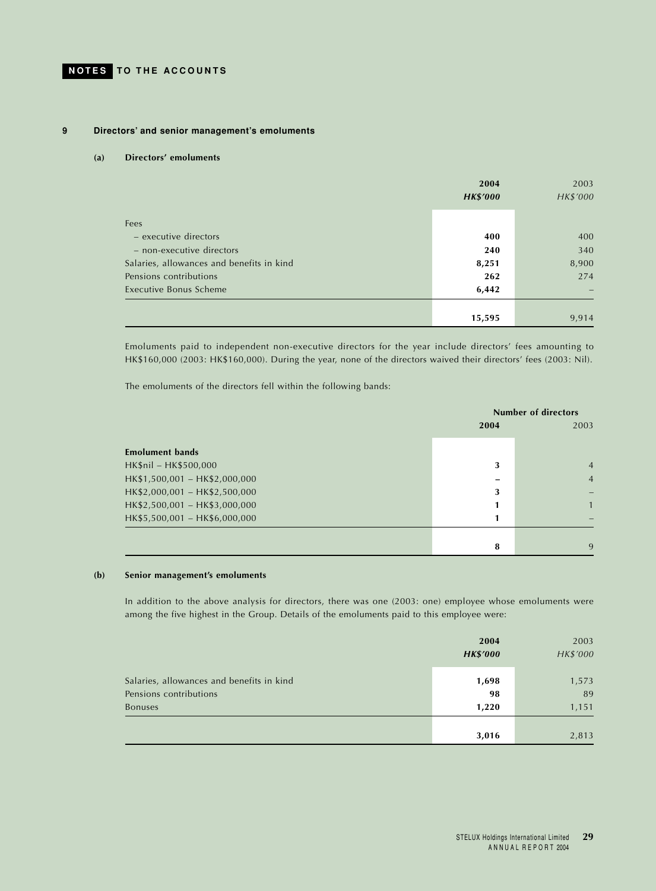# NOTES TO THE ACCOUNTS

## 9 Directors' and senior management's emoluments

### (a) Directors' emoluments

| | 2004 | 2003 |
|---|---|---|
| | ***HK$'000*** | *HK$'000* |
| Fees | | |
| – executive directors | **400** | 400 |
| – non-executive directors | **240** | 340 |
| Salaries, allowances and benefits in kind | **8,251** | 8,900 |
| Pensions contributions | **262** | 274 |
| Executive Bonus Scheme | **6,442** | – |
| | **15,595** | 9,914 |

Emoluments paid to independent non-executive directors for the year include directors' fees amounting to HK$160,000 (2003: HK$160,000). During the year, none of the directors waived their directors' fees (2003: Nil).

The emoluments of the directors fell within the following bands:

| | Number of directors | |
|---|---|---|
| | **2004** | 2003 |
| **Emolument bands** | | |
| HK$nil – HK$500,000 | **3** | 4 |
| HK$1,500,001 – HK$2,000,000 | **–** | 4 |
| HK$2,000,001 – HK$2,500,000 | **3** | – |
| HK$2,500,001 – HK$3,000,000 | **1** | 1 |
| HK$5,500,001 – HK$6,000,000 | **1** | – |
| | **8** | 9 |

### (b) Senior management's emoluments

In addition to the above analysis for directors, there was one (2003: one) employee whose emoluments were among the five highest in the Group. Details of the emoluments paid to this employee were:

| | 2004 | 2003 |
|---|---|---|
| | ***HK$'000*** | *HK$'000* |
| Salaries, allowances and benefits in kind | **1,698** | 1,573 |
| Pensions contributions | **98** | 89 |
| Bonuses | **1,220** | 1,151 |
| | **3,016** | 2,813 |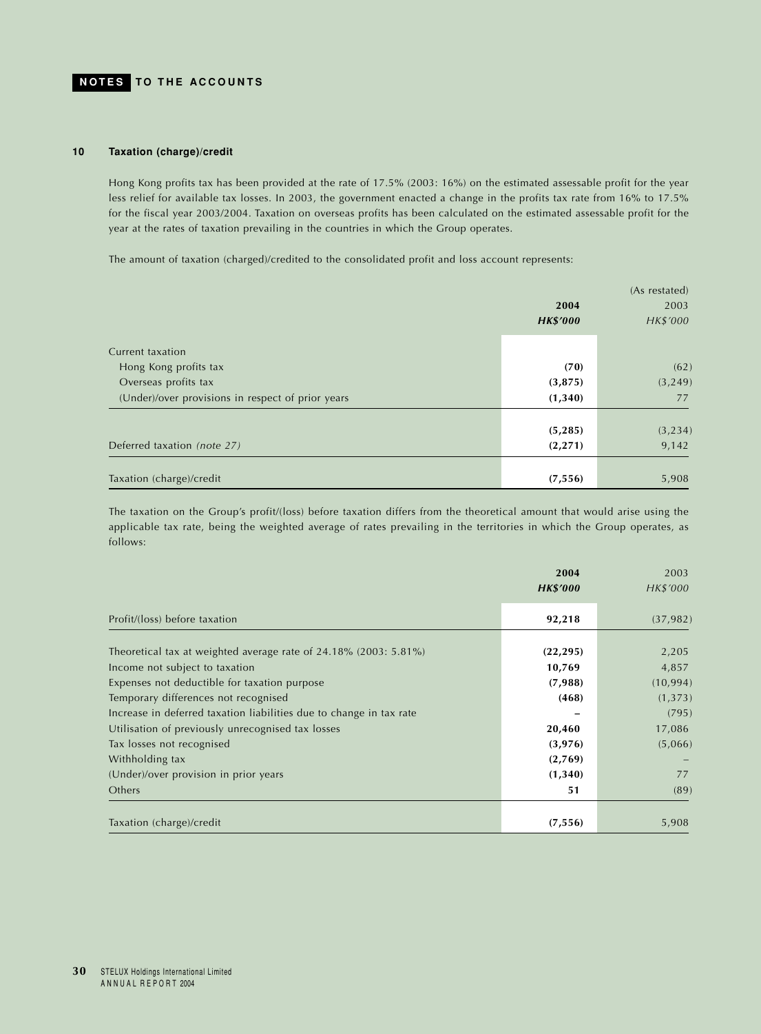## 10 Taxation (charge)/credit

Hong Kong profits tax has been provided at the rate of 17.5% (2003: 16%) on the estimated assessable profit for the year less relief for available tax losses. In 2003, the government enacted a change in the profits tax rate from 16% to 17.5% for the fiscal year 2003/2004. Taxation on overseas profits has been calculated on the estimated assessable profit for the year at the rates of taxation prevailing in the countries in which the Group operates.

The amount of taxation (charged)/credited to the consolidated profit and loss account represents:

| | **2004** | (As restated) 2003 |
|---|---|---|
| | ***HK$'000*** | *HK$'000* |
| Current taxation | | |
| Hong Kong profits tax | **(70)** | (62) |
| Overseas profits tax | **(3,875)** | (3,249) |
| (Under)/over provisions in respect of prior years | **(1,340)** | 77 |
| | **(5,285)** | (3,234) |
| Deferred taxation *(note 27)* | **(2,271)** | 9,142 |
| Taxation (charge)/credit | **(7,556)** | 5,908 |

The taxation on the Group's profit/(loss) before taxation differs from the theoretical amount that would arise using the applicable tax rate, being the weighted average of rates prevailing in the territories in which the Group operates, as follows:

| | **2004** | 2003 |
|---|---|---|
| | ***HK$'000*** | *HK$'000* |
| Profit/(loss) before taxation | **92,218** | (37,982) |
| Theoretical tax at weighted average rate of 24.18% (2003: 5.81%) | **(22,295)** | 2,205 |
| Income not subject to taxation | **10,769** | 4,857 |
| Expenses not deductible for taxation purpose | **(7,988)** | (10,994) |
| Temporary differences not recognised | **(468)** | (1,373) |
| Increase in deferred taxation liabilities due to change in tax rate | **–** | (795) |
| Utilisation of previously unrecognised tax losses | **20,460** | 17,086 |
| Tax losses not recognised | **(3,976)** | (5,066) |
| Withholding tax | **(2,769)** | – |
| (Under)/over provision in prior years | **(1,340)** | 77 |
| Others | **51** | (89) |
| Taxation (charge)/credit | **(7,556)** | 5,908 |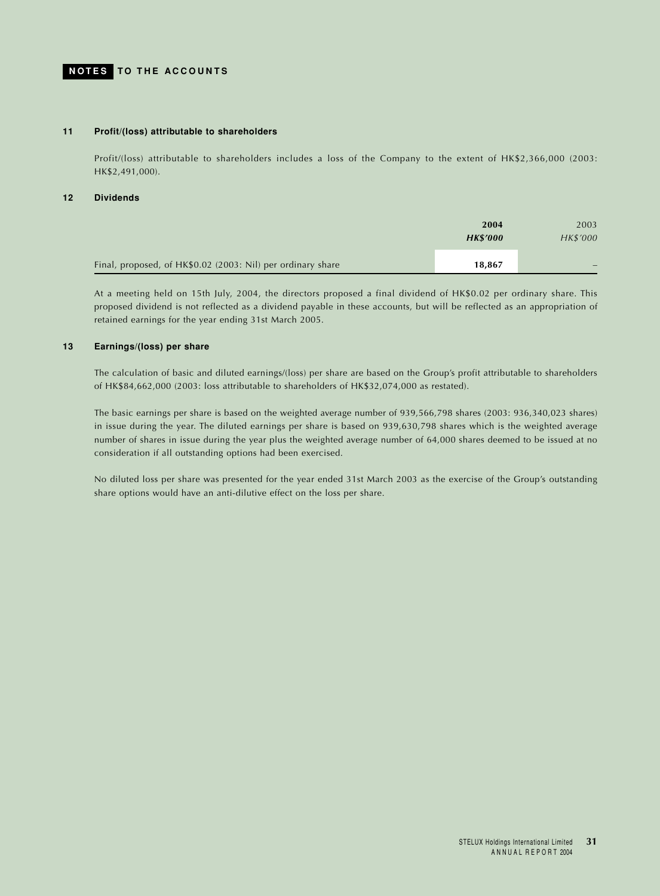## NOTES TO THE ACCOUNTS

### 11 Profit/(loss) attributable to shareholders

Profit/(loss) attributable to shareholders includes a loss of the Company to the extent of HK$2,366,000 (2003: HK$2,491,000).

### 12 Dividends

| | **2004** | 2003 |
|---|---|---|
| | ***HK$'000*** | *HK$'000* |
| Final, proposed, of HK$0.02 (2003: Nil) per ordinary share | **18,867** | – |

At a meeting held on 15th July, 2004, the directors proposed a final dividend of HK$0.02 per ordinary share. This proposed dividend is not reflected as a dividend payable in these accounts, but will be reflected as an appropriation of retained earnings for the year ending 31st March 2005.

### 13 Earnings/(loss) per share

The calculation of basic and diluted earnings/(loss) per share are based on the Group's profit attributable to shareholders of HK$84,662,000 (2003: loss attributable to shareholders of HK$32,074,000 as restated).

The basic earnings per share is based on the weighted average number of 939,566,798 shares (2003: 936,340,023 shares) in issue during the year. The diluted earnings per share is based on 939,630,798 shares which is the weighted average number of shares in issue during the year plus the weighted average number of 64,000 shares deemed to be issued at no consideration if all outstanding options had been exercised.

No diluted loss per share was presented for the year ended 31st March 2003 as the exercise of the Group's outstanding share options would have an anti-dilutive effect on the loss per share.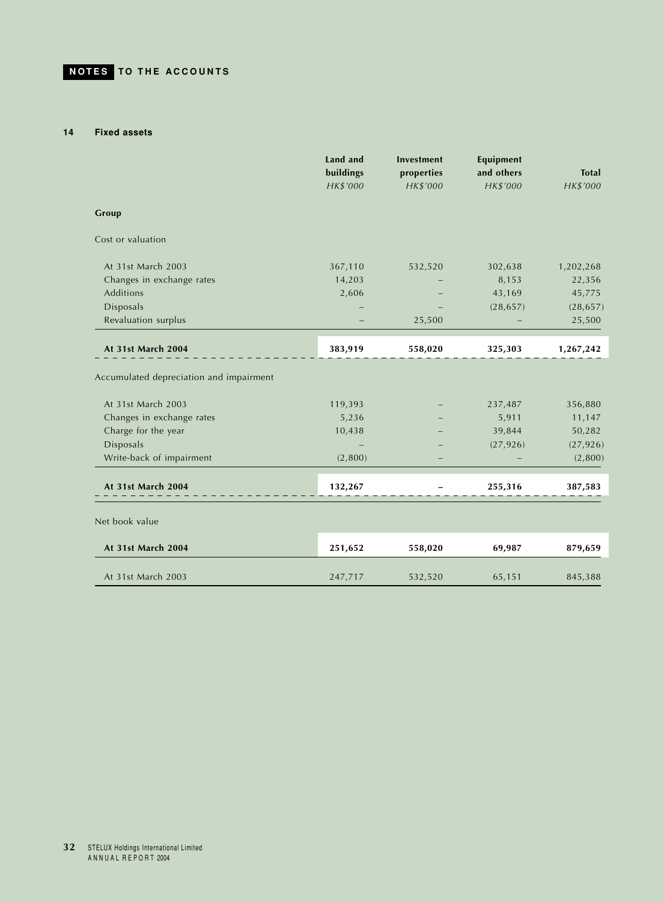## NOTES TO THE ACCOUNTS

### 14 Fixed assets

| | Land and buildings | Investment properties | Equipment and others | Total |
|---|---|---|---|---|
| | *HK$'000* | *HK$'000* | *HK$'000* | *HK$'000* |
| **Group** | | | | |
| Cost or valuation | | | | |
| At 31st March 2003 | 367,110 | 532,520 | 302,638 | 1,202,268 |
| Changes in exchange rates | 14,203 | – | 8,153 | 22,356 |
| Additions | 2,606 | – | 43,169 | 45,775 |
| Disposals | – | – | (28,657) | (28,657) |
| Revaluation surplus | – | 25,500 | – | 25,500 |
| **At 31st March 2004** | **383,919** | **558,020** | **325,303** | **1,267,242** |
| Accumulated depreciation and impairment | | | | |
| At 31st March 2003 | 119,393 | – | 237,487 | 356,880 |
| Changes in exchange rates | 5,236 | – | 5,911 | 11,147 |
| Charge for the year | 10,438 | – | 39,844 | 50,282 |
| Disposals | – | – | (27,926) | (27,926) |
| Write-back of impairment | (2,800) | – | – | (2,800) |
| **At 31st March 2004** | **132,267** | **–** | **255,316** | **387,583** |
| Net book value | | | | |
| **At 31st March 2004** | **251,652** | **558,020** | **69,987** | **879,659** |
| At 31st March 2003 | 247,717 | 532,520 | 65,151 | 845,388 |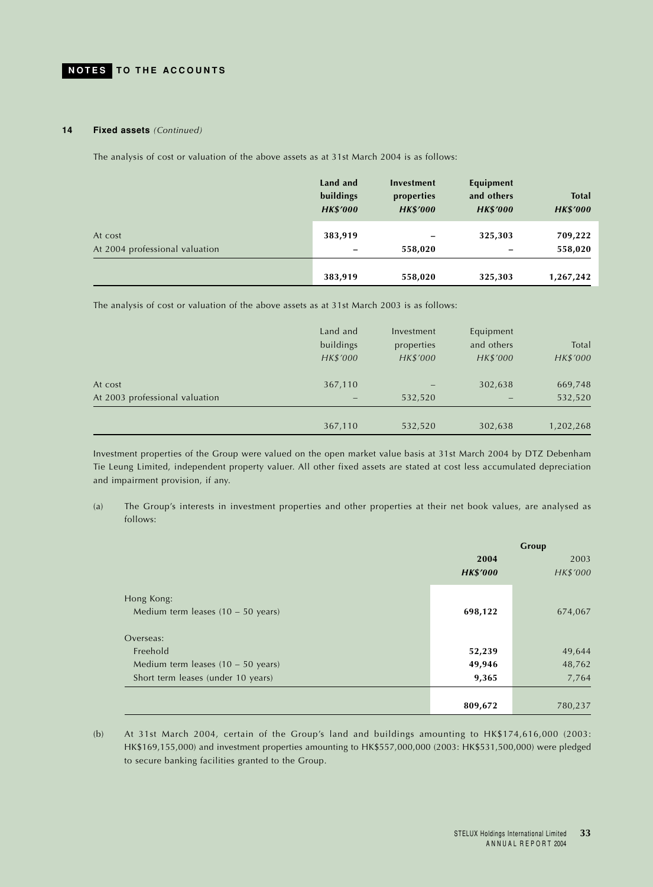**NOTES TO THE ACCOUNTS**

## 14 Fixed assets *(Continued)*

The analysis of cost or valuation of the above assets as at 31st March 2004 is as follows:

| | **Land and buildings** *HK$'000* | **Investment properties** *HK$'000* | **Equipment and others** *HK$'000* | **Total** *HK$'000* |
|---|---|---|---|---|
| At cost | **383,919** | **–** | **325,303** | **709,222** |
| At 2004 professional valuation | **–** | **558,020** | **–** | **558,020** |
| | **383,919** | **558,020** | **325,303** | **1,267,242** |

The analysis of cost or valuation of the above assets as at 31st March 2003 is as follows:

| | Land and buildings *HK$'000* | Investment properties *HK$'000* | Equipment and others *HK$'000* | Total *HK$'000* |
|---|---|---|---|---|
| At cost | 367,110 | – | 302,638 | 669,748 |
| At 2003 professional valuation | – | 532,520 | – | 532,520 |
| | 367,110 | 532,520 | 302,638 | 1,202,268 |

Investment properties of the Group were valued on the open market value basis at 31st March 2004 by DTZ Debenham Tie Leung Limited, independent property valuer. All other fixed assets are stated at cost less accumulated depreciation and impairment provision, if any.

(a) The Group's interests in investment properties and other properties at their net book values, are analysed as follows:

| | **Group** | |
|---|---|---|
| | **2004** *HK$'000* | 2003 *HK$'000* |
| Hong Kong: | | |
| Medium term leases (10 – 50 years) | **698,122** | 674,067 |
| Overseas: | | |
| Freehold | **52,239** | 49,644 |
| Medium term leases (10 – 50 years) | **49,946** | 48,762 |
| Short term leases (under 10 years) | **9,365** | 7,764 |
| | **809,672** | 780,237 |

(b) At 31st March 2004, certain of the Group's land and buildings amounting to HK$174,616,000 (2003: HK$169,155,000) and investment properties amounting to HK$557,000,000 (2003: HK$531,500,000) were pledged to secure banking facilities granted to the Group.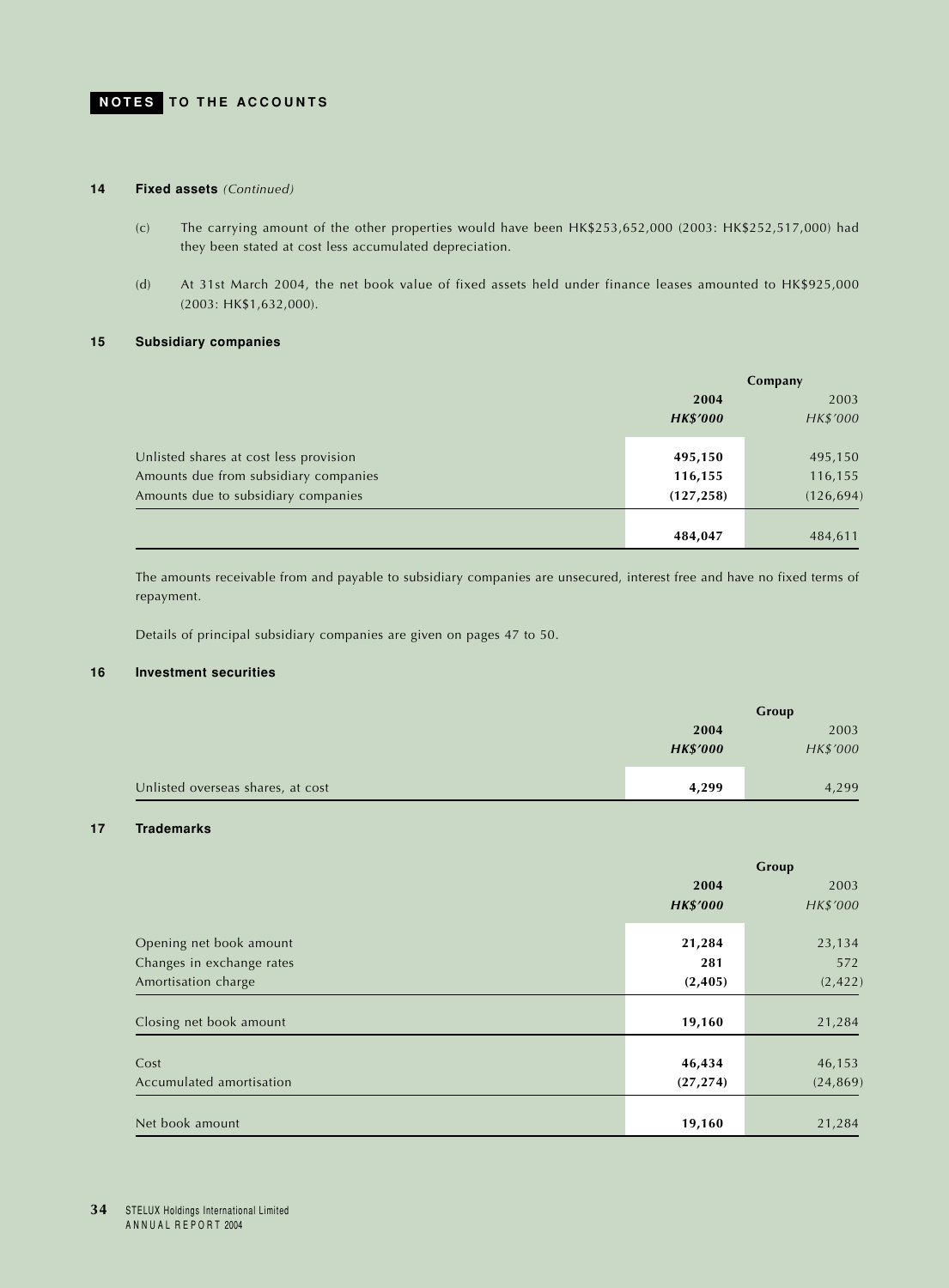## NOTES TO THE ACCOUNTS

### 14 Fixed assets *(Continued)*

(c) The carrying amount of the other properties would have been HK$253,652,000 (2003: HK$252,517,000) had they been stated at cost less accumulated depreciation.

(d) At 31st March 2004, the net book value of fixed assets held under finance leases amounted to HK$925,000 (2003: HK$1,632,000).

### 15 Subsidiary companies

| | Company | |
|---|---|---|
| | **2004** | 2003 |
| | ***HK$'000*** | *HK$'000* |
| Unlisted shares at cost less provision | **495,150** | 495,150 |
| Amounts due from subsidiary companies | **116,155** | 116,155 |
| Amounts due to subsidiary companies | **(127,258)** | (126,694) |
| | **484,047** | 484,611 |

The amounts receivable from and payable to subsidiary companies are unsecured, interest free and have no fixed terms of repayment.

Details of principal subsidiary companies are given on pages 47 to 50.

### 16 Investment securities

| | Group | |
|---|---|---|
| | **2004** | 2003 |
| | ***HK$'000*** | *HK$'000* |
| Unlisted overseas shares, at cost | **4,299** | 4,299 |

### 17 Trademarks

| | Group | |
|---|---|---|
| | **2004** | 2003 |
| | ***HK$'000*** | *HK$'000* |
| Opening net book amount | **21,284** | 23,134 |
| Changes in exchange rates | **281** | 572 |
| Amortisation charge | **(2,405)** | (2,422) |
| Closing net book amount | **19,160** | 21,284 |
| Cost | **46,434** | 46,153 |
| Accumulated amortisation | **(27,274)** | (24,869) |
| Net book amount | **19,160** | 21,284 |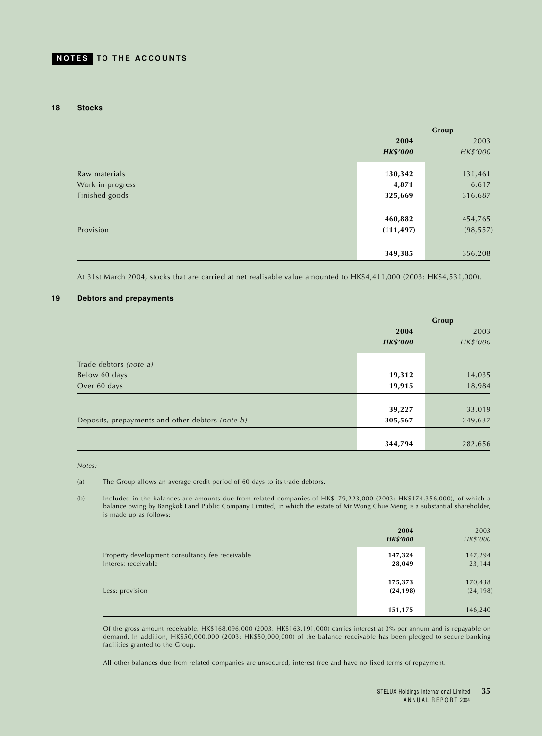## NOTES TO THE ACCOUNTS

### 18 Stocks

| | Group | |
|---|---|---|
| | **2004** | 2003 |
| | ***HK$'000*** | *HK$'000* |
| Raw materials | **130,342** | 131,461 |
| Work-in-progress | **4,871** | 6,617 |
| Finished goods | **325,669** | 316,687 |
| | **460,882** | 454,765 |
| Provision | **(111,497)** | (98,557) |
| | **349,385** | 356,208 |

At 31st March 2004, stocks that are carried at net realisable value amounted to HK$4,411,000 (2003: HK$4,531,000).

### 19 Debtors and prepayments

| | Group | |
|---|---|---|
| | **2004** | 2003 |
| | ***HK$'000*** | *HK$'000* |
| Trade debtors *(note a)* | | |
| Below 60 days | **19,312** | 14,035 |
| Over 60 days | **19,915** | 18,984 |
| | **39,227** | 33,019 |
| Deposits, prepayments and other debtors *(note b)* | **305,567** | 249,637 |
| | **344,794** | 282,656 |

*Notes:*

(a) The Group allows an average credit period of 60 days to its trade debtors.

(b) Included in the balances are amounts due from related companies of HK$179,223,000 (2003: HK$174,356,000), of which a balance owing by Bangkok Land Public Company Limited, in which the estate of Mr Wong Chue Meng is a substantial shareholder, is made up as follows:

| | **2004** | 2003 |
|---|---|---|
| | ***HK$'000*** | *HK$'000* |
| Property development consultancy fee receivable | **147,324** | 147,294 |
| Interest receivable | **28,049** | 23,144 |
| | **175,373** | 170,438 |
| Less: provision | **(24,198)** | (24,198) |
| | **151,175** | 146,240 |

Of the gross amount receivable, HK$168,096,000 (2003: HK$163,191,000) carries interest at 3% per annum and is repayable on demand. In addition, HK$50,000,000 (2003: HK$50,000,000) of the balance receivable has been pledged to secure banking facilities granted to the Group.

All other balances due from related companies are unsecured, interest free and have no fixed terms of repayment.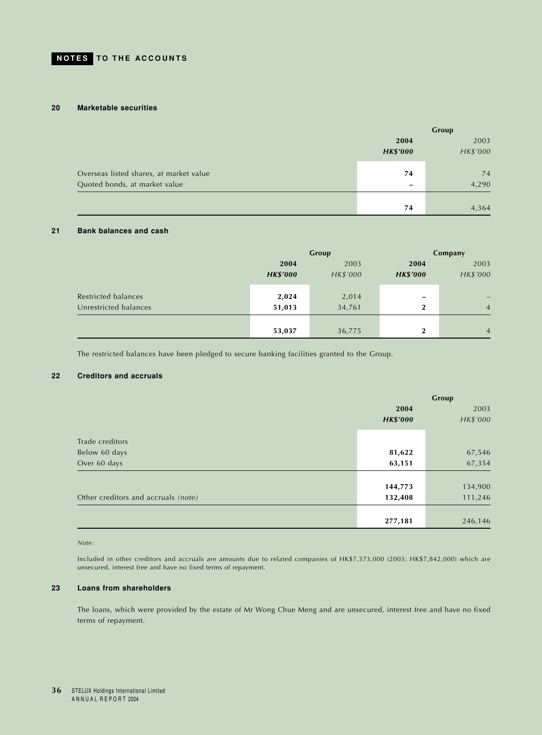# NOTES TO THE ACCOUNTS

## 20 Marketable securities

| | Group | |
|---|---|---|
| | **2004** | 2003 |
| | ***HK$'000*** | *HK$'000* |
| Overseas listed shares, at market value | **74** | 74 |
| Quoted bonds, at market value | **–** | 4,290 |
| | **74** | 4,364 |

## 21 Bank balances and cash

| | Group | | Company | |
|---|---|---|---|---|
| | **2004** | 2003 | **2004** | 2003 |
| | ***HK$'000*** | *HK$'000* | ***HK$'000*** | *HK$'000* |
| Restricted balances | **2,024** | 2,014 | **–** | – |
| Unrestricted balances | **51,013** | 34,761 | **2** | 4 |
| | **53,037** | 36,775 | **2** | 4 |

The restricted balances have been pledged to secure banking facilities granted to the Group.

## 22 Creditors and accruals

| | Group | |
|---|---|---|
| | **2004** | 2003 |
| | ***HK$'000*** | *HK$'000* |
| Trade creditors | | |
| Below 60 days | **81,622** | 67,546 |
| Over 60 days | **63,151** | 67,354 |
| | **144,773** | 134,900 |
| Other creditors and accruals *(note)* | **132,408** | 111,246 |
| | **277,181** | 246,146 |

*Note:*

Included in other creditors and accruals are amounts due to related companies of HK$7,373,000 (2003: HK$7,842,000) which are unsecured, interest free and have no fixed terms of repayment.

## 23 Loans from shareholders

The loans, which were provided by the estate of Mr Wong Chue Meng and are unsecured, interest free and have no fixed terms of repayment.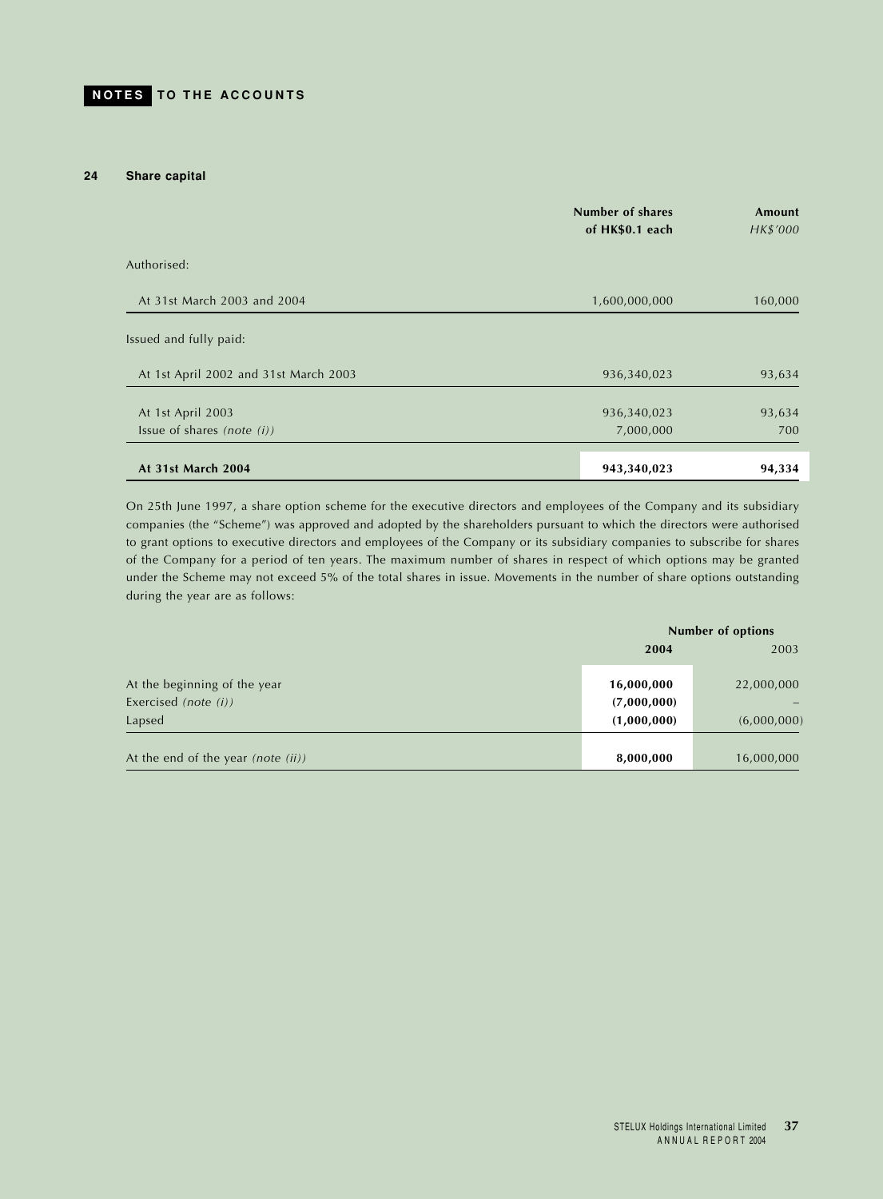## 24 Share capital

| | Number of shares of HK$0.1 each | Amount HK$'000 |
|---|---|---|
| Authorised: | | |
| At 31st March 2003 and 2004 | 1,600,000,000 | 160,000 |
| Issued and fully paid: | | |
| At 1st April 2002 and 31st March 2003 | 936,340,023 | 93,634 |
| At 1st April 2003 | 936,340,023 | 93,634 |
| Issue of shares *(note (i))* | 7,000,000 | 700 |
| **At 31st March 2004** | **943,340,023** | **94,334** |

On 25th June 1997, a share option scheme for the executive directors and employees of the Company and its subsidiary companies (the "Scheme") was approved and adopted by the shareholders pursuant to which the directors were authorised to grant options to executive directors and employees of the Company or its subsidiary companies to subscribe for shares of the Company for a period of ten years. The maximum number of shares in respect of which options may be granted under the Scheme may not exceed 5% of the total shares in issue. Movements in the number of share options outstanding during the year are as follows:

| | Number of options | |
|---|---|---|
| | **2004** | 2003 |
| At the beginning of the year | **16,000,000** | 22,000,000 |
| Exercised *(note (i))* | **(7,000,000)** | – |
| Lapsed | **(1,000,000)** | (6,000,000) |
| At the end of the year *(note (ii))* | **8,000,000** | 16,000,000 |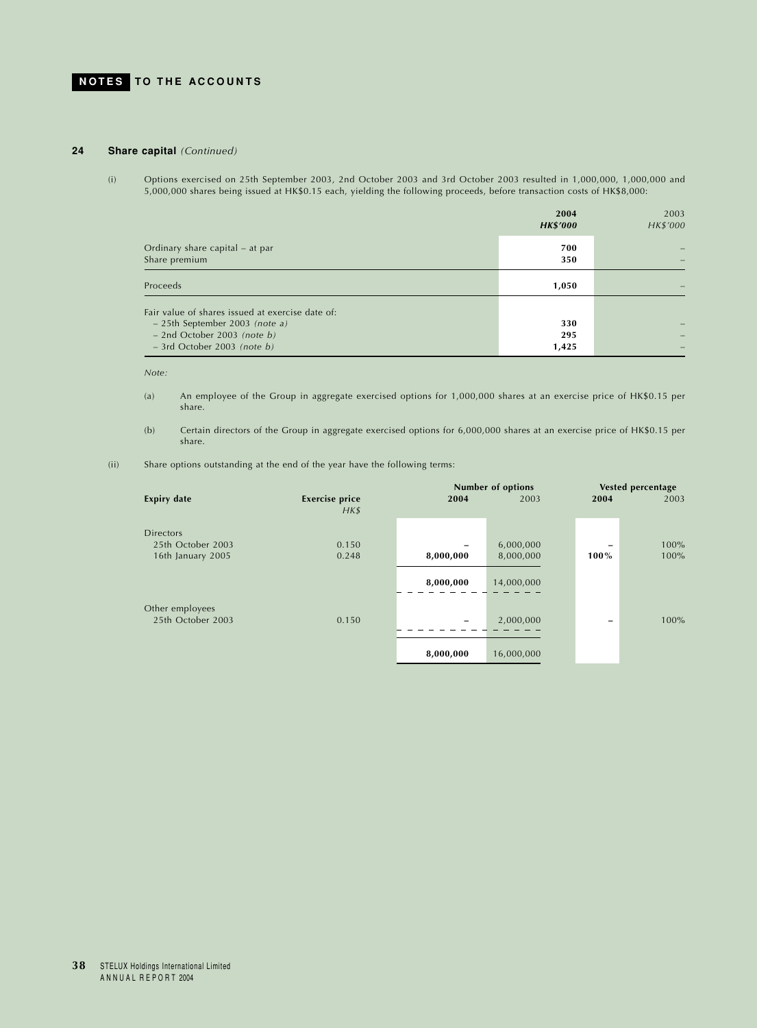## 24 Share capital *(Continued)*

(i) Options exercised on 25th September 2003, 2nd October 2003 and 3rd October 2003 resulted in 1,000,000, 1,000,000 and 5,000,000 shares being issued at HK$0.15 each, yielding the following proceeds, before transaction costs of HK$8,000:

| | **2004** | 2003 |
|---|---|---|
| | ***HK$'000*** | *HK$'000* |
| Ordinary share capital – at par | **700** | – |
| Share premium | **350** | – |
| Proceeds | **1,050** | – |
| Fair value of shares issued at exercise date of: | | |
| – 25th September 2003 *(note a)* | **330** | – |
| – 2nd October 2003 *(note b)* | **295** | – |
| – 3rd October 2003 *(note b)* | **1,425** | – |

*Note:*

(a) An employee of the Group in aggregate exercised options for 1,000,000 shares at an exercise price of HK$0.15 per share.

(b) Certain directors of the Group in aggregate exercised options for 6,000,000 shares at an exercise price of HK$0.15 per share.

(ii) Share options outstanding at the end of the year have the following terms:

| Expiry date | Exercise price | Number of options | | Vested percentage | |
|---|---|---|---|---|---|
| | *HK$* | **2004** | 2003 | **2004** | 2003 |
| Directors | | | | | |
| 25th October 2003 | 0.150 | **–** | 6,000,000 | **–** | 100% |
| 16th January 2005 | 0.248 | **8,000,000** | 8,000,000 | **100%** | 100% |
| | | **8,000,000** | 14,000,000 | | |
| Other employees | | | | | |
| 25th October 2003 | 0.150 | **–** | 2,000,000 | **–** | 100% |
| | | **8,000,000** | 16,000,000 | | |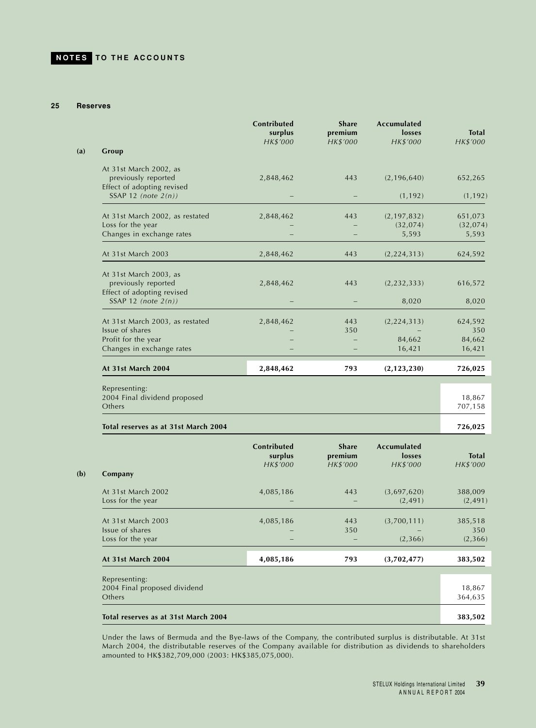**NOTES TO THE ACCOUNTS**

## 25 Reserves

**(a) Group**

| | Contributed surplus HK$'000 | Share premium HK$'000 | Accumulated losses HK$'000 | Total HK$'000 |
|---|---|---|---|---|
| At 31st March 2002, as previously reported | 2,848,462 | 443 | (2,196,640) | 652,265 |
| Effect of adopting revised SSAP 12 *(note 2(n))* | – | – | (1,192) | (1,192) |
| At 31st March 2002, as restated | 2,848,462 | 443 | (2,197,832) | 651,073 |
| Loss for the year | – | – | (32,074) | (32,074) |
| Changes in exchange rates | – | – | 5,593 | 5,593 |
| At 31st March 2003 | 2,848,462 | 443 | (2,224,313) | 624,592 |
| At 31st March 2003, as previously reported | 2,848,462 | 443 | (2,232,333) | 616,572 |
| Effect of adopting revised SSAP 12 *(note 2(n))* | – | – | 8,020 | 8,020 |
| At 31st March 2003, as restated | 2,848,462 | 443 | (2,224,313) | 624,592 |
| Issue of shares | – | 350 | – | 350 |
| Profit for the year | – | – | 84,662 | 84,662 |
| Changes in exchange rates | – | – | 16,421 | 16,421 |
| **At 31st March 2004** | **2,848,462** | **793** | **(2,123,230)** | **726,025** |
| Representing: | | | | |
| 2004 Final dividend proposed | | | | 18,867 |
| Others | | | | 707,158 |
| **Total reserves as at 31st March 2004** | | | | **726,025** |

**(b) Company**

| | Contributed surplus HK$'000 | Share premium HK$'000 | Accumulated losses HK$'000 | Total HK$'000 |
|---|---|---|---|---|
| At 31st March 2002 | 4,085,186 | 443 | (3,697,620) | 388,009 |
| Loss for the year | – | – | (2,491) | (2,491) |
| At 31st March 2003 | 4,085,186 | 443 | (3,700,111) | 385,518 |
| Issue of shares | – | 350 | – | 350 |
| Loss for the year | – | – | (2,366) | (2,366) |
| **At 31st March 2004** | **4,085,186** | **793** | **(3,702,477)** | **383,502** |
| Representing: | | | | |
| 2004 Final proposed dividend | | | | 18,867 |
| Others | | | | 364,635 |
| **Total reserves as at 31st March 2004** | | | | **383,502** |

Under the laws of Bermuda and the Bye-laws of the Company, the contributed surplus is distributable. At 31st March 2004, the distributable reserves of the Company available for distribution as dividends to shareholders amounted to HK$382,709,000 (2003: HK$385,075,000).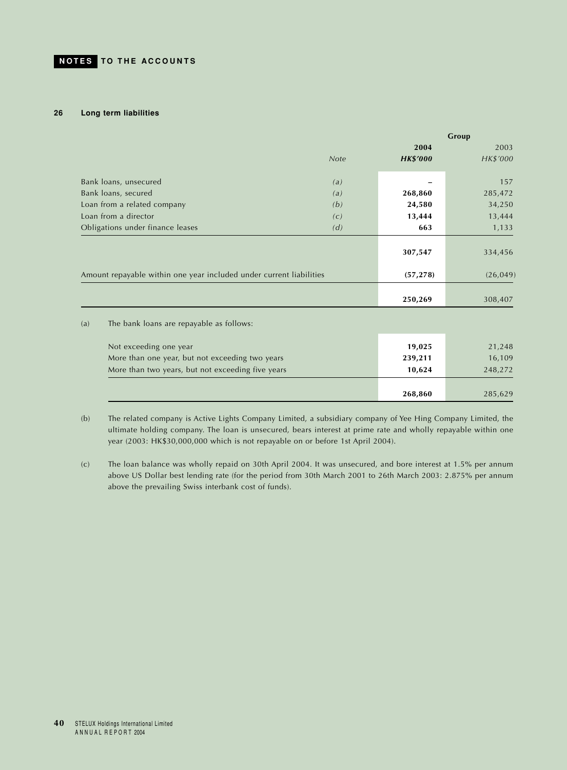## 26 Long term liabilities

| | Note | Group | |
|---|---|---|---|
| | | **2004** | 2003 |
| | | ***HK$'000*** | *HK$'000* |
| Bank loans, unsecured | *(a)* | – | 157 |
| Bank loans, secured | *(a)* | **268,860** | 285,472 |
| Loan from a related company | *(b)* | **24,580** | 34,250 |
| Loan from a director | *(c)* | **13,444** | 13,444 |
| Obligations under finance leases | *(d)* | **663** | 1,133 |
| | | **307,547** | 334,456 |
| Amount repayable within one year included under current liabilities | | **(57,278)** | (26,049) |
| | | **250,269** | 308,407 |

(a) The bank loans are repayable as follows:

| | 2004 | 2003 |
|---|---|---|
| Not exceeding one year | **19,025** | 21,248 |
| More than one year, but not exceeding two years | **239,211** | 16,109 |
| More than two years, but not exceeding five years | **10,624** | 248,272 |
| | **268,860** | 285,629 |

(b) The related company is Active Lights Company Limited, a subsidiary company of Yee Hing Company Limited, the ultimate holding company. The loan is unsecured, bears interest at prime rate and wholly repayable within one year (2003: HK$30,000,000 which is not repayable on or before 1st April 2004).

(c) The loan balance was wholly repaid on 30th April 2004. It was unsecured, and bore interest at 1.5% per annum above US Dollar best lending rate (for the period from 30th March 2001 to 26th March 2003: 2.875% per annum above the prevailing Swiss interbank cost of funds).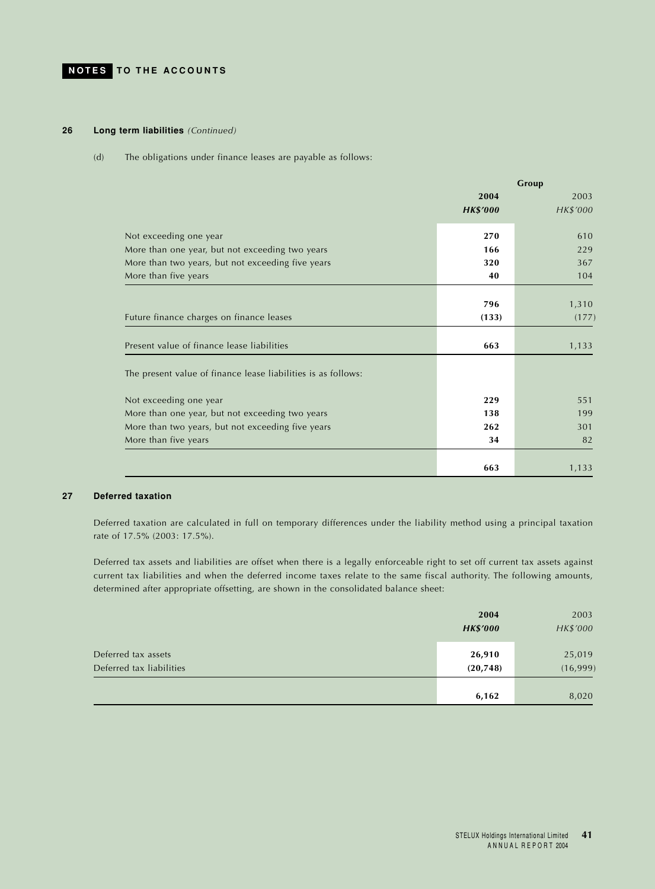**NOTES TO THE ACCOUNTS**

## 26 Long term liabilities *(Continued)*

(d) The obligations under finance leases are payable as follows:

| | Group | |
|---|---|---|
| | **2004** | 2003 |
| | ***HK$'000*** | *HK$'000* |
| Not exceeding one year | **270** | 610 |
| More than one year, but not exceeding two years | **166** | 229 |
| More than two years, but not exceeding five years | **320** | 367 |
| More than five years | **40** | 104 |
| | **796** | 1,310 |
| Future finance charges on finance leases | **(133)** | (177) |
| Present value of finance lease liabilities | **663** | 1,133 |
| The present value of finance lease liabilities is as follows: | | |
| Not exceeding one year | **229** | 551 |
| More than one year, but not exceeding two years | **138** | 199 |
| More than two years, but not exceeding five years | **262** | 301 |
| More than five years | **34** | 82 |
| | **663** | 1,133 |

## 27 Deferred taxation

Deferred taxation are calculated in full on temporary differences under the liability method using a principal taxation rate of 17.5% (2003: 17.5%).

Deferred tax assets and liabilities are offset when there is a legally enforceable right to set off current tax assets against current tax liabilities and when the deferred income taxes relate to the same fiscal authority. The following amounts, determined after appropriate offsetting, are shown in the consolidated balance sheet:

| | **2004** | 2003 |
|---|---|---|
| | ***HK$'000*** | *HK$'000* |
| Deferred tax assets | **26,910** | 25,019 |
| Deferred tax liabilities | **(20,748)** | (16,999) |
| | **6,162** | 8,020 |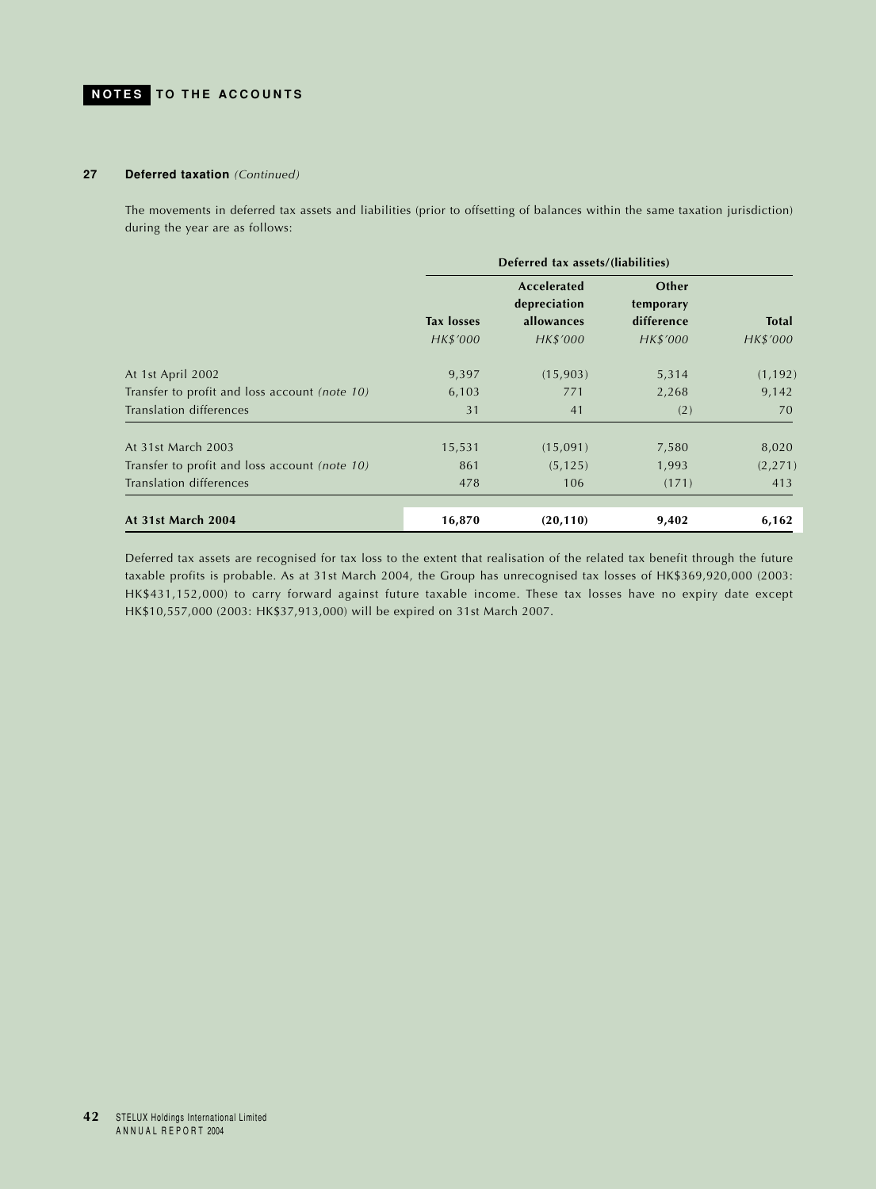## NOTES TO THE ACCOUNTS

### 27 Deferred taxation *(Continued)*

The movements in deferred tax assets and liabilities (prior to offsetting of balances within the same taxation jurisdiction) during the year are as follows:

| | Deferred tax assets/(liabilities) | | | |
|---|---|---|---|---|
| | **Tax losses** | **Accelerated depreciation allowances** | **Other temporary difference** | **Total** |
| | *HK$'000* | *HK$'000* | *HK$'000* | *HK$'000* |
| At 1st April 2002 | 9,397 | (15,903) | 5,314 | (1,192) |
| Transfer to profit and loss account *(note 10)* | 6,103 | 771 | 2,268 | 9,142 |
| Translation differences | 31 | 41 | (2) | 70 |
| At 31st March 2003 | 15,531 | (15,091) | 7,580 | 8,020 |
| Transfer to profit and loss account *(note 10)* | 861 | (5,125) | 1,993 | (2,271) |
| Translation differences | 478 | 106 | (171) | 413 |
| **At 31st March 2004** | **16,870** | **(20,110)** | **9,402** | **6,162** |

Deferred tax assets are recognised for tax loss to the extent that realisation of the related tax benefit through the future taxable profits is probable. As at 31st March 2004, the Group has unrecognised tax losses of HK$369,920,000 (2003: HK$431,152,000) to carry forward against future taxable income. These tax losses have no expiry date except HK$10,557,000 (2003: HK$37,913,000) will be expired on 31st March 2007.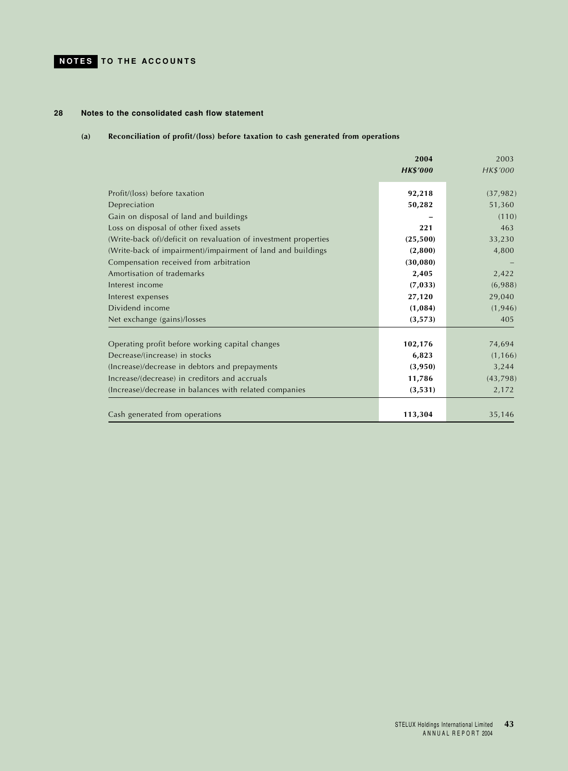## 28 Notes to the consolidated cash flow statement

### (a) Reconciliation of profit/(loss) before taxation to cash generated from operations

| | **2004** | 2003 |
|---|---|---|
| | ***HK$'000*** | *HK$'000* |
| Profit/(loss) before taxation | **92,218** | (37,982) |
| Depreciation | **50,282** | 51,360 |
| Gain on disposal of land and buildings | **–** | (110) |
| Loss on disposal of other fixed assets | **221** | 463 |
| (Write-back of)/deficit on revaluation of investment properties | **(25,500)** | 33,230 |
| (Write-back of impairment)/impairment of land and buildings | **(2,800)** | 4,800 |
| Compensation received from arbitration | **(30,080)** | – |
| Amortisation of trademarks | **2,405** | 2,422 |
| Interest income | **(7,033)** | (6,988) |
| Interest expenses | **27,120** | 29,040 |
| Dividend income | **(1,084)** | (1,946) |
| Net exchange (gains)/losses | **(3,573)** | 405 |
| Operating profit before working capital changes | **102,176** | 74,694 |
| Decrease/(increase) in stocks | **6,823** | (1,166) |
| (Increase)/decrease in debtors and prepayments | **(3,950)** | 3,244 |
| Increase/(decrease) in creditors and accruals | **11,786** | (43,798) |
| (Increase)/decrease in balances with related companies | **(3,531)** | 2,172 |
| Cash generated from operations | **113,304** | 35,146 |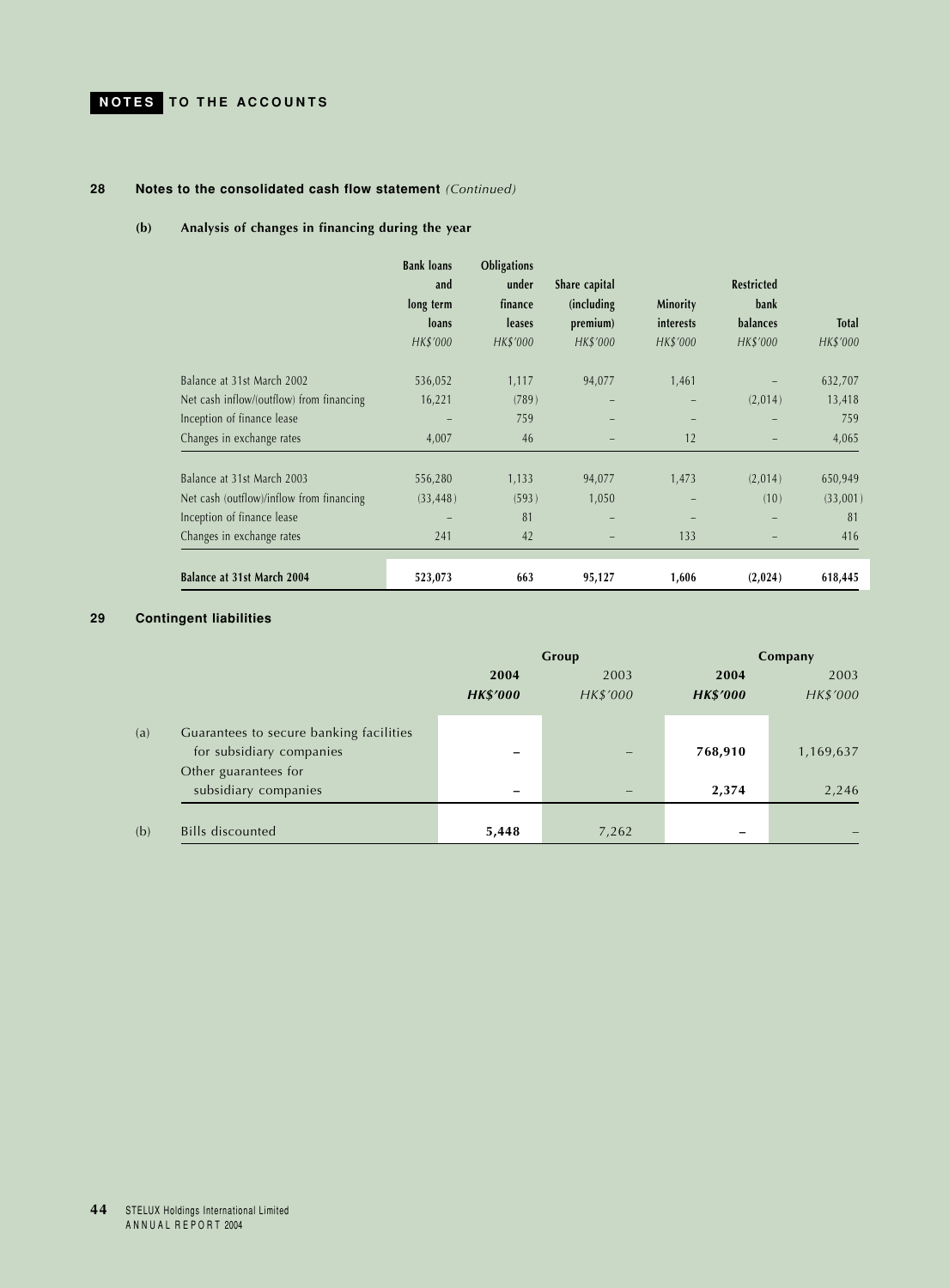## 28 Notes to the consolidated cash flow statement *(Continued)*

### (b) Analysis of changes in financing during the year

| | Bank loans and long term loans | Obligations under finance leases | Share capital (including premium) | Minority interests | Restricted bank balances | Total |
|---|---|---|---|---|---|---|
| | *HK$'000* | *HK$'000* | *HK$'000* | *HK$'000* | *HK$'000* | *HK$'000* |
| Balance at 31st March 2002 | 536,052 | 1,117 | 94,077 | 1,461 | – | 632,707 |
| Net cash inflow/(outflow) from financing | 16,221 | (789) | – | – | (2,014) | 13,418 |
| Inception of finance lease | – | 759 | – | – | – | 759 |
| Changes in exchange rates | 4,007 | 46 | – | 12 | – | 4,065 |
| Balance at 31st March 2003 | 556,280 | 1,133 | 94,077 | 1,473 | (2,014) | 650,949 |
| Net cash (outflow)/inflow from financing | (33,448) | (593) | 1,050 | – | (10) | (33,001) |
| Inception of finance lease | – | 81 | – | – | – | 81 |
| Changes in exchange rates | 241 | 42 | – | 133 | – | 416 |
| **Balance at 31st March 2004** | **523,073** | **663** | **95,127** | **1,606** | **(2,024)** | **618,445** |

## 29 Contingent liabilities

| | | Group | | Company | |
|---|---|---|---|---|---|
| | | **2004** | 2003 | **2004** | 2003 |
| | | ***HK$'000*** | *HK$'000* | ***HK$'000*** | *HK$'000* |
| (a) | Guarantees to secure banking facilities for subsidiary companies | **–** | – | **768,910** | 1,169,637 |
| | Other guarantees for subsidiary companies | **–** | – | **2,374** | 2,246 |
| (b) | Bills discounted | **5,448** | 7,262 | **–** | – |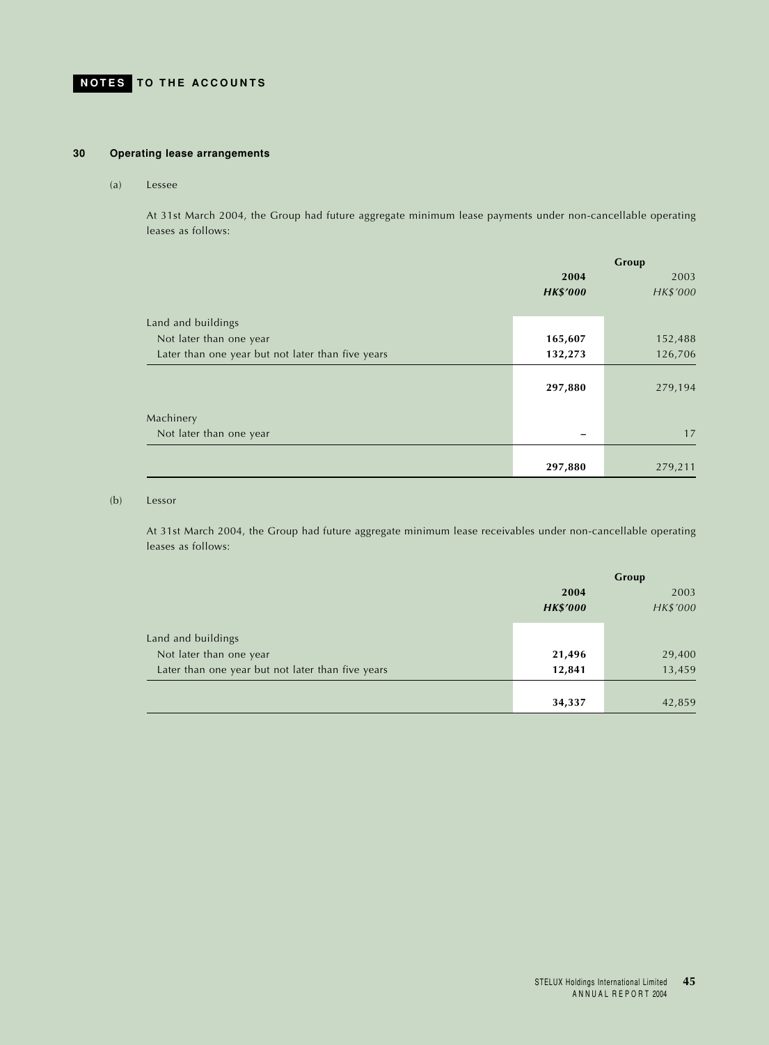## 30 Operating lease arrangements

(a) Lessee

At 31st March 2004, the Group had future aggregate minimum lease payments under non-cancellable operating leases as follows:

| | Group | |
|---|---|---|
| | **2004** | 2003 |
| | ***HK$'000*** | *HK$'000* |
| Land and buildings | | |
| Not later than one year | **165,607** | 152,488 |
| Later than one year but not later than five years | **132,273** | 126,706 |
| | **297,880** | 279,194 |
| Machinery | | |
| Not later than one year | **–** | 17 |
| | **297,880** | 279,211 |

(b) Lessor

At 31st March 2004, the Group had future aggregate minimum lease receivables under non-cancellable operating leases as follows:

| | Group | |
|---|---|---|
| | **2004** | 2003 |
| | ***HK$'000*** | *HK$'000* |
| Land and buildings | | |
| Not later than one year | **21,496** | 29,400 |
| Later than one year but not later than five years | **12,841** | 13,459 |
| | **34,337** | 42,859 |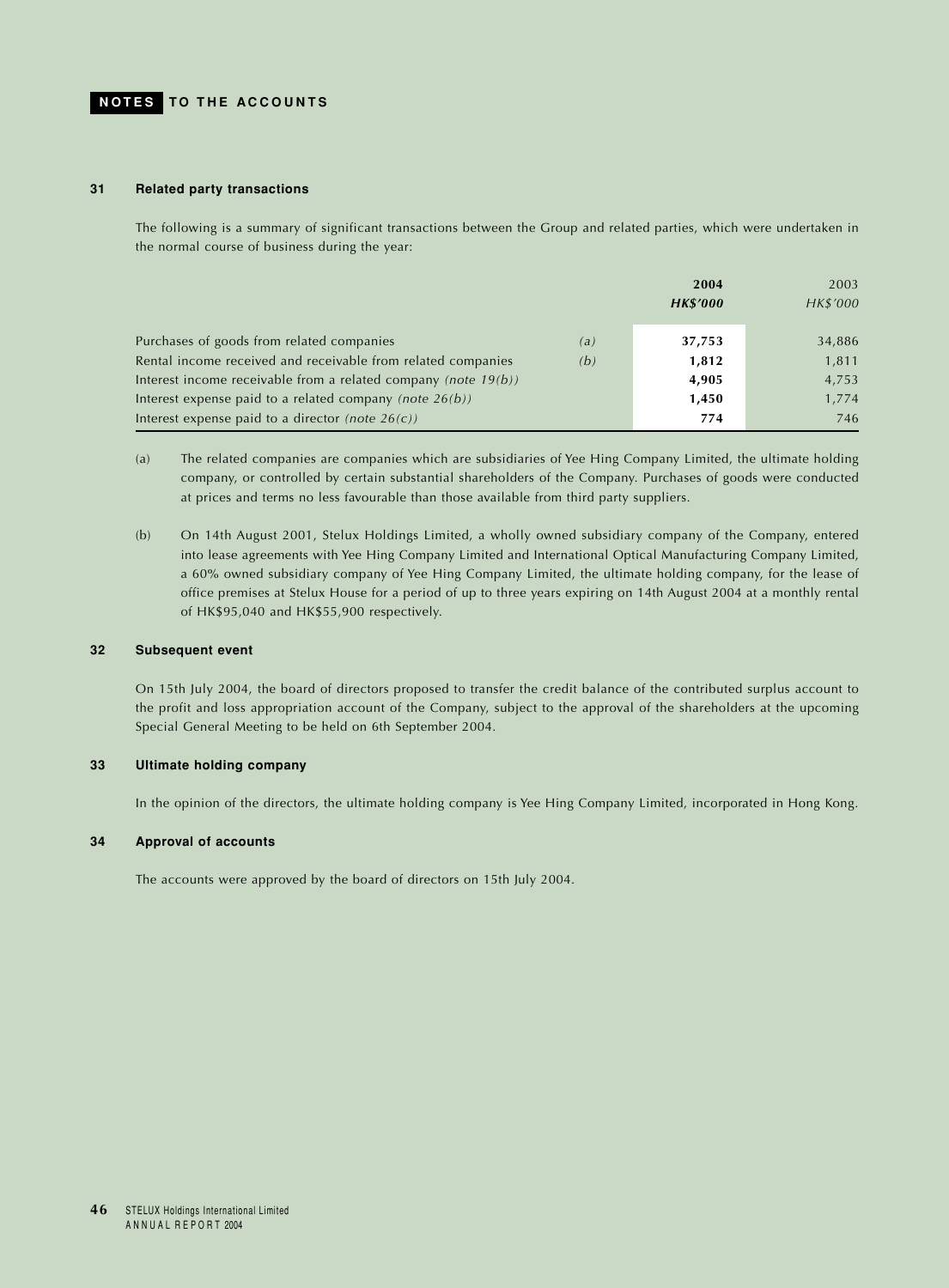## 31 Related party transactions

The following is a summary of significant transactions between the Group and related parties, which were undertaken in the normal course of business during the year:

| | | 2004 | 2003 |
|---|---|---|---|
| | | ***HK$'000*** | *HK$'000* |
| Purchases of goods from related companies | *(a)* | **37,753** | 34,886 |
| Rental income received and receivable from related companies | *(b)* | **1,812** | 1,811 |
| Interest income receivable from a related company *(note 19(b))* | | **4,905** | 4,753 |
| Interest expense paid to a related company *(note 26(b))* | | **1,450** | 1,774 |
| Interest expense paid to a director *(note 26(c))* | | **774** | 746 |

(a) The related companies are companies which are subsidiaries of Yee Hing Company Limited, the ultimate holding company, or controlled by certain substantial shareholders of the Company. Purchases of goods were conducted at prices and terms no less favourable than those available from third party suppliers.

(b) On 14th August 2001, Stelux Holdings Limited, a wholly owned subsidiary company of the Company, entered into lease agreements with Yee Hing Company Limited and International Optical Manufacturing Company Limited, a 60% owned subsidiary company of Yee Hing Company Limited, the ultimate holding company, for the lease of office premises at Stelux House for a period of up to three years expiring on 14th August 2004 at a monthly rental of HK$95,040 and HK$55,900 respectively.

## 32 Subsequent event

On 15th July 2004, the board of directors proposed to transfer the credit balance of the contributed surplus account to the profit and loss appropriation account of the Company, subject to the approval of the shareholders at the upcoming Special General Meeting to be held on 6th September 2004.

## 33 Ultimate holding company

In the opinion of the directors, the ultimate holding company is Yee Hing Company Limited, incorporated in Hong Kong.

## 34 Approval of accounts

The accounts were approved by the board of directors on 15th July 2004.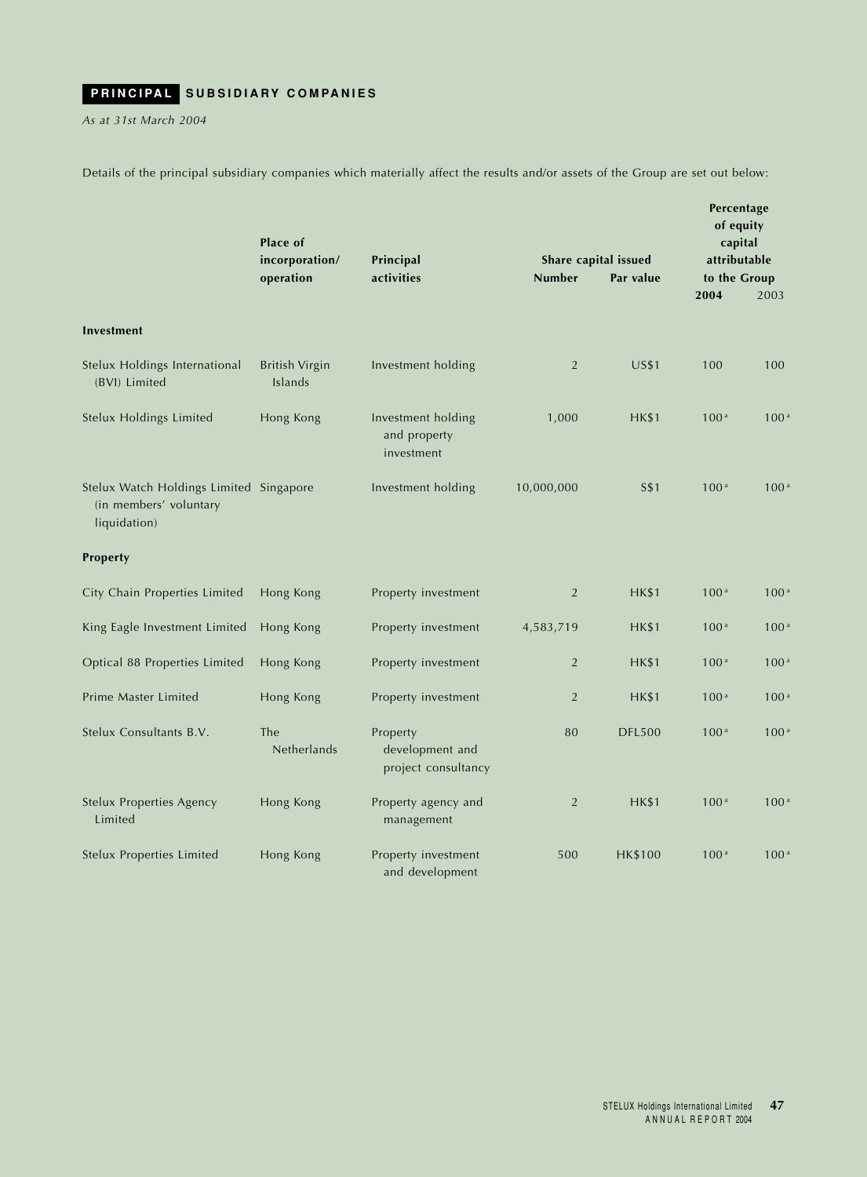# PRINCIPAL SUBSIDIARY COMPANIES

*As at 31st March 2004*

Details of the principal subsidiary companies which materially affect the results and/or assets of the Group are set out below:

| | Place of incorporation/ operation | Principal activities | Share capital issued | | Percentage of equity capital attributable to the Group | |
|---|---|---|---|---|---|---|
| | | | Number | Par value | 2004 | 2003 |
| **Investment** | | | | | | |
| Stelux Holdings International (BVI) Limited | British Virgin Islands | Investment holding | 2 | US$1 | 100 | 100 |
| Stelux Holdings Limited | Hong Kong | Investment holding and property investment | 1,000 | HK$1 | 100 [a] | 100 [a] |
| Stelux Watch Holdings Limited (in members' voluntary liquidation) | Singapore | Investment holding | 10,000,000 | S$1 | 100 [a] | 100 [a] |
| **Property** | | | | | | |
| City Chain Properties Limited | Hong Kong | Property investment | 2 | HK$1 | 100 [a] | 100 [a] |
| King Eagle Investment Limited | Hong Kong | Property investment | 4,583,719 | HK$1 | 100 [a] | 100 [a] |
| Optical 88 Properties Limited | Hong Kong | Property investment | 2 | HK$1 | 100 [a] | 100 [a] |
| Prime Master Limited | Hong Kong | Property investment | 2 | HK$1 | 100 [a] | 100 [a] |
| Stelux Consultants B.V. | The Netherlands | Property development and project consultancy | 80 | DFL500 | 100 [a] | 100 [a] |
| Stelux Properties Agency Limited | Hong Kong | Property agency and management | 2 | HK$1 | 100 [a] | 100 [a] |
| Stelux Properties Limited | Hong Kong | Property investment and development | 500 | HK$100 | 100 [a] | 100 [a] |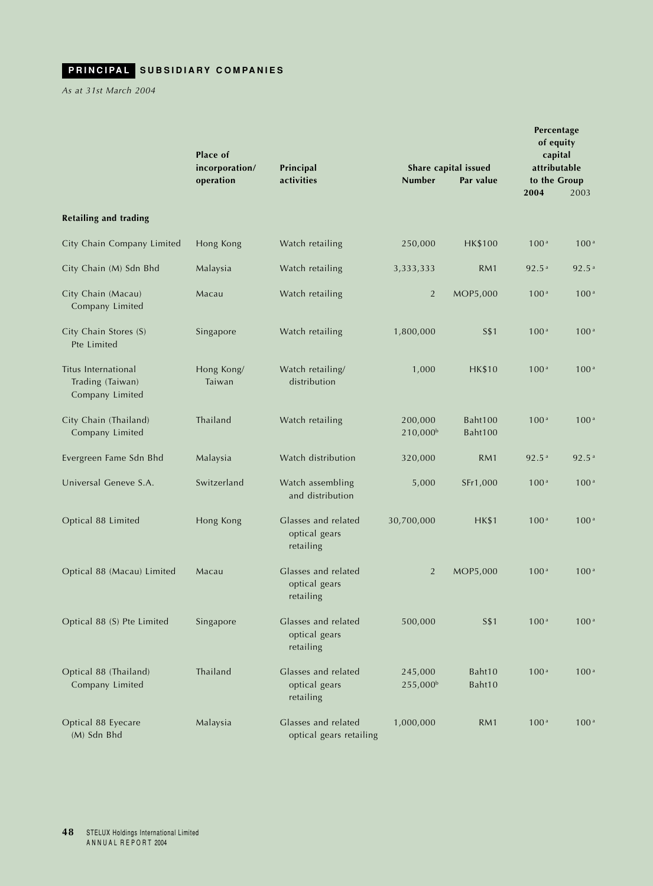## PRINCIPAL SUBSIDIARY COMPANIES

*As at 31st March 2004*

| | Place of incorporation/ operation | Principal activities | Share capital issued | | Percentage of equity capital attributable to the Group | |
|---|---|---|---|---|---|---|
| | | | Number | Par value | 2004 | 2003 |
| **Retailing and trading** | | | | | | |
| City Chain Company Limited | Hong Kong | Watch retailing | 250,000 | HK$100 | 100 [a] | 100 [a] |
| City Chain (M) Sdn Bhd | Malaysia | Watch retailing | 3,333,333 | RM1 | 92.5 [a] | 92.5 [a] |
| City Chain (Macau) Company Limited | Macau | Watch retailing | 2 | MOP5,000 | 100 [a] | 100 [a] |
| City Chain Stores (S) Pte Limited | Singapore | Watch retailing | 1,800,000 | S$1 | 100 [a] | 100 [a] |
| Titus International Trading (Taiwan) Company Limited | Hong Kong/ Taiwan | Watch retailing/ distribution | 1,000 | HK$10 | 100 [a] | 100 [a] |
| City Chain (Thailand) Company Limited | Thailand | Watch retailing | 200,000<br>210,000[b] | Baht100<br>Baht100 | 100 [a] | 100 [a] |
| Evergreen Fame Sdn Bhd | Malaysia | Watch distribution | 320,000 | RM1 | 92.5 [a] | 92.5 [a] |
| Universal Geneve S.A. | Switzerland | Watch assembling and distribution | 5,000 | SFr1,000 | 100 [a] | 100 [a] |
| Optical 88 Limited | Hong Kong | Glasses and related optical gears retailing | 30,700,000 | HK$1 | 100 [a] | 100 [a] |
| Optical 88 (Macau) Limited | Macau | Glasses and related optical gears retailing | 2 | MOP5,000 | 100 [a] | 100 [a] |
| Optical 88 (S) Pte Limited | Singapore | Glasses and related optical gears retailing | 500,000 | S$1 | 100 [a] | 100 [a] |
| Optical 88 (Thailand) Company Limited | Thailand | Glasses and related optical gears retailing | 245,000<br>255,000[b] | Baht10<br>Baht10 | 100 [a] | 100 [a] |
| Optical 88 Eyecare (M) Sdn Bhd | Malaysia | Glasses and related optical gears retailing | 1,000,000 | RM1 | 100 [a] | 100 [a] |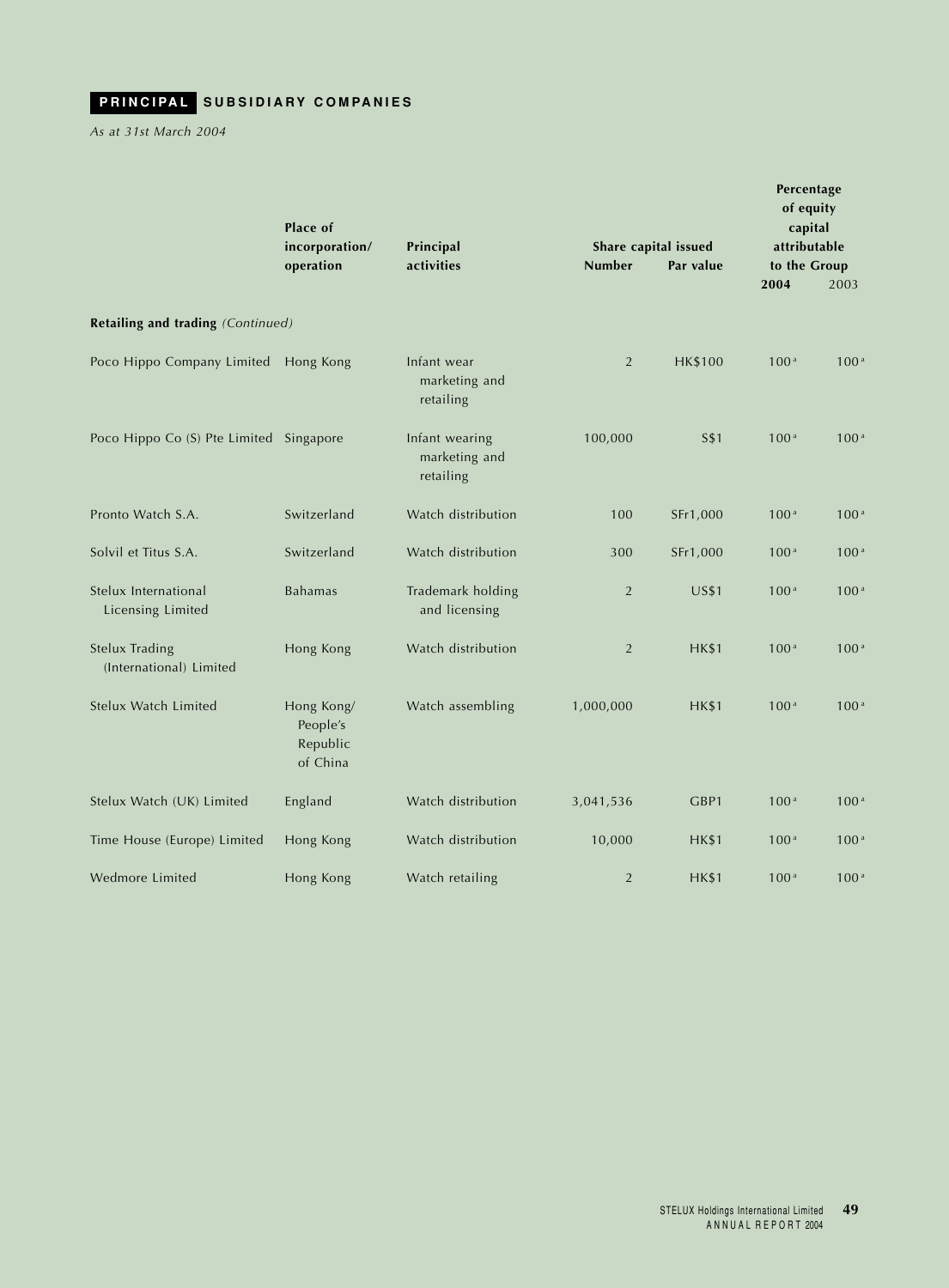## PRINCIPAL SUBSIDIARY COMPANIES

*As at 31st March 2004*

| | Place of incorporation/ operation | Principal activities | Share capital issued | | Percentage of equity capital attributable to the Group | |
|---|---|---|---|---|---|---|
| | | | Number | Par value | 2004 | 2003 |
| **Retailing and trading** *(Continued)* | | | | | | |
| Poco Hippo Company Limited | Hong Kong | Infant wear marketing and retailing | 2 | HK$100 | 100 [a] | 100 [a] |
| Poco Hippo Co (S) Pte Limited | Singapore | Infant wearing marketing and retailing | 100,000 | S$1 | 100 [a] | 100 [a] |
| Pronto Watch S.A. | Switzerland | Watch distribution | 100 | SFr1,000 | 100 [a] | 100 [a] |
| Solvil et Titus S.A. | Switzerland | Watch distribution | 300 | SFr1,000 | 100 [a] | 100 [a] |
| Stelux International Licensing Limited | Bahamas | Trademark holding and licensing | 2 | US$1 | 100 [a] | 100 [a] |
| Stelux Trading (International) Limited | Hong Kong | Watch distribution | 2 | HK$1 | 100 [a] | 100 [a] |
| Stelux Watch Limited | Hong Kong/ People's Republic of China | Watch assembling | 1,000,000 | HK$1 | 100 [a] | 100 [a] |
| Stelux Watch (UK) Limited | England | Watch distribution | 3,041,536 | GBP1 | 100 [a] | 100 [a] |
| Time House (Europe) Limited | Hong Kong | Watch distribution | 10,000 | HK$1 | 100 [a] | 100 [a] |
| Wedmore Limited | Hong Kong | Watch retailing | 2 | HK$1 | 100 [a] | 100 [a] |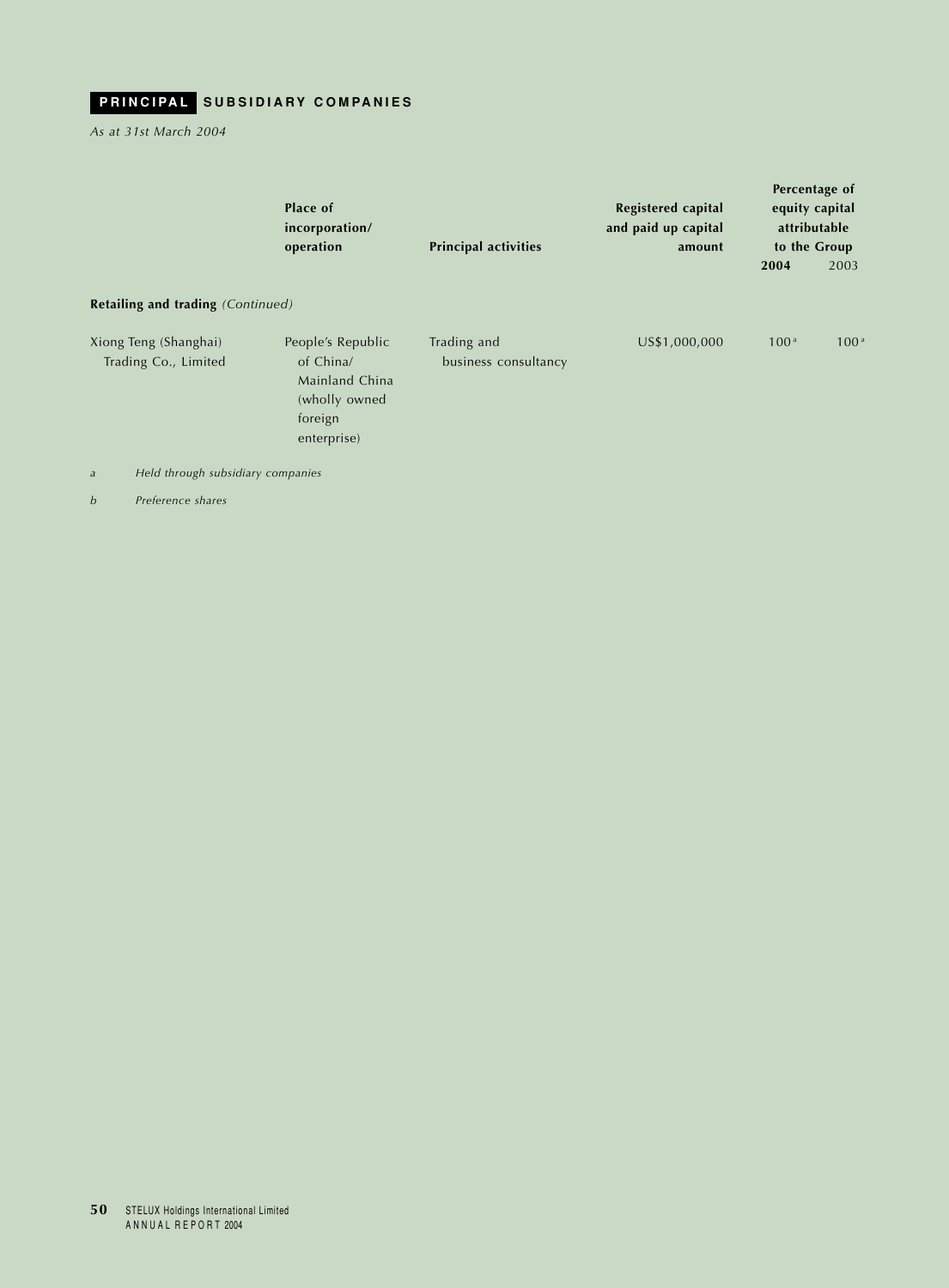## PRINCIPAL SUBSIDIARY COMPANIES

*As at 31st March 2004*

| | Place of incorporation/ operation | Principal activities | Registered capital and paid up capital amount | Percentage of equity capital attributable to the Group | |
|---|---|---|---|---|---|
| | | | | **2004** | 2003 |
| **Retailing and trading** *(Continued)* | | | | | |
| Xiong Teng (Shanghai) Trading Co., Limited | People's Republic of China/ Mainland China (wholly owned foreign enterprise) | Trading and business consultancy | US$1,000,000 | 100 [a] | 100 [a] |

*a Held through subsidiary companies*

*b Preference shares*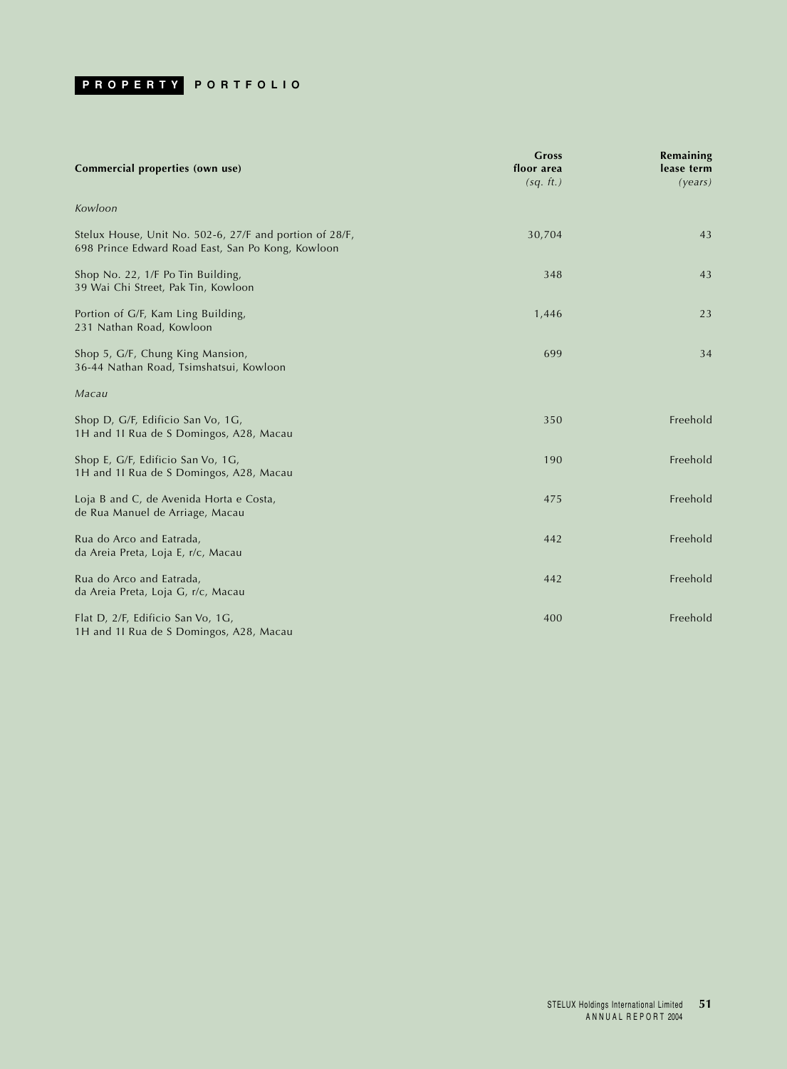# PROPERTY PORTFOLIO

| Commercial properties (own use) | Gross floor area *(sq. ft.)* | Remaining lease term *(years)* |
|---|---:|---:|
| *Kowloon* | | |
| Stelux House, Unit No. 502-6, 27/F and portion of 28/F, 698 Prince Edward Road East, San Po Kong, Kowloon | 30,704 | 43 |
| Shop No. 22, 1/F Po Tin Building, 39 Wai Chi Street, Pak Tin, Kowloon | 348 | 43 |
| Portion of G/F, Kam Ling Building, 231 Nathan Road, Kowloon | 1,446 | 23 |
| Shop 5, G/F, Chung King Mansion, 36-44 Nathan Road, Tsimshatsui, Kowloon | 699 | 34 |
| *Macau* | | |
| Shop D, G/F, Edificio San Vo, 1G, 1H and 1I Rua de S Domingos, A28, Macau | 350 | Freehold |
| Shop E, G/F, Edificio San Vo, 1G, 1H and 1I Rua de S Domingos, A28, Macau | 190 | Freehold |
| Loja B and C, de Avenida Horta e Costa, de Rua Manuel de Arriage, Macau | 475 | Freehold |
| Rua do Arco and Eatrada, da Areia Preta, Loja E, r/c, Macau | 442 | Freehold |
| Rua do Arco and Eatrada, da Areia Preta, Loja G, r/c, Macau | 442 | Freehold |
| Flat D, 2/F, Edificio San Vo, 1G, 1H and 1I Rua de S Domingos, A28, Macau | 400 | Freehold |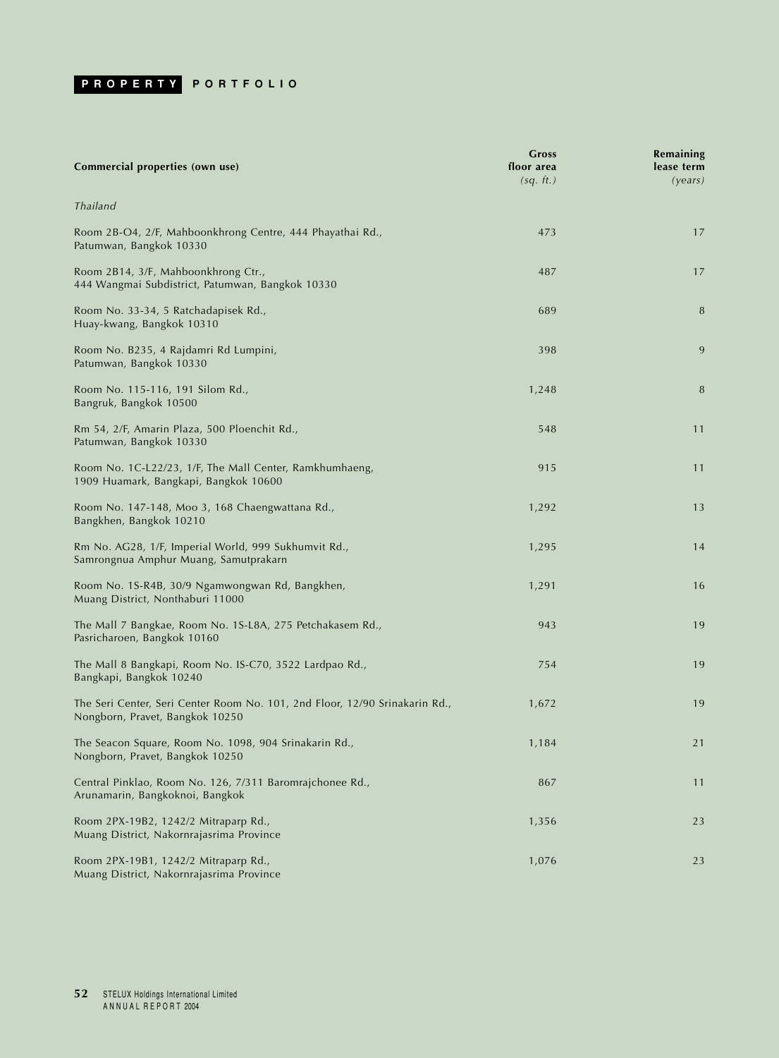## PROPERTY PORTFOLIO

| Commercial properties (own use) | Gross floor area (sq. ft.) | Remaining lease term (years) |
|---|---|---|
| *Thailand* | | |
| Room 2B-O4, 2/F, Mahboonkhrong Centre, 444 Phayathai Rd., Patumwan, Bangkok 10330 | 473 | 17 |
| Room 2B14, 3/F, Mahboonkhrong Ctr., 444 Wangmai Subdistrict, Patumwan, Bangkok 10330 | 487 | 17 |
| Room No. 33-34, 5 Ratchadapisek Rd., Huay-kwang, Bangkok 10310 | 689 | 8 |
| Room No. B235, 4 Rajdamri Rd Lumpini, Patumwan, Bangkok 10330 | 398 | 9 |
| Room No. 115-116, 191 Silom Rd., Bangruk, Bangkok 10500 | 1,248 | 8 |
| Rm 54, 2/F, Amarin Plaza, 500 Ploenchit Rd., Patumwan, Bangkok 10330 | 548 | 11 |
| Room No. 1C-L22/23, 1/F, The Mall Center, Ramkhumhaeng, 1909 Huamark, Bangkapi, Bangkok 10600 | 915 | 11 |
| Room No. 147-148, Moo 3, 168 Chaengwattana Rd., Bangkhen, Bangkok 10210 | 1,292 | 13 |
| Rm No. AG28, 1/F, Imperial World, 999 Sukhumvit Rd., Samrongnua Amphur Muang, Samutprakarn | 1,295 | 14 |
| Room No. 1S-R4B, 30/9 Ngamwongwan Rd, Bangkhen, Muang District, Nonthaburi 11000 | 1,291 | 16 |
| The Mall 7 Bangkae, Room No. 1S-L8A, 275 Petchakasem Rd., Pasricharoen, Bangkok 10160 | 943 | 19 |
| The Mall 8 Bangkapi, Room No. IS-C70, 3522 Lardpao Rd., Bangkapi, Bangkok 10240 | 754 | 19 |
| The Seri Center, Seri Center Room No. 101, 2nd Floor, 12/90 Srinakarin Rd., Nongborn, Pravet, Bangkok 10250 | 1,672 | 19 |
| The Seacon Square, Room No. 1098, 904 Srinakarin Rd., Nongborn, Pravet, Bangkok 10250 | 1,184 | 21 |
| Central Pinklao, Room No. 126, 7/311 Baromrajchonee Rd., Arunamarin, Bangkoknoi, Bangkok | 867 | 11 |
| Room 2PX-19B2, 1242/2 Mitraparp Rd., Muang District, Nakornrajasrima Province | 1,356 | 23 |
| Room 2PX-19B1, 1242/2 Mitraparp Rd., Muang District, Nakornrajasrima Province | 1,076 | 23 |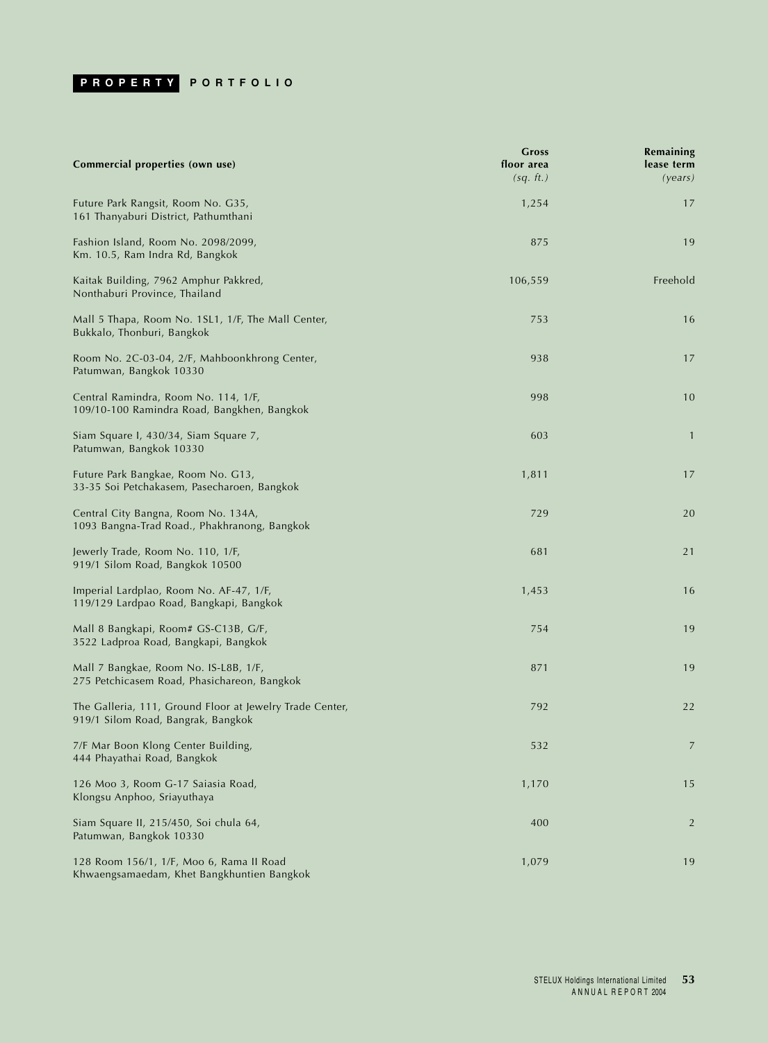## PROPERTY PORTFOLIO

| Commercial properties (own use) | Gross floor area *(sq. ft.)* | Remaining lease term *(years)* |
|---|---|---|
| Future Park Rangsit, Room No. G35, 161 Thanyaburi District, Pathumthani | 1,254 | 17 |
| Fashion Island, Room No. 2098/2099, Km. 10.5, Ram Indra Rd, Bangkok | 875 | 19 |
| Kaitak Building, 7962 Amphur Pakkred, Nonthaburi Province, Thailand | 106,559 | Freehold |
| Mall 5 Thapa, Room No. 1SL1, 1/F, The Mall Center, Bukkalo, Thonburi, Bangkok | 753 | 16 |
| Room No. 2C-03-04, 2/F, Mahboonkhrong Center, Patumwan, Bangkok 10330 | 938 | 17 |
| Central Ramindra, Room No. 114, 1/F, 109/10-100 Ramindra Road, Bangkhen, Bangkok | 998 | 10 |
| Siam Square I, 430/34, Siam Square 7, Patumwan, Bangkok 10330 | 603 | 1 |
| Future Park Bangkae, Room No. G13, 33-35 Soi Petchakasem, Pasecharoen, Bangkok | 1,811 | 17 |
| Central City Bangna, Room No. 134A, 1093 Bangna-Trad Road., Phakhranong, Bangkok | 729 | 20 |
| Jewerly Trade, Room No. 110, 1/F, 919/1 Silom Road, Bangkok 10500 | 681 | 21 |
| Imperial Lardplao, Room No. AF-47, 1/F, 119/129 Lardpao Road, Bangkapi, Bangkok | 1,453 | 16 |
| Mall 8 Bangkapi, Room# GS-C13B, G/F, 3522 Ladproa Road, Bangkapi, Bangkok | 754 | 19 |
| Mall 7 Bangkae, Room No. IS-L8B, 1/F, 275 Petchicasem Road, Phasichareon, Bangkok | 871 | 19 |
| The Galleria, 111, Ground Floor at Jewelry Trade Center, 919/1 Silom Road, Bangrak, Bangkok | 792 | 22 |
| 7/F Mar Boon Klong Center Building, 444 Phayathai Road, Bangkok | 532 | 7 |
| 126 Moo 3, Room G-17 Saiasia Road, Klongsu Anphoo, Sriayuthaya | 1,170 | 15 |
| Siam Square II, 215/450, Soi chula 64, Patumwan, Bangkok 10330 | 400 | 2 |
| 128 Room 156/1, 1/F, Moo 6, Rama II Road Khwaengsamaedam, Khet Bangkhuntien Bangkok | 1,079 | 19 |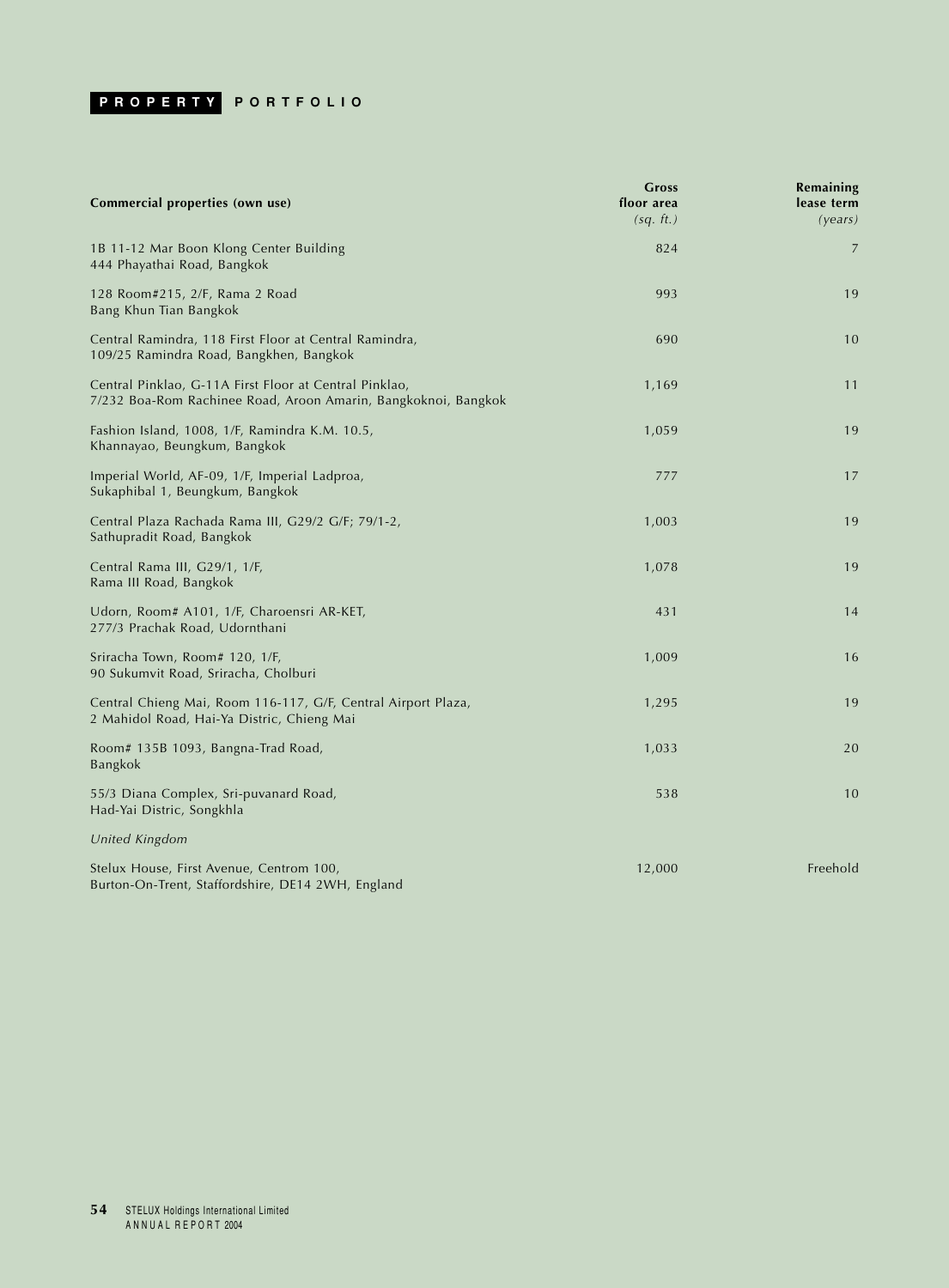## PROPERTY PORTFOLIO

| Commercial properties (own use) | Gross floor area *(sq. ft.)* | Remaining lease term *(years)* |
|---|---|---|
| 1B 11-12 Mar Boon Klong Center Building<br>444 Phayathai Road, Bangkok | 824 | 7 |
| 128 Room#215, 2/F, Rama 2 Road<br>Bang Khun Tian Bangkok | 993 | 19 |
| Central Ramindra, 118 First Floor at Central Ramindra,<br>109/25 Ramindra Road, Bangkhen, Bangkok | 690 | 10 |
| Central Pinklao, G-11A First Floor at Central Pinklao,<br>7/232 Boa-Rom Rachinee Road, Aroon Amarin, Bangkoknoi, Bangkok | 1,169 | 11 |
| Fashion Island, 1008, 1/F, Ramindra K.M. 10.5,<br>Khannayao, Beungkum, Bangkok | 1,059 | 19 |
| Imperial World, AF-09, 1/F, Imperial Ladproa,<br>Sukaphibal 1, Beungkum, Bangkok | 777 | 17 |
| Central Plaza Rachada Rama III, G29/2 G/F; 79/1-2,<br>Sathupradit Road, Bangkok | 1,003 | 19 |
| Central Rama III, G29/1, 1/F,<br>Rama III Road, Bangkok | 1,078 | 19 |
| Udorn, Room# A101, 1/F, Charoensri AR-KET,<br>277/3 Prachak Road, Udornthani | 431 | 14 |
| Sriracha Town, Room# 120, 1/F,<br>90 Sukumvit Road, Sriracha, Cholburi | 1,009 | 16 |
| Central Chieng Mai, Room 116-117, G/F, Central Airport Plaza,<br>2 Mahidol Road, Hai-Ya Distric, Chieng Mai | 1,295 | 19 |
| Room# 135B 1093, Bangna-Trad Road,<br>Bangkok | 1,033 | 20 |
| 55/3 Diana Complex, Sri-puvanard Road,<br>Had-Yai Distric, Songkhla | 538 | 10 |
| *United Kingdom* | | |
| Stelux House, First Avenue, Centrom 100,<br>Burton-On-Trent, Staffordshire, DE14 2WH, England | 12,000 | Freehold |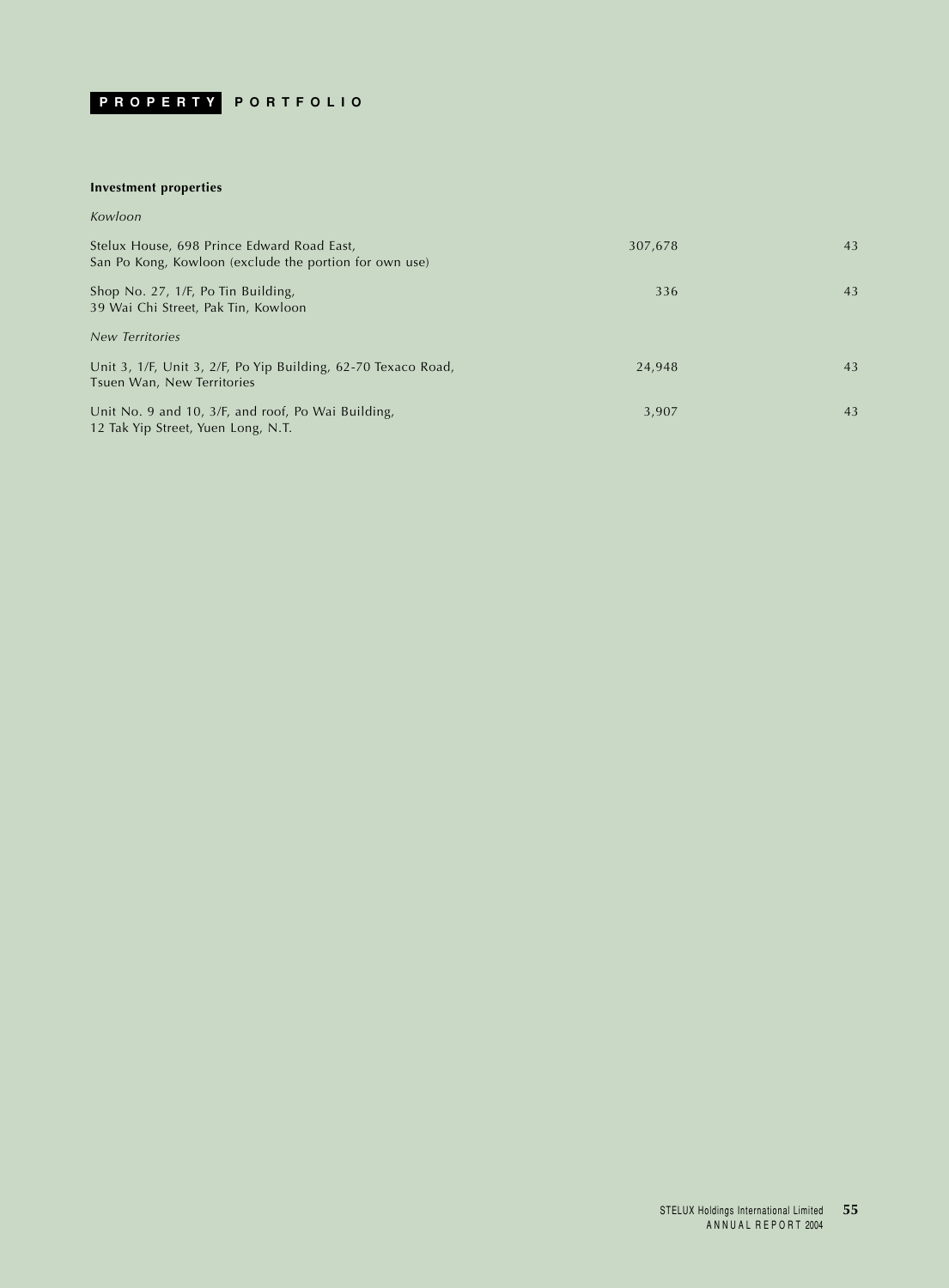# PROPERTY PORTFOLIO

**Investment properties**

| | | |
|---|---|---|
| *Kowloon* | | |
| Stelux House, 698 Prince Edward Road East, San Po Kong, Kowloon (exclude the portion for own use) | 307,678 | 43 |
| Shop No. 27, 1/F, Po Tin Building, 39 Wai Chi Street, Pak Tin, Kowloon | 336 | 43 |
| *New Territories* | | |
| Unit 3, 1/F, Unit 3, 2/F, Po Yip Building, 62-70 Texaco Road, Tsuen Wan, New Territories | 24,948 | 43 |
| Unit No. 9 and 10, 3/F, and roof, Po Wai Building, 12 Tak Yip Street, Yuen Long, N.T. | 3,907 | 43 |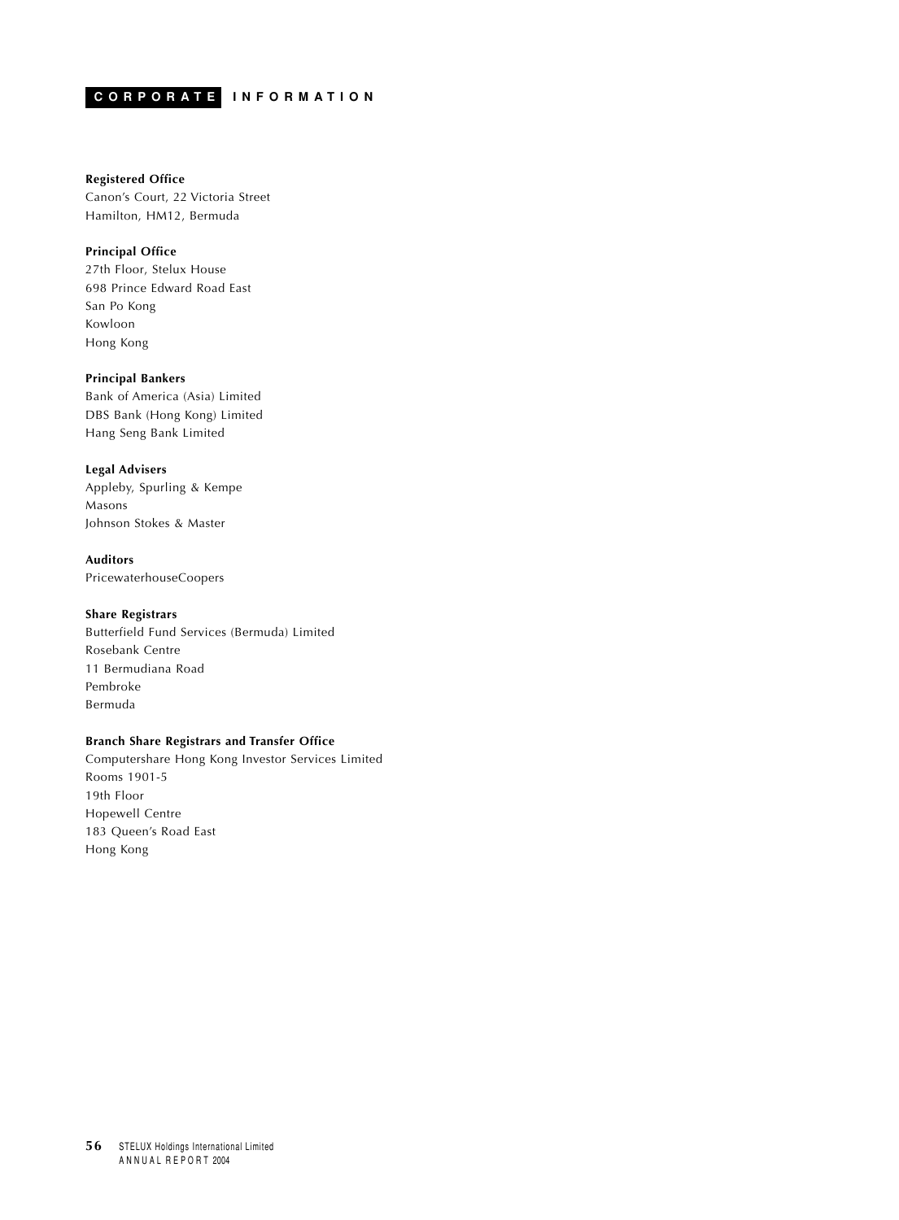# CORPORATE INFORMATION

**Registered Office**
Canon's Court, 22 Victoria Street
Hamilton, HM12, Bermuda

**Principal Office**
27th Floor, Stelux House
698 Prince Edward Road East
San Po Kong
Kowloon
Hong Kong

**Principal Bankers**
Bank of America (Asia) Limited
DBS Bank (Hong Kong) Limited
Hang Seng Bank Limited

**Legal Advisers**
Appleby, Spurling & Kempe
Masons
Johnson Stokes & Master

**Auditors**
PricewaterhouseCoopers

**Share Registrars**
Butterfield Fund Services (Bermuda) Limited
Rosebank Centre
11 Bermudiana Road
Pembroke
Bermuda

**Branch Share Registrars and Transfer Office**
Computershare Hong Kong Investor Services Limited
Rooms 1901-5
19th Floor
Hopewell Centre
183 Queen's Road East
Hong Kong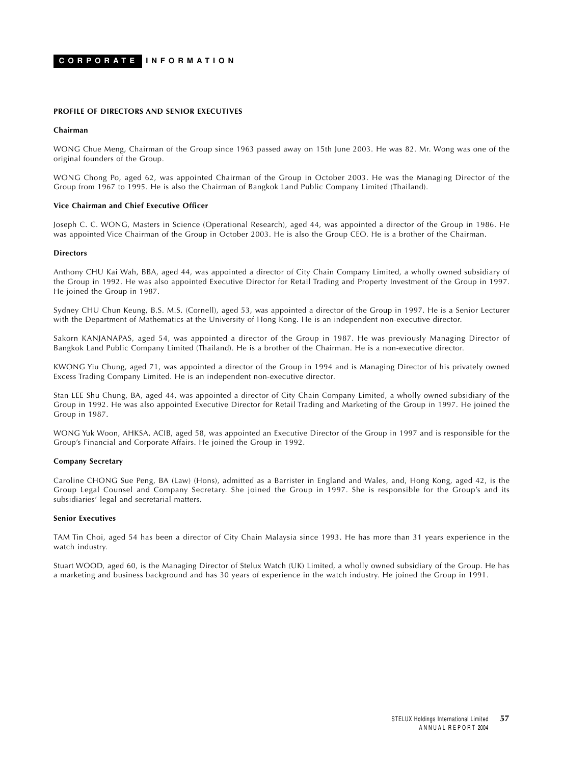# CORPORATE INFORMATION

## PROFILE OF DIRECTORS AND SENIOR EXECUTIVES

### Chairman

WONG Chue Meng, Chairman of the Group since 1963 passed away on 15th June 2003. He was 82. Mr. Wong was one of the original founders of the Group.

WONG Chong Po, aged 62, was appointed Chairman of the Group in October 2003. He was the Managing Director of the Group from 1967 to 1995. He is also the Chairman of Bangkok Land Public Company Limited (Thailand).

### Vice Chairman and Chief Executive Officer

Joseph C. C. WONG, Masters in Science (Operational Research), aged 44, was appointed a director of the Group in 1986. He was appointed Vice Chairman of the Group in October 2003. He is also the Group CEO. He is a brother of the Chairman.

### Directors

Anthony CHU Kai Wah, BBA, aged 44, was appointed a director of City Chain Company Limited, a wholly owned subsidiary of the Group in 1992. He was also appointed Executive Director for Retail Trading and Property Investment of the Group in 1997. He joined the Group in 1987.

Sydney CHU Chun Keung, B.S. M.S. (Cornell), aged 53, was appointed a director of the Group in 1997. He is a Senior Lecturer with the Department of Mathematics at the University of Hong Kong. He is an independent non-executive director.

Sakorn KANJANAPAS, aged 54, was appointed a director of the Group in 1987. He was previously Managing Director of Bangkok Land Public Company Limited (Thailand). He is a brother of the Chairman. He is a non-executive director.

KWONG Yiu Chung, aged 71, was appointed a director of the Group in 1994 and is Managing Director of his privately owned Excess Trading Company Limited. He is an independent non-executive director.

Stan LEE Shu Chung, BA, aged 44, was appointed a director of City Chain Company Limited, a wholly owned subsidiary of the Group in 1992. He was also appointed Executive Director for Retail Trading and Marketing of the Group in 1997. He joined the Group in 1987.

WONG Yuk Woon, AHKSA, ACIB, aged 58, was appointed an Executive Director of the Group in 1997 and is responsible for the Group's Financial and Corporate Affairs. He joined the Group in 1992.

### Company Secretary

Caroline CHONG Sue Peng, BA (Law) (Hons), admitted as a Barrister in England and Wales, and, Hong Kong, aged 42, is the Group Legal Counsel and Company Secretary. She joined the Group in 1997. She is responsible for the Group's and its subsidiaries' legal and secretarial matters.

### Senior Executives

TAM Tin Choi, aged 54 has been a director of City Chain Malaysia since 1993. He has more than 31 years experience in the watch industry.

Stuart WOOD, aged 60, is the Managing Director of Stelux Watch (UK) Limited, a wholly owned subsidiary of the Group. He has a marketing and business background and has 30 years of experience in the watch industry. He joined the Group in 1991.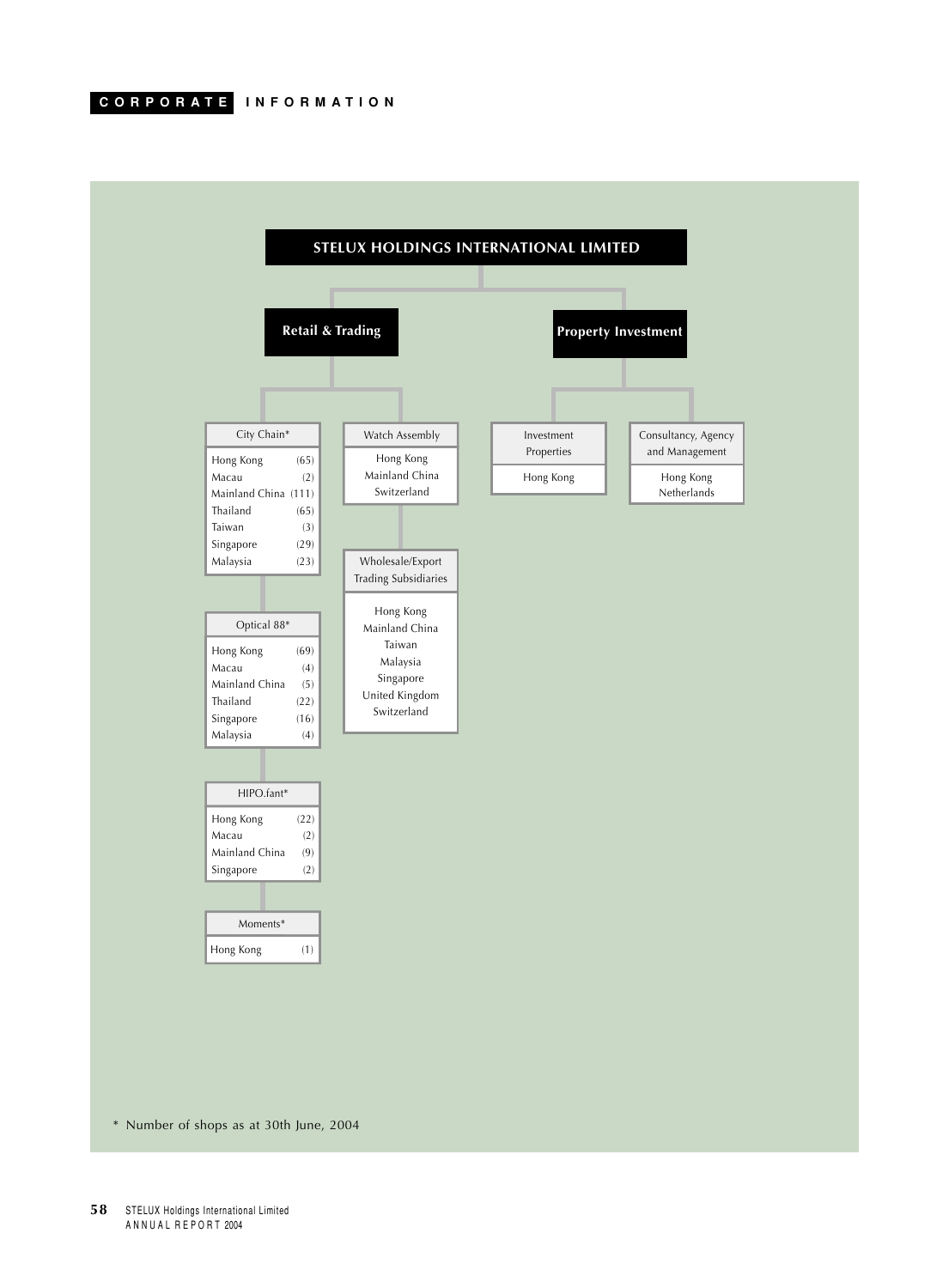# CORPORATE INFORMATION

## STELUX HOLDINGS INTERNATIONAL LIMITED

### Retail & Trading

**City Chain***

| Location | Shops |
|---|---|
| Hong Kong | (65) |
| Macau | (2) |
| Mainland China | (111) |
| Thailand | (65) |
| Taiwan | (3) |
| Singapore | (29) |
| Malaysia | (23) |

**Optical 88***

| Location | Shops |
|---|---|
| Hong Kong | (69) |
| Macau | (4) |
| Mainland China | (5) |
| Thailand | (22) |
| Singapore | (16) |
| Malaysia | (4) |

**HIPO.fant***

| Location | Shops |
|---|---|
| Hong Kong | (22) |
| Macau | (2) |
| Mainland China | (9) |
| Singapore | (2) |

**Moments***

| Location | Shops |
|---|---|
| Hong Kong | (1) |

**Watch Assembly**

- Hong Kong
- Mainland China
- Switzerland

**Wholesale/Export Trading Subsidiaries**

- Hong Kong
- Mainland China
- Taiwan
- Malaysia
- Singapore
- United Kingdom
- Switzerland

### Property Investment

**Investment Properties**

- Hong Kong

**Consultancy, Agency and Management**

- Hong Kong
- Netherlands

\* Number of shops as at 30th June, 2004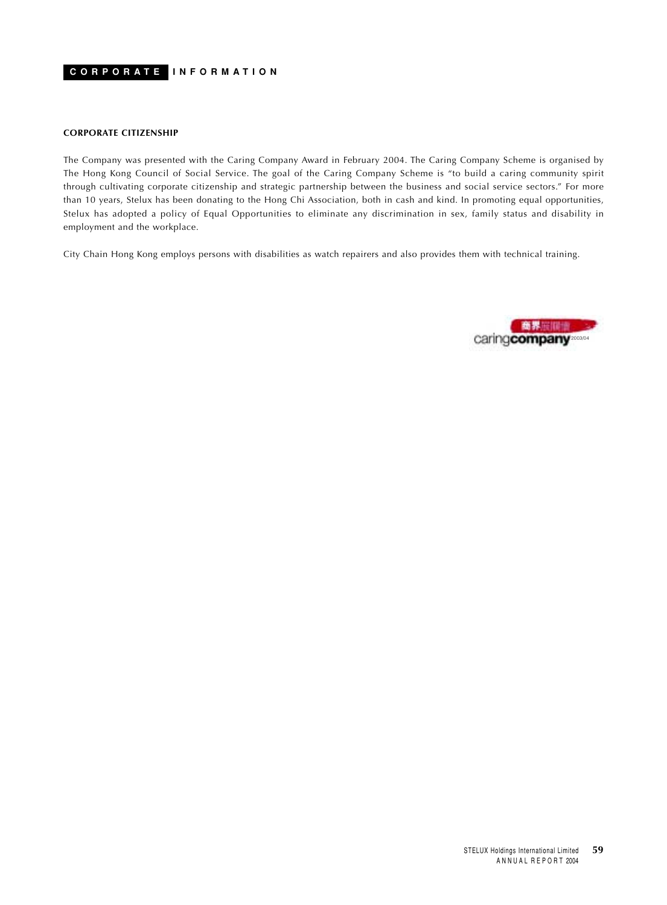## CORPORATE INFORMATION

### CORPORATE CITIZENSHIP

The Company was presented with the Caring Company Award in February 2004. The Caring Company Scheme is organised by The Hong Kong Council of Social Service. The goal of the Caring Company Scheme is "to build a caring community spirit through cultivating corporate citizenship and strategic partnership between the business and social service sectors." For more than 10 years, Stelux has been donating to the Hong Chi Association, both in cash and kind. In promoting equal opportunities, Stelux has adopted a policy of Equal Opportunities to eliminate any discrimination in sex, family status and disability in employment and the workplace.

City Chain Hong Kong employs persons with disabilities as watch repairers and also provides them with technical training.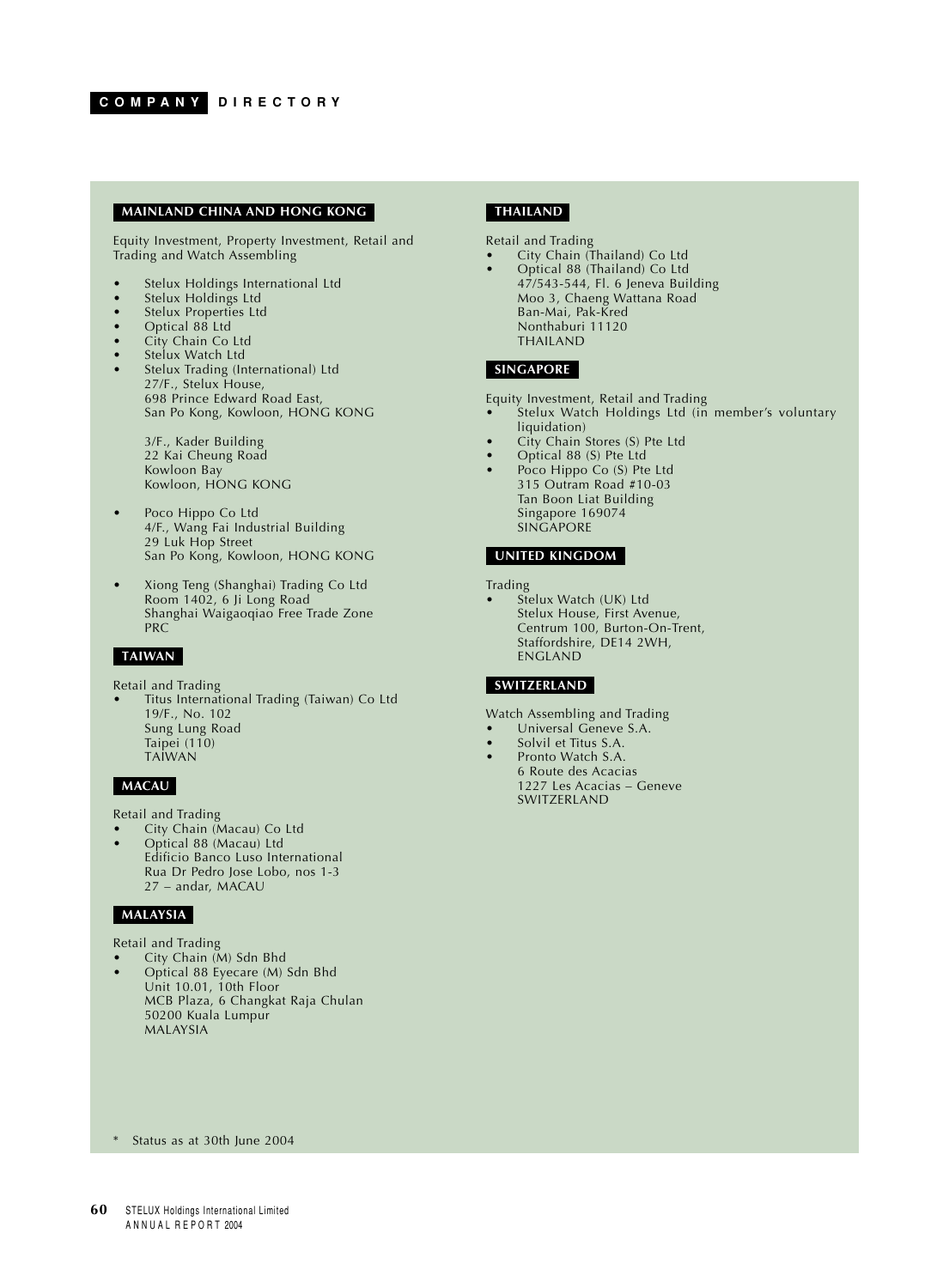# COMPANY DIRECTORY

## MAINLAND CHINA AND HONG KONG

Equity Investment, Property Investment, Retail and Trading and Watch Assembling

- Stelux Holdings International Ltd
- Stelux Holdings Ltd
- Stelux Properties Ltd
- Optical 88 Ltd
- City Chain Co Ltd
- Stelux Watch Ltd
- Stelux Trading (International) Ltd
  27/F., Stelux House,
  698 Prince Edward Road East,
  San Po Kong, Kowloon, HONG KONG

  3/F., Kader Building
  22 Kai Cheung Road
  Kowloon Bay
  Kowloon, HONG KONG

- Poco Hippo Co Ltd
  4/F., Wang Fai Industrial Building
  29 Luk Hop Street
  San Po Kong, Kowloon, HONG KONG

- Xiong Teng (Shanghai) Trading Co Ltd
  Room 1402, 6 Ji Long Road
  Shanghai Waigaoqiao Free Trade Zone
  PRC

## TAIWAN

Retail and Trading

- Titus International Trading (Taiwan) Co Ltd
  19/F., No. 102
  Sung Lung Road
  Taipei (110)
  TAIWAN

## MACAU

Retail and Trading

- City Chain (Macau) Co Ltd
- Optical 88 (Macau) Ltd
  Edificio Banco Luso International
  Rua Dr Pedro Jose Lobo, nos 1-3
  27 – andar, MACAU

## MALAYSIA

Retail and Trading

- City Chain (M) Sdn Bhd
- Optical 88 Eyecare (M) Sdn Bhd
  Unit 10.01, 10th Floor
  MCB Plaza, 6 Changkat Raja Chulan
  50200 Kuala Lumpur
  MALAYSIA

## THAILAND

Retail and Trading

- City Chain (Thailand) Co Ltd
- Optical 88 (Thailand) Co Ltd
  47/543-544, Fl. 6 Jeneva Building
  Moo 3, Chaeng Wattana Road
  Ban-Mai, Pak-Kred
  Nonthaburi 11120
  THAILAND

## SINGAPORE

Equity Investment, Retail and Trading

- Stelux Watch Holdings Ltd (in member's voluntary liquidation)
- City Chain Stores (S) Pte Ltd
- Optical 88 (S) Pte Ltd
- Poco Hippo Co (S) Pte Ltd
  315 Outram Road #10-03
  Tan Boon Liat Building
  Singapore 169074
  SINGAPORE

## UNITED KINGDOM

Trading

- Stelux Watch (UK) Ltd
  Stelux House, First Avenue,
  Centrum 100, Burton-On-Trent,
  Staffordshire, DE14 2WH,
  ENGLAND

## SWITZERLAND

Watch Assembling and Trading

- Universal Geneve S.A.
- Solvil et Titus S.A.
- Pronto Watch S.A.
  6 Route des Acacias
  1227 Les Acacias – Geneve
  SWITZERLAND

\* Status as at 30th June 2004